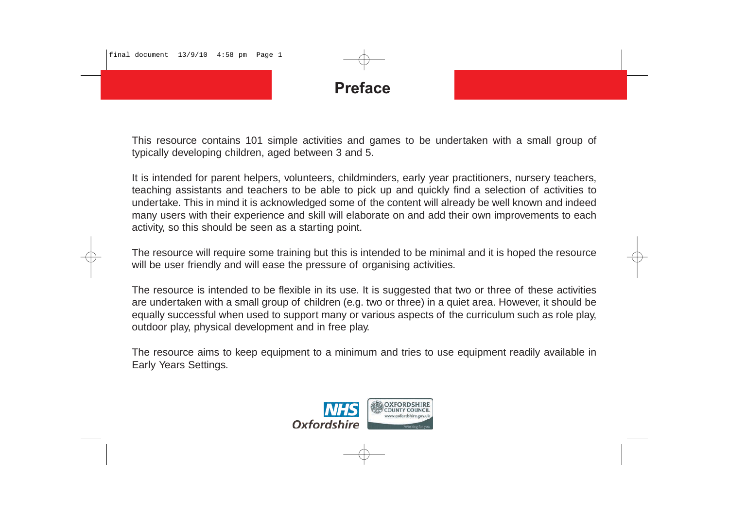# Preface

This resource contains 101 simple activities and games to be undertaken with a small group of typically developing children, aged between 3 and 5.

It is intended for parent helpers, volunteers, childminders, early year practitioners, nursery teachers, teaching assistants and teachers to be able to pick up and quickly find a selection of activities to undertake. This in mind it is acknowledged some of the content will already be well known and indeed many users with their experience and skill will elaborate on and add their own improvements to each activity, so this should be seen as a starting point.

The resource will require some training but this is intended to be minimal and it is hoped the resource will be user friendly and will ease the pressure of organising activities.

The resource is intended to be flexible in its use. It is suggested that two or three of these activities are undertaken with a small group of children (e.g. two or three) in a quiet area. However, it should be equally successful when used to support many or various aspects of the curriculum such as role play, outdoor play, physical development and in free play.

The resource aims to keep equipment to a minimum and tries to use equipment readily available in Early Years Settings.

NHS Oxfordshire

OXFORDSHIRE COUNTY COUNCIL
www.oxfordshire.gov.uk
Working for you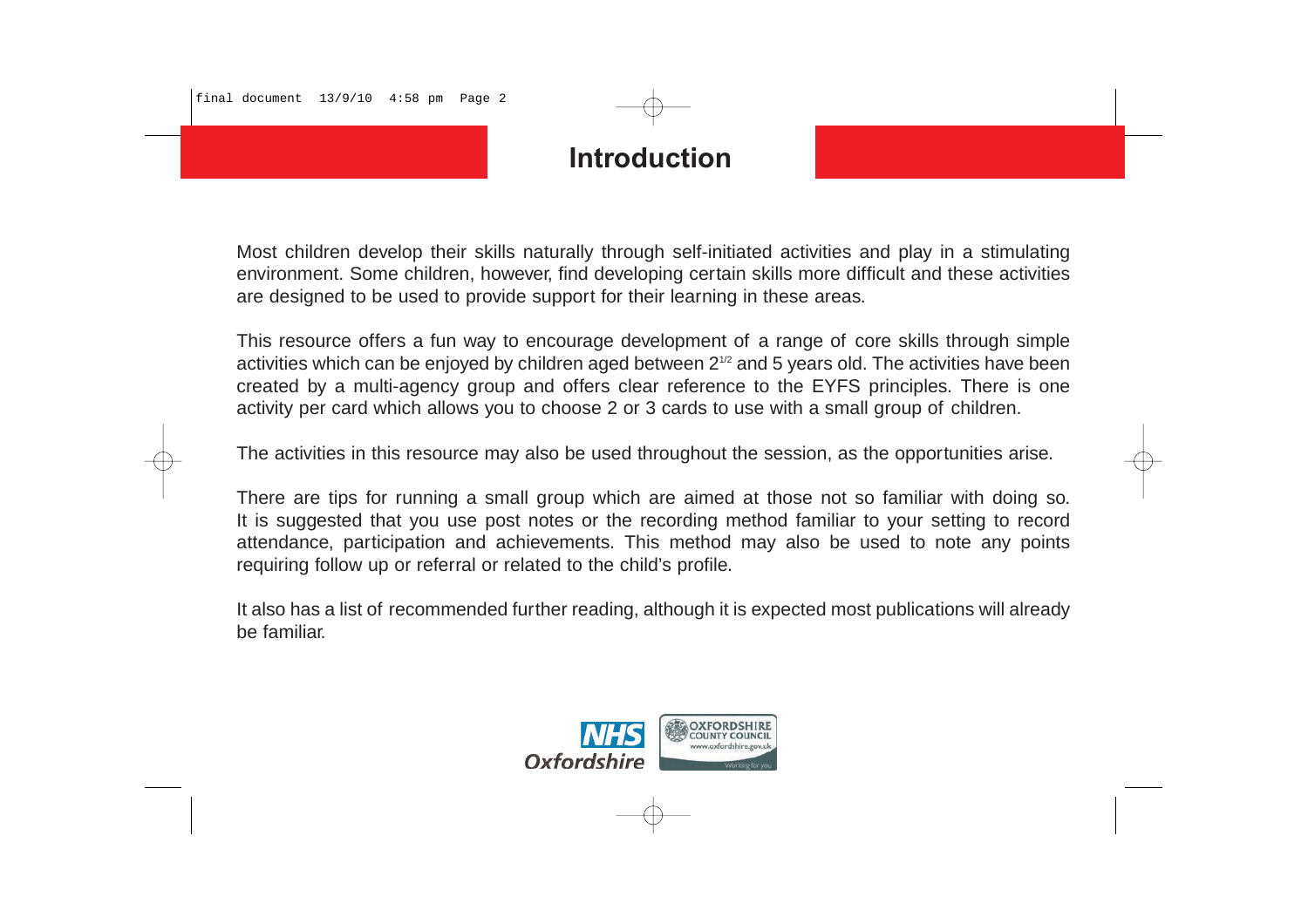# Introduction

Most children develop their skills naturally through self-initiated activities and play in a stimulating environment. Some children, however, find developing certain skills more difficult and these activities are designed to be used to provide support for their learning in these areas.

This resource offers a fun way to encourage development of a range of core skills through simple activities which can be enjoyed by children aged between $2^{1/2}$ and 5 years old. The activities have been created by a multi-agency group and offers clear reference to the EYFS principles. There is one activity per card which allows you to choose 2 or 3 cards to use with a small group of children.

The activities in this resource may also be used throughout the session, as the opportunities arise.

There are tips for running a small group which are aimed at those not so familiar with doing so. It is suggested that you use post notes or the recording method familiar to your setting to record attendance, participation and achievements. This method may also be used to note any points requiring follow up or referral or related to the child's profile.

It also has a list of recommended further reading, although it is expected most publications will already be familiar.

NHS Oxfordshire

OXFORDSHIRE COUNTY COUNCIL
www.oxfordshire.gov.uk
Working for you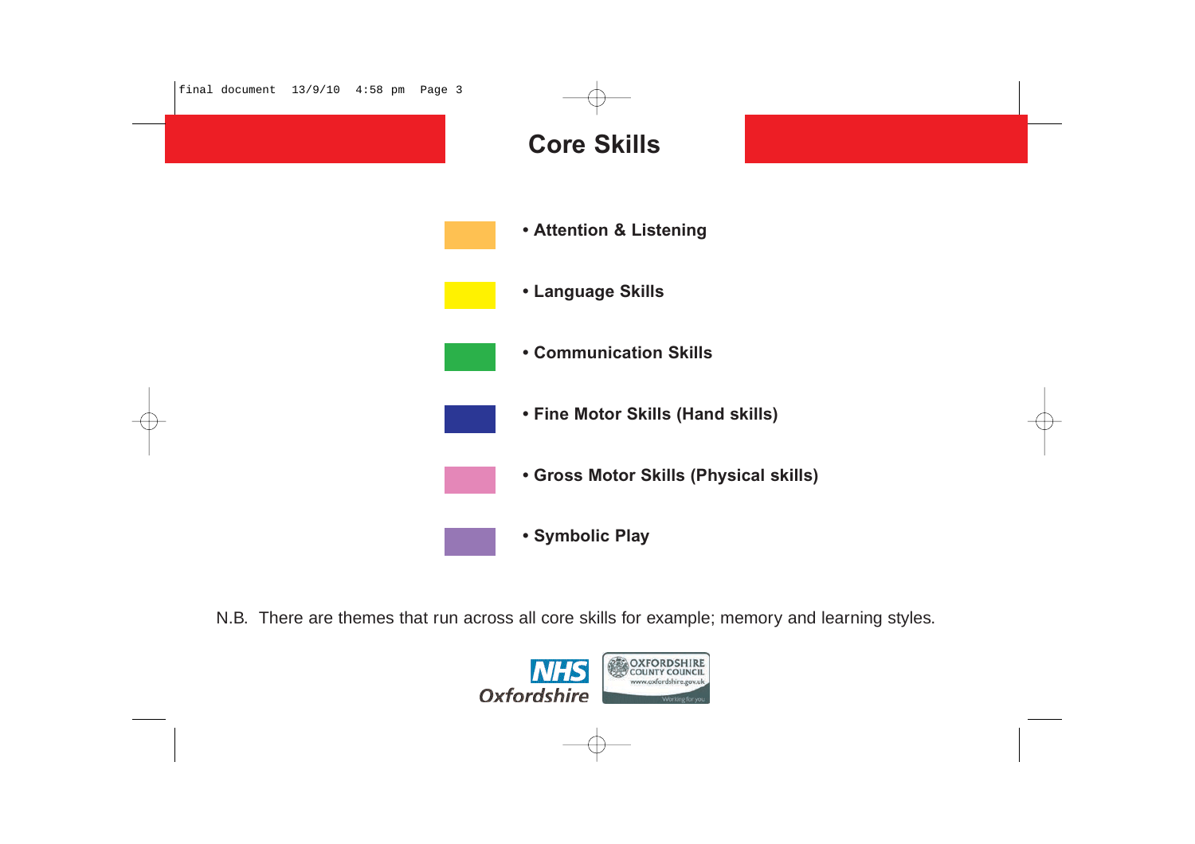# Core Skills

- **Attention & Listening**
- **Language Skills**
- **Communication Skills**
- **Fine Motor Skills (Hand skills)**
- **Gross Motor Skills (Physical skills)**
- **Symbolic Play**

N.B. There are themes that run across all core skills for example; memory and learning styles.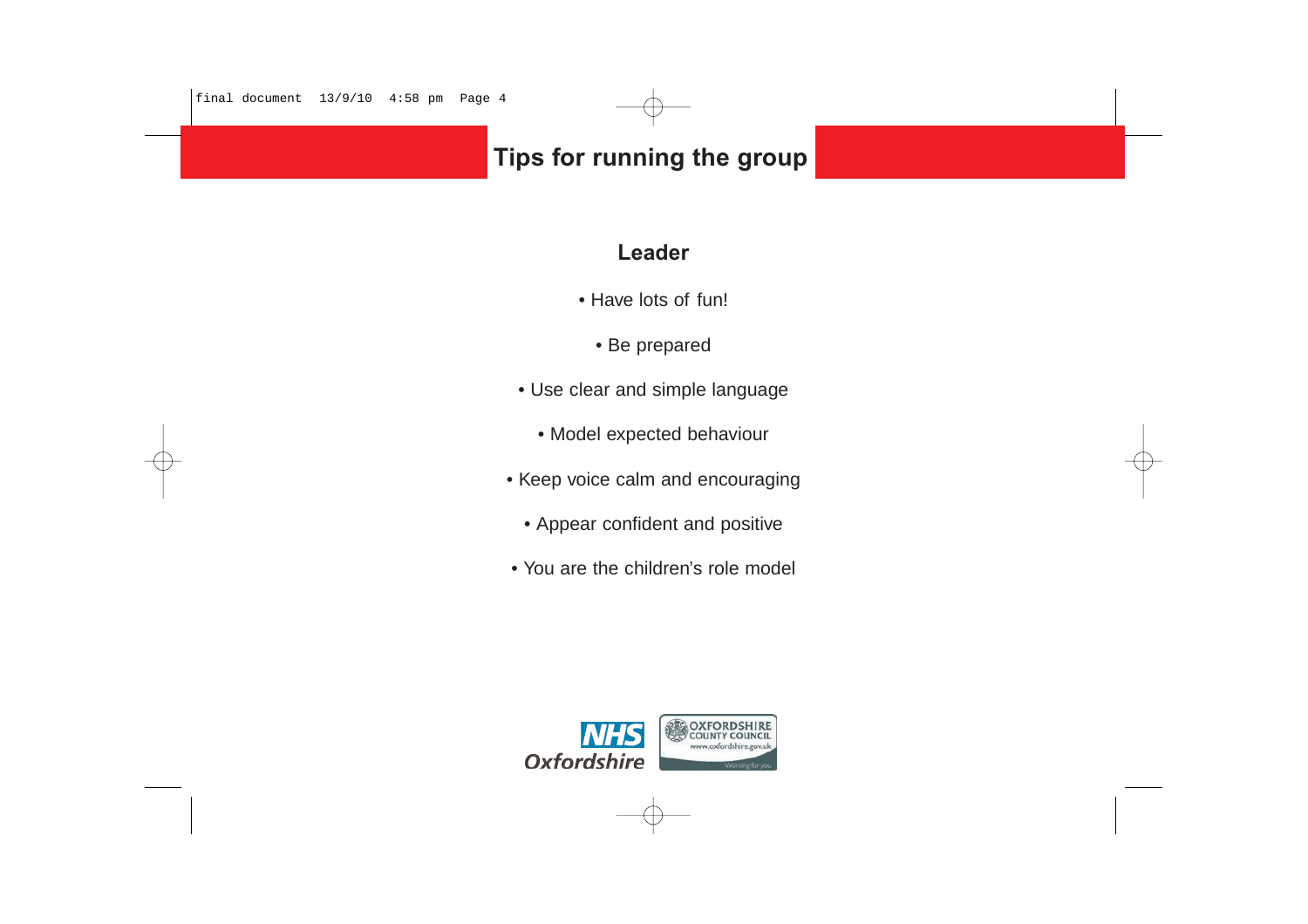## Tips for running the group

### Leader

- Have lots of fun!
- Be prepared
- Use clear and simple language
- Model expected behaviour
- Keep voice calm and encouraging
- Appear confident and positive
- You are the children's role model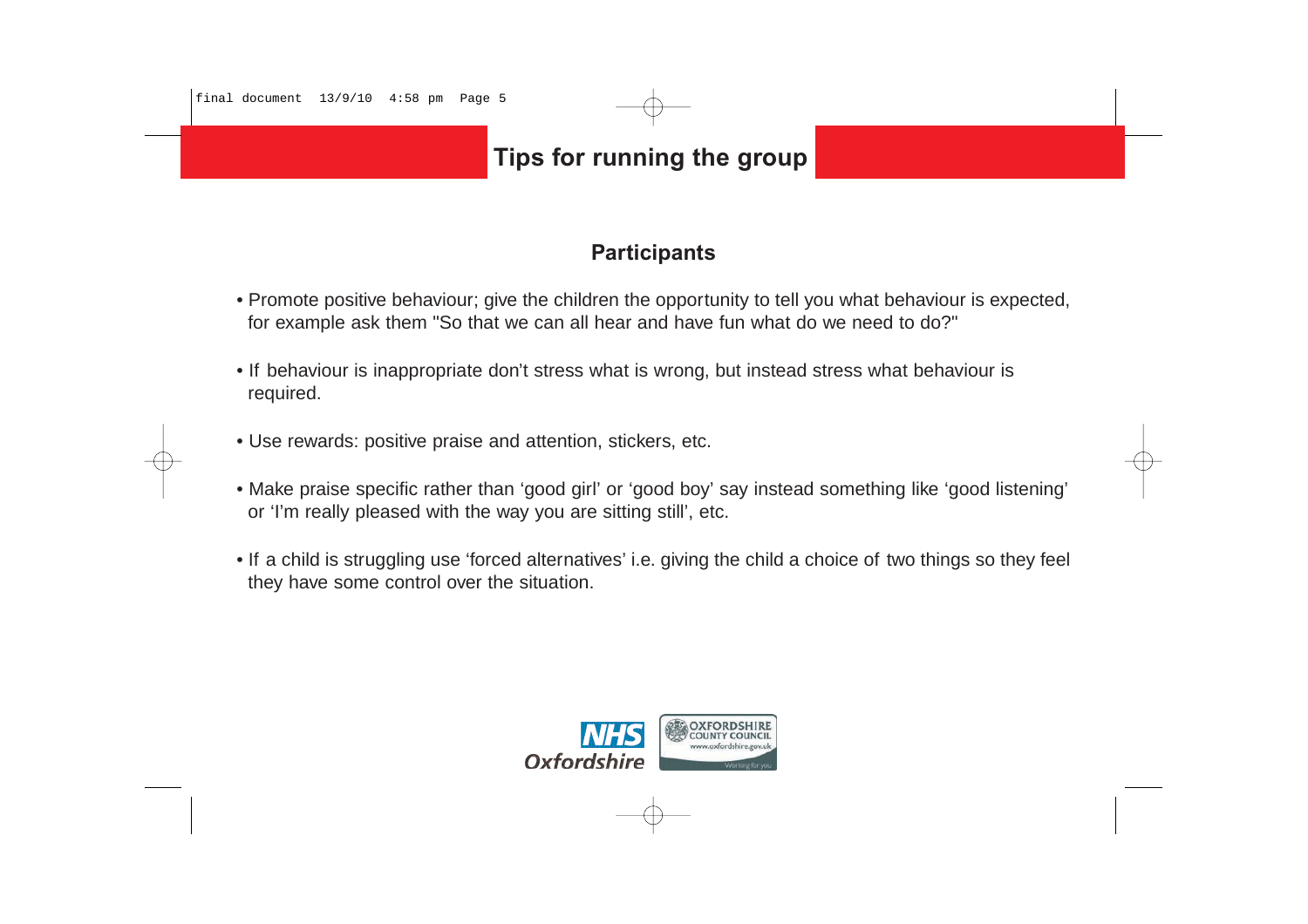## Tips for running the group

### Participants

- Promote positive behaviour; give the children the opportunity to tell you what behaviour is expected, for example ask them "So that we can all hear and have fun what do we need to do?"
- If behaviour is inappropriate don't stress what is wrong, but instead stress what behaviour is required.
- Use rewards: positive praise and attention, stickers, etc.
- Make praise specific rather than 'good girl' or 'good boy' say instead something like 'good listening' or 'I'm really pleased with the way you are sitting still', etc.
- If a child is struggling use 'forced alternatives' i.e. giving the child a choice of two things so they feel they have some control over the situation.

NHS Oxfordshire

OXFORDSHIRE COUNTY COUNCIL
www.oxfordshire.gov.uk
Working for you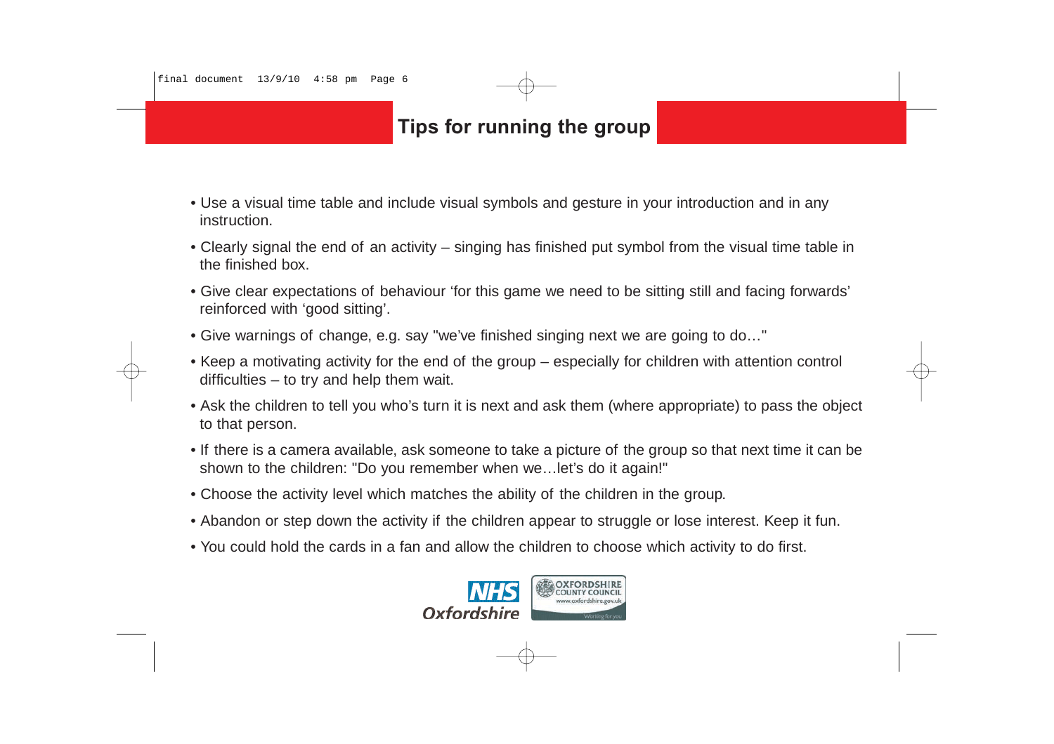## Tips for running the group

- Use a visual time table and include visual symbols and gesture in your introduction and in any instruction.
- Clearly signal the end of an activity – singing has finished put symbol from the visual time table in the finished box.
- Give clear expectations of behaviour 'for this game we need to be sitting still and facing forwards' reinforced with 'good sitting'.
- Give warnings of change, e.g. say "we've finished singing next we are going to do…"
- Keep a motivating activity for the end of the group – especially for children with attention control difficulties – to try and help them wait.
- Ask the children to tell you who's turn it is next and ask them (where appropriate) to pass the object to that person.
- If there is a camera available, ask someone to take a picture of the group so that next time it can be shown to the children: "Do you remember when we…let's do it again!"
- Choose the activity level which matches the ability of the children in the group.
- Abandon or step down the activity if the children appear to struggle or lose interest. Keep it fun.
- You could hold the cards in a fan and allow the children to choose which activity to do first.

NHS Oxfordshire

OXFORDSHIRE COUNTY COUNCIL www.oxfordshire.gov.uk Working for you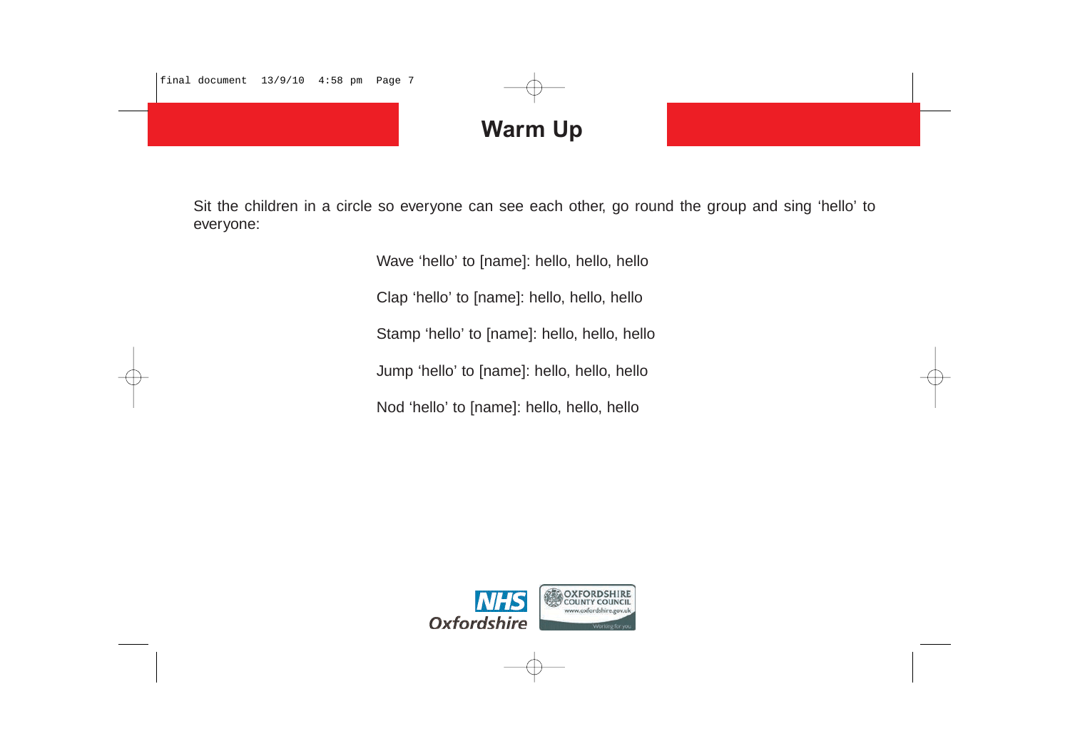# Warm Up

Sit the children in a circle so everyone can see each other, go round the group and sing 'hello' to everyone:

Wave 'hello' to [name]: hello, hello, hello

Clap 'hello' to [name]: hello, hello, hello

Stamp 'hello' to [name]: hello, hello, hello

Jump 'hello' to [name]: hello, hello, hello

Nod 'hello' to [name]: hello, hello, hello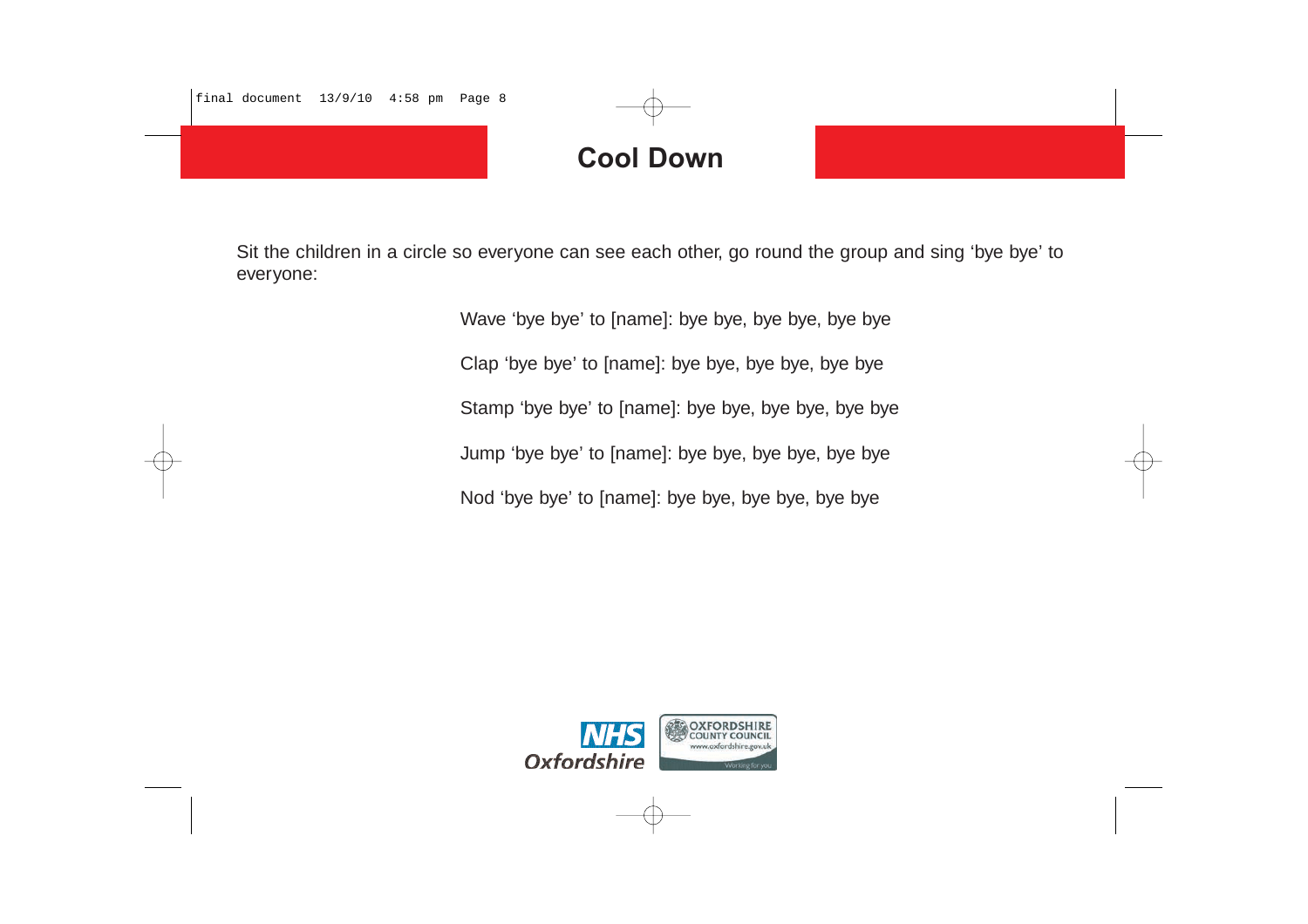# Cool Down

Sit the children in a circle so everyone can see each other, go round the group and sing 'bye bye' to everyone:

Wave 'bye bye' to [name]: bye bye, bye bye, bye bye

Clap 'bye bye' to [name]: bye bye, bye bye, bye bye

Stamp 'bye bye' to [name]: bye bye, bye bye, bye bye

Jump 'bye bye' to [name]: bye bye, bye bye, bye bye

Nod 'bye bye' to [name]: bye bye, bye bye, bye bye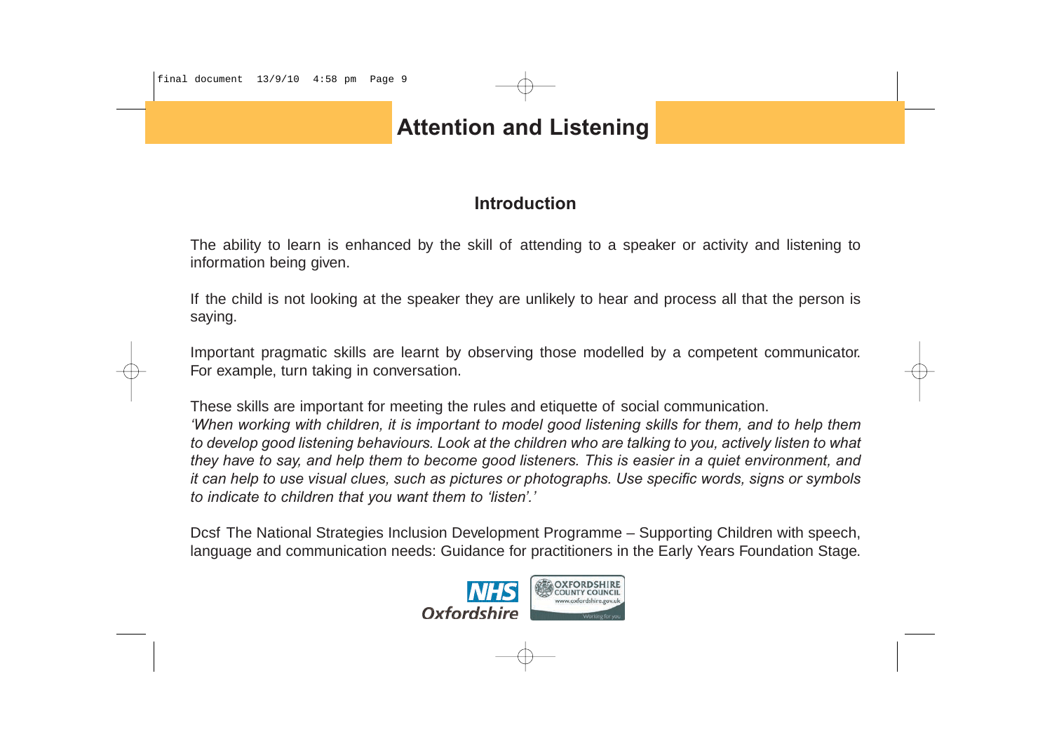# Attention and Listening

## Introduction

The ability to learn is enhanced by the skill of attending to a speaker or activity and listening to information being given.

If the child is not looking at the speaker they are unlikely to hear and process all that the person is saying.

Important pragmatic skills are learnt by observing those modelled by a competent communicator. For example, turn taking in conversation.

These skills are important for meeting the rules and etiquette of social communication.

*'When working with children, it is important to model good listening skills for them, and to help them to develop good listening behaviours. Look at the children who are talking to you, actively listen to what they have to say, and help them to become good listeners. This is easier in a quiet environment, and it can help to use visual clues, such as pictures or photographs. Use specific words, signs or symbols to indicate to children that you want them to 'listen'.'*

Dcsf The National Strategies Inclusion Development Programme – Supporting Children with speech, language and communication needs: Guidance for practitioners in the Early Years Foundation Stage.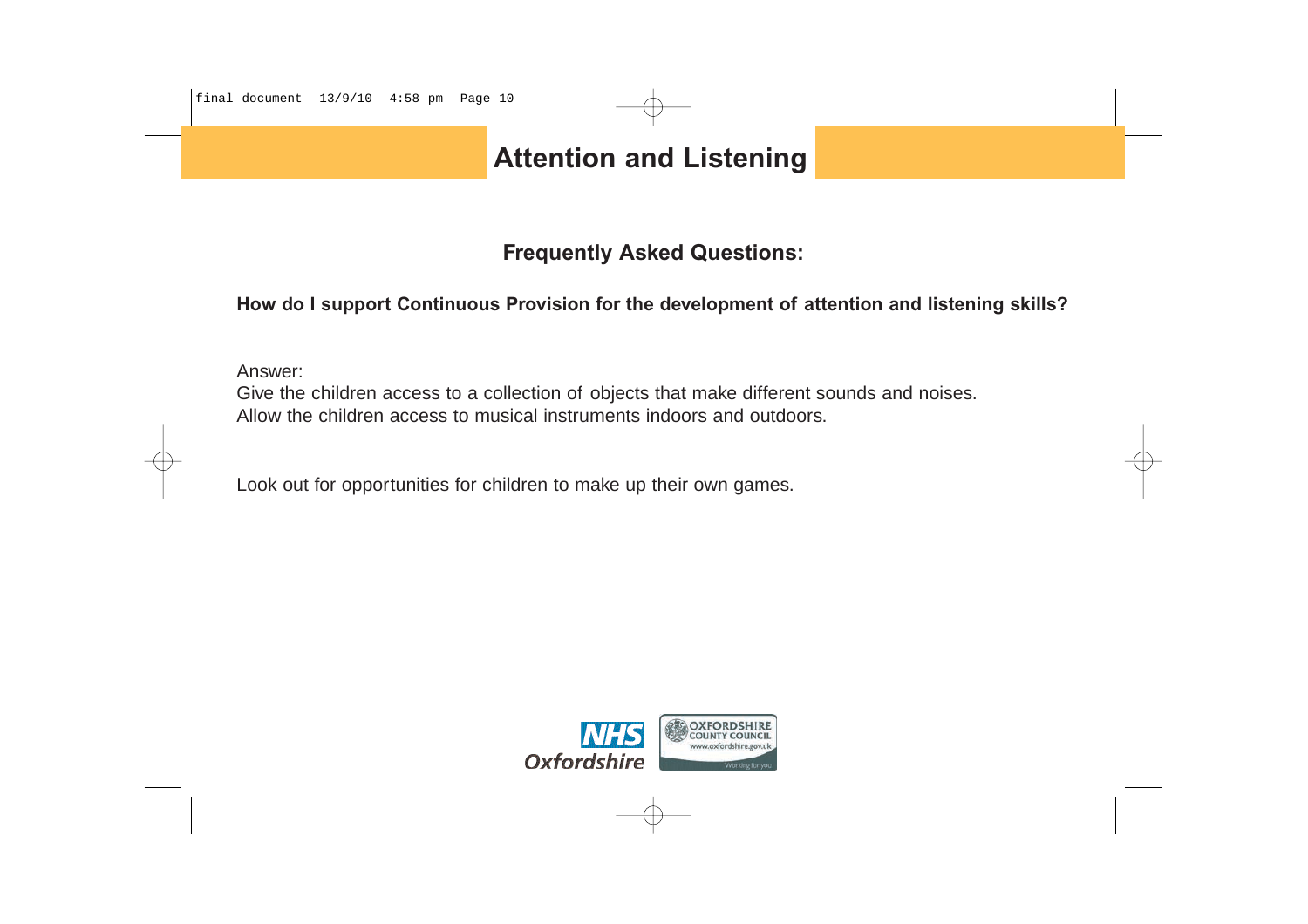# Attention and Listening

## Frequently Asked Questions:

**How do I support Continuous Provision for the development of attention and listening skills?**

Answer:
Give the children access to a collection of objects that make different sounds and noises.
Allow the children access to musical instruments indoors and outdoors.

Look out for opportunities for children to make up their own games.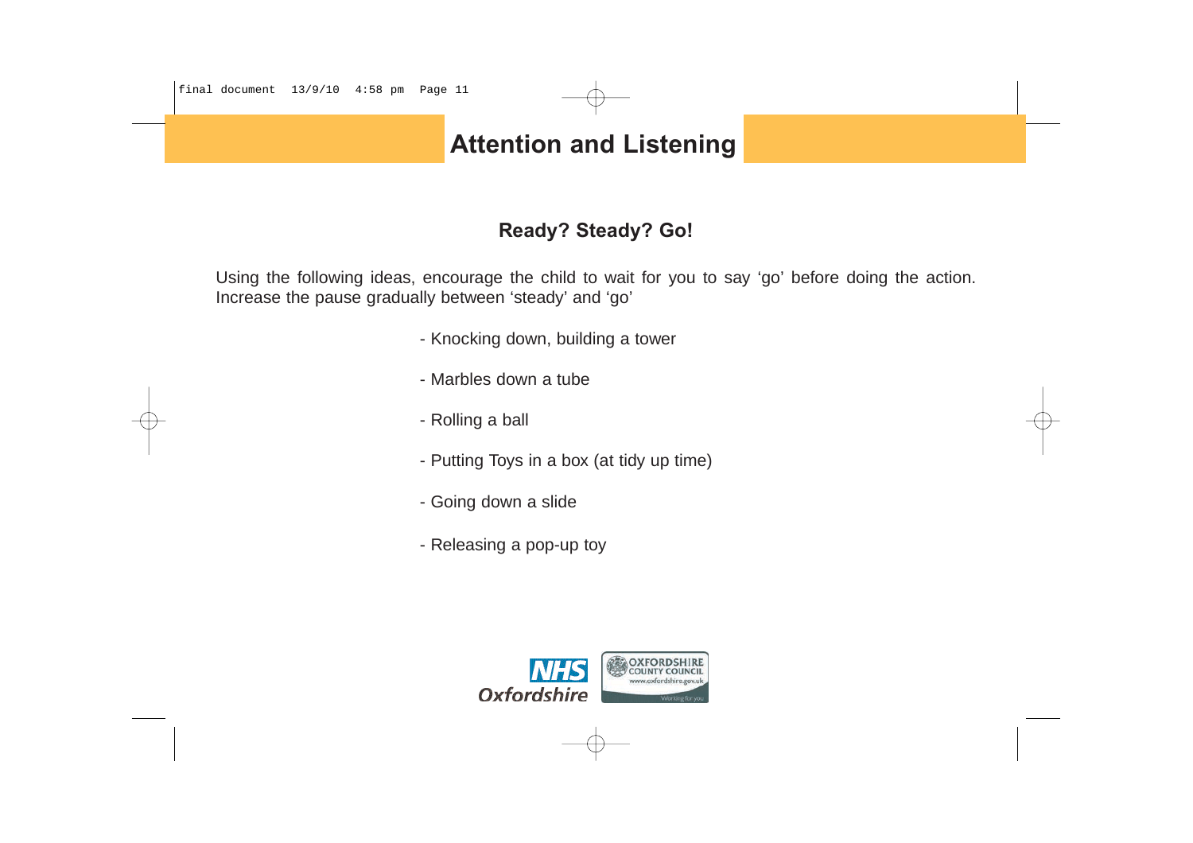# Attention and Listening

## Ready? Steady? Go!

Using the following ideas, encourage the child to wait for you to say ‘go’ before doing the action. Increase the pause gradually between ‘steady’ and ‘go’

- Knocking down, building a tower
- Marbles down a tube
- Rolling a ball
- Putting Toys in a box (at tidy up time)
- Going down a slide
- Releasing a pop-up toy

NHS Oxfordshire

OXFORDSHIRE COUNTY COUNCIL www.oxfordshire.gov.uk Working for you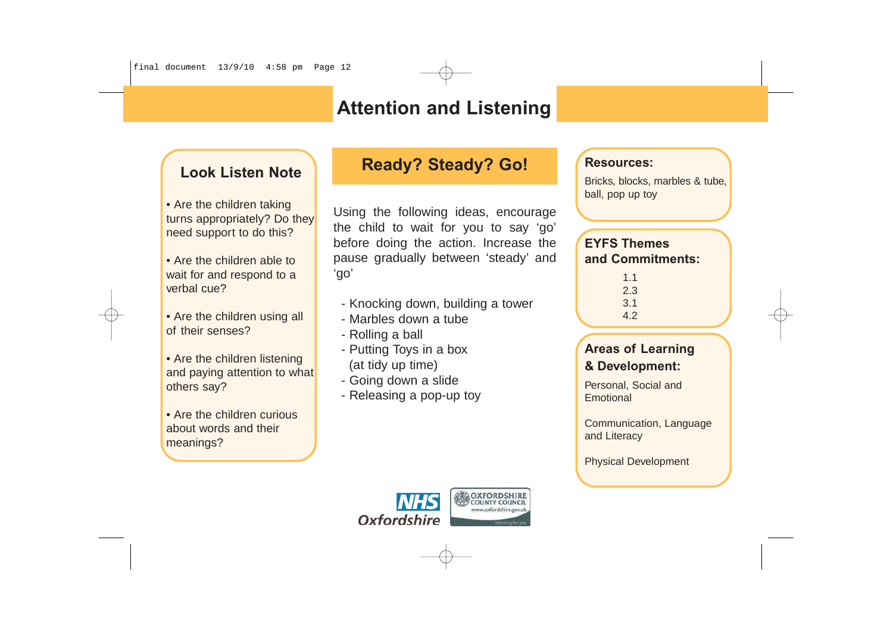# Attention and Listening

## Look Listen Note

- Are the children taking turns appropriately? Do they need support to do this?
- Are the children able to wait for and respond to a verbal cue?
- Are the children using all of their senses?
- Are the children listening and paying attention to what others say?
- Are the children curious about words and their meanings?

## Ready? Steady? Go!

Using the following ideas, encourage the child to wait for you to say 'go' before doing the action. Increase the pause gradually between 'steady' and 'go'

- Knocking down, building a tower
- Marbles down a tube
- Rolling a ball
- Putting Toys in a box (at tidy up time)
- Going down a slide
- Releasing a pop-up toy

### Resources:

Bricks, blocks, marbles & tube, ball, pop up toy

### EYFS Themes and Commitments:

1.1
2.3
3.1
4.2

### Areas of Learning & Development:

Personal, Social and Emotional

Communication, Language and Literacy

Physical Development

NHS Oxfordshire

Oxfordshire County Council www.oxfordshire.gov.uk Working for you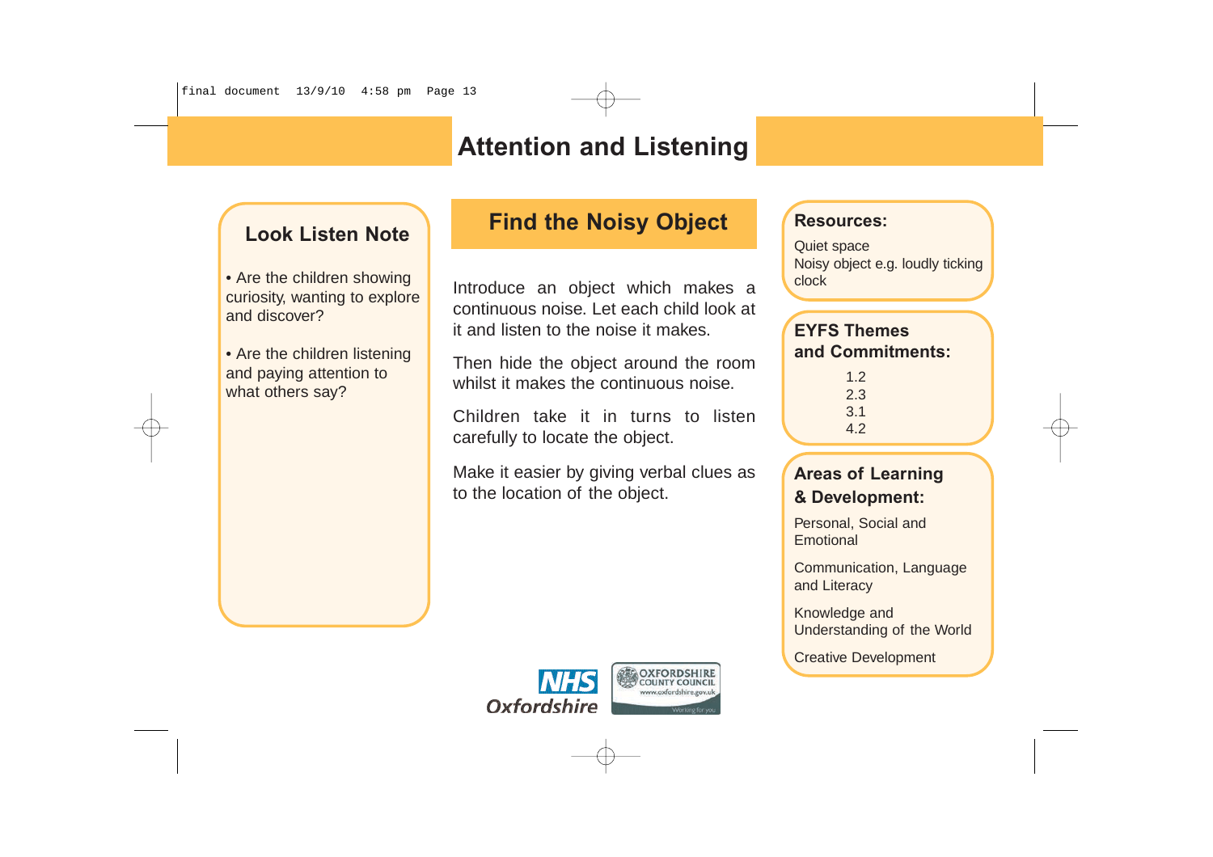# Attention and Listening

## Look Listen Note

- Are the children showing curiosity, wanting to explore and discover?
- Are the children listening and paying attention to what others say?

## Find the Noisy Object

Introduce an object which makes a continuous noise. Let each child look at it and listen to the noise it makes.

Then hide the object around the room whilst it makes the continuous noise.

Children take it in turns to listen carefully to locate the object.

Make it easier by giving verbal clues as to the location of the object.

### Resources:

Quiet space
Noisy object e.g. loudly ticking clock

### EYFS Themes and Commitments:

1.2
2.3
3.1
4.2

### Areas of Learning & Development:

Personal, Social and Emotional

Communication, Language and Literacy

Knowledge and Understanding of the World

Creative Development

NHS Oxfordshire

Oxfordshire County Council www.oxfordshire.gov.uk Working for you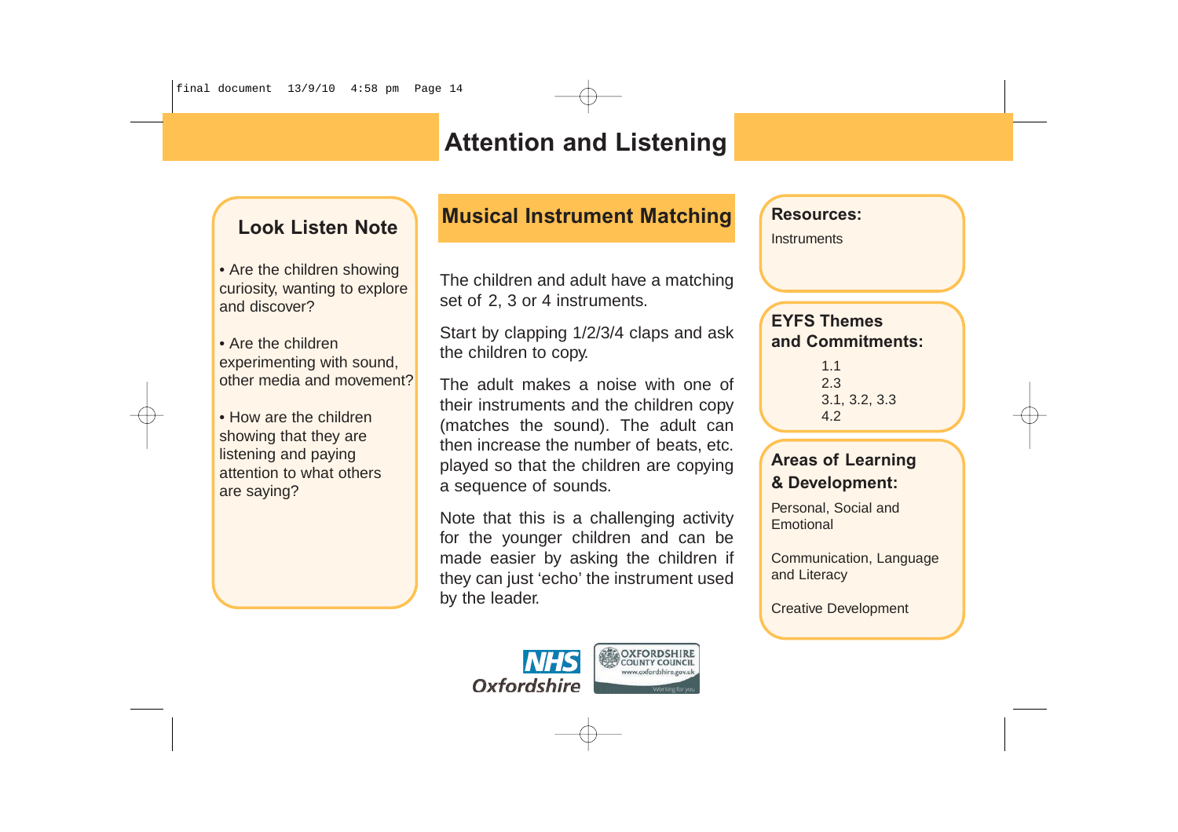# Attention and Listening

## Musical Instrument Matching

The children and adult have a matching set of 2, 3 or 4 instruments.

Start by clapping 1/2/3/4 claps and ask the children to copy.

The adult makes a noise with one of their instruments and the children copy (matches the sound). The adult can then increase the number of beats, etc. played so that the children are copying a sequence of sounds.

Note that this is a challenging activity for the younger children and can be made easier by asking the children if they can just 'echo' the instrument used by the leader.

### Look Listen Note

- Are the children showing curiosity, wanting to explore and discover?
- Are the children experimenting with sound, other media and movement?
- How are the children showing that they are listening and paying attention to what others are saying?

### Resources:

Instruments

### EYFS Themes and Commitments:

1.1
2.3
3.1, 3.2, 3.3
4.2

### Areas of Learning & Development:

Personal, Social and Emotional

Communication, Language and Literacy

Creative Development

NHS Oxfordshire

OXFORDSHIRE COUNTY COUNCIL
www.oxfordshire.gov.uk
Working for you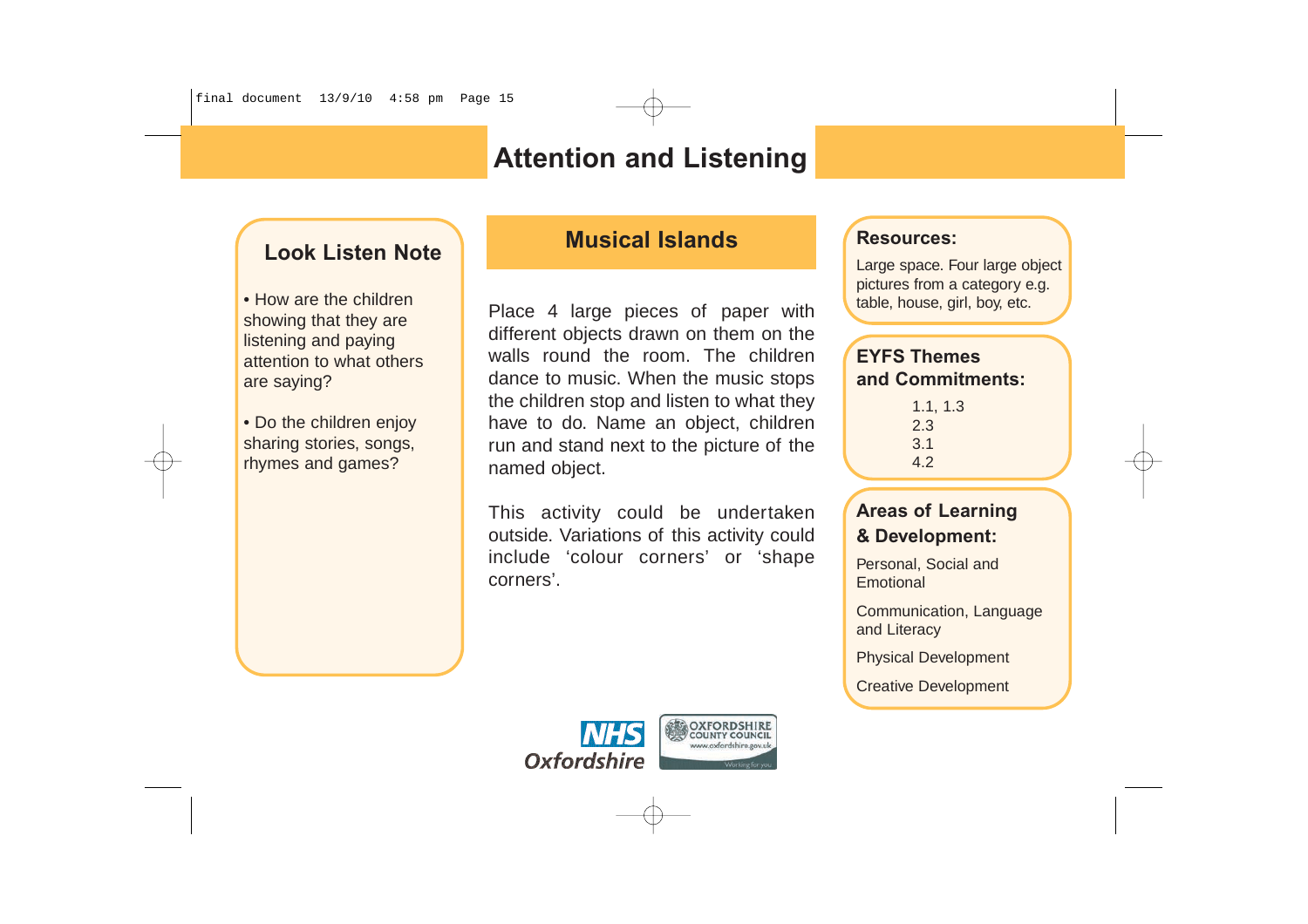# Attention and Listening

## Look Listen Note

- How are the children showing that they are listening and paying attention to what others are saying?
- Do the children enjoy sharing stories, songs, rhymes and games?

## Musical Islands

Place 4 large pieces of paper with different objects drawn on them on the walls round the room. The children dance to music. When the music stops the children stop and listen to what they have to do. Name an object, children run and stand next to the picture of the named object.

This activity could be undertaken outside. Variations of this activity could include 'colour corners' or 'shape corners'.

### Resources:

Large space. Four large object pictures from a category e.g. table, house, girl, boy, etc.

### EYFS Themes and Commitments:

1.1, 1.3
2.3
3.1
4.2

### Areas of Learning & Development:

Personal, Social and Emotional

Communication, Language and Literacy

Physical Development

Creative Development

NHS Oxfordshire

Oxfordshire County Council www.oxfordshire.gov.uk Working for you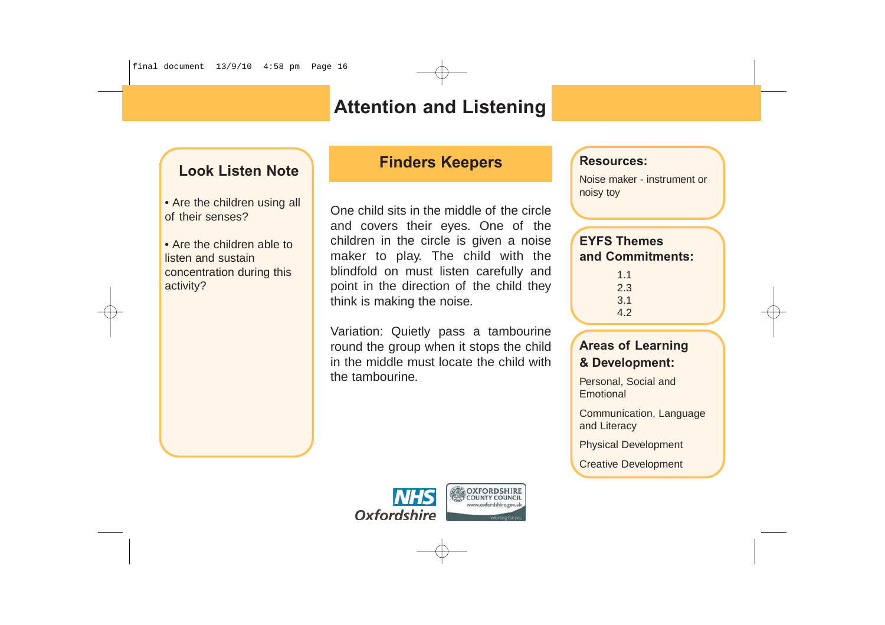# Attention and Listening

## Look Listen Note

- Are the children using all of their senses?
- Are the children able to listen and sustain concentration during this activity?

## Finders Keepers

One child sits in the middle of the circle and covers their eyes. One of the children in the circle is given a noise maker to play. The child with the blindfold on must listen carefully and point in the direction of the child they think is making the noise.

Variation: Quietly pass a tambourine round the group when it stops the child in the middle must locate the child with the tambourine.

### Resources:

Noise maker - instrument or noisy toy

### EYFS Themes and Commitments:

1.1
2.3
3.1
4.2

### Areas of Learning & Development:

Personal, Social and Emotional

Communication, Language and Literacy

Physical Development

Creative Development

NHS Oxfordshire

OXFORDSHIRE COUNTY COUNCIL www.oxfordshire.gov.uk Working for you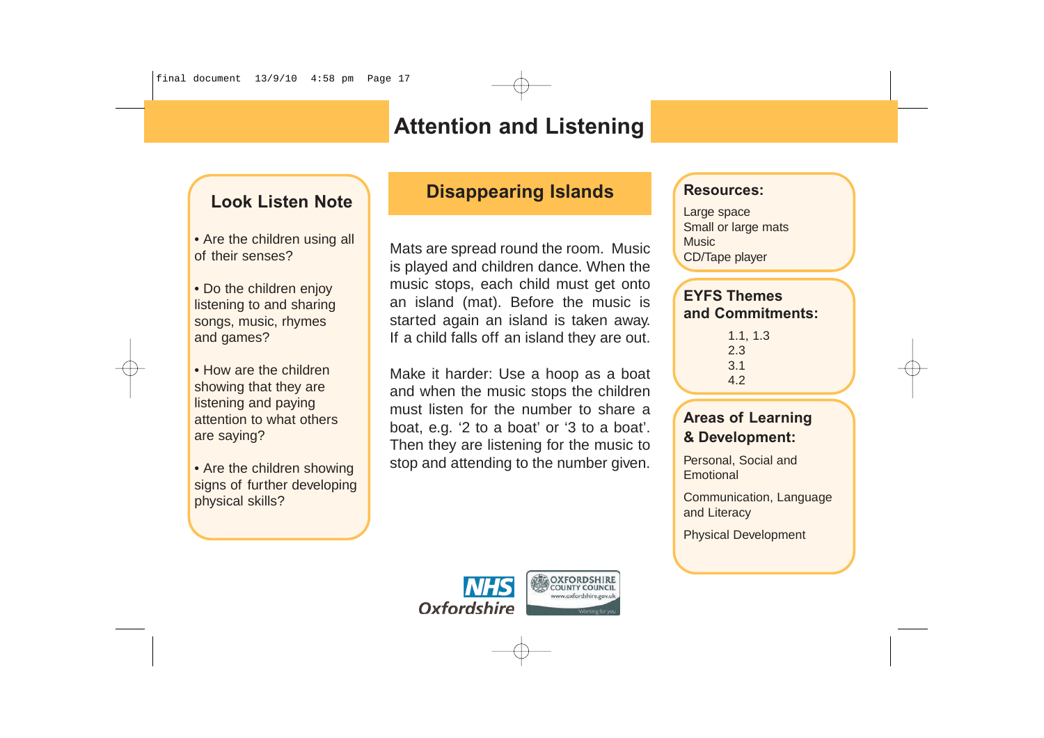# Attention and Listening

## Disappearing Islands

Mats are spread round the room. Music is played and children dance. When the music stops, each child must get onto an island (mat). Before the music is started again an island is taken away. If a child falls off an island they are out.

Make it harder: Use a hoop as a boat and when the music stops the children must listen for the number to share a boat, e.g. '2 to a boat' or '3 to a boat'. Then they are listening for the music to stop and attending to the number given.

### Look Listen Note

- Are the children using all of their senses?
- Do the children enjoy listening to and sharing songs, music, rhymes and games?
- How are the children showing that they are listening and paying attention to what others are saying?
- Are the children showing signs of further developing physical skills?

### Resources:

Large space
Small or large mats
Music
CD/Tape player

### EYFS Themes and Commitments:

1.1, 1.3
2.3
3.1
4.2

### Areas of Learning & Development:

Personal, Social and Emotional

Communication, Language and Literacy

Physical Development

NHS Oxfordshire

OXFORDSHIRE COUNTY COUNCIL
www.oxfordshire.gov.uk
Working for you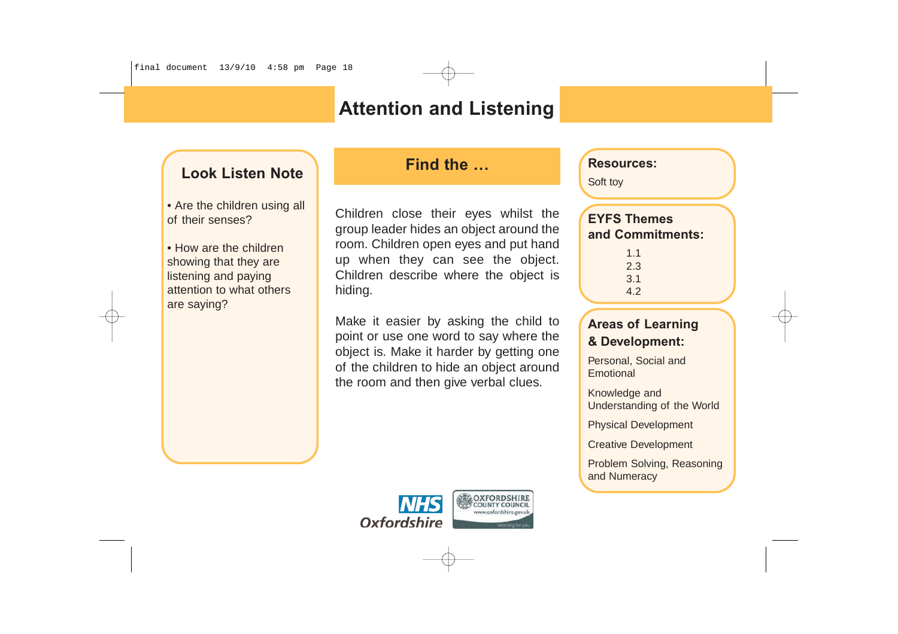# Attention and Listening

## Find the …

Children close their eyes whilst the group leader hides an object around the room. Children open eyes and put hand up when they can see the object. Children describe where the object is hiding.

Make it easier by asking the child to point or use one word to say where the object is. Make it harder by getting one of the children to hide an object around the room and then give verbal clues.

### Look Listen Note

- Are the children using all of their senses?
- How are the children showing that they are listening and paying attention to what others are saying?

### Resources:

Soft toy

### EYFS Themes and Commitments:

1.1
2.3
3.1
4.2

### Areas of Learning & Development:

Personal, Social and Emotional

Knowledge and Understanding of the World

Physical Development

Creative Development

Problem Solving, Reasoning and Numeracy

NHS Oxfordshire

OXFORDSHIRE COUNTY COUNCIL www.oxfordshire.gov.uk Working for you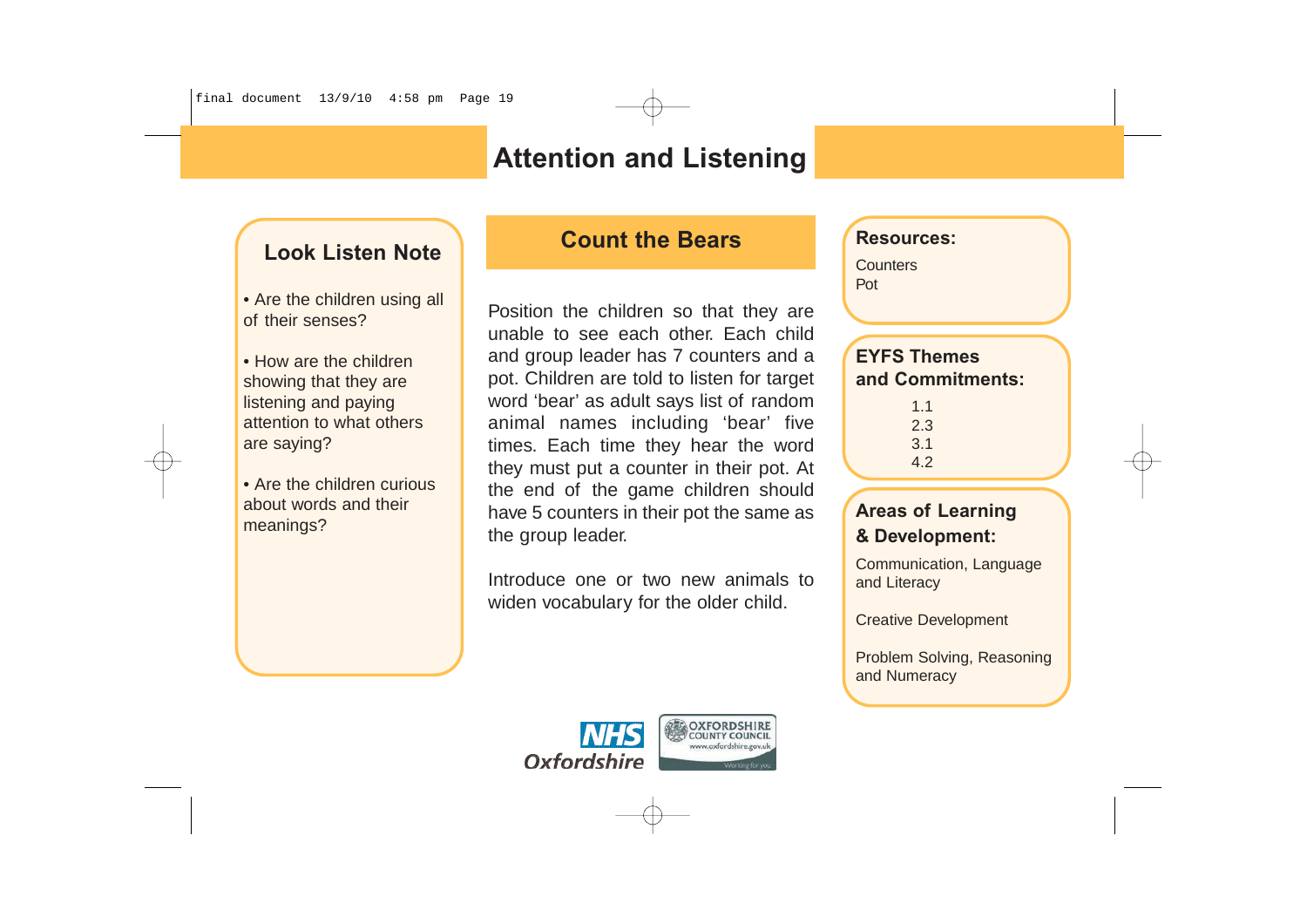# Attention and Listening

## Look Listen Note

- Are the children using all of their senses?
- How are the children showing that they are listening and paying attention to what others are saying?
- Are the children curious about words and their meanings?

## Count the Bears

Position the children so that they are unable to see each other. Each child and group leader has 7 counters and a pot. Children are told to listen for target word 'bear' as adult says list of random animal names including 'bear' five times. Each time they hear the word they must put a counter in their pot. At the end of the game children should have 5 counters in their pot the same as the group leader.

Introduce one or two new animals to widen vocabulary for the older child.

### Resources:

Counters
Pot

### EYFS Themes and Commitments:

1.1
2.3
3.1
4.2

### Areas of Learning & Development:

Communication, Language and Literacy

Creative Development

Problem Solving, Reasoning and Numeracy

NHS Oxfordshire

OXFORDSHIRE COUNTY COUNCIL www.oxfordshire.gov.uk Working for you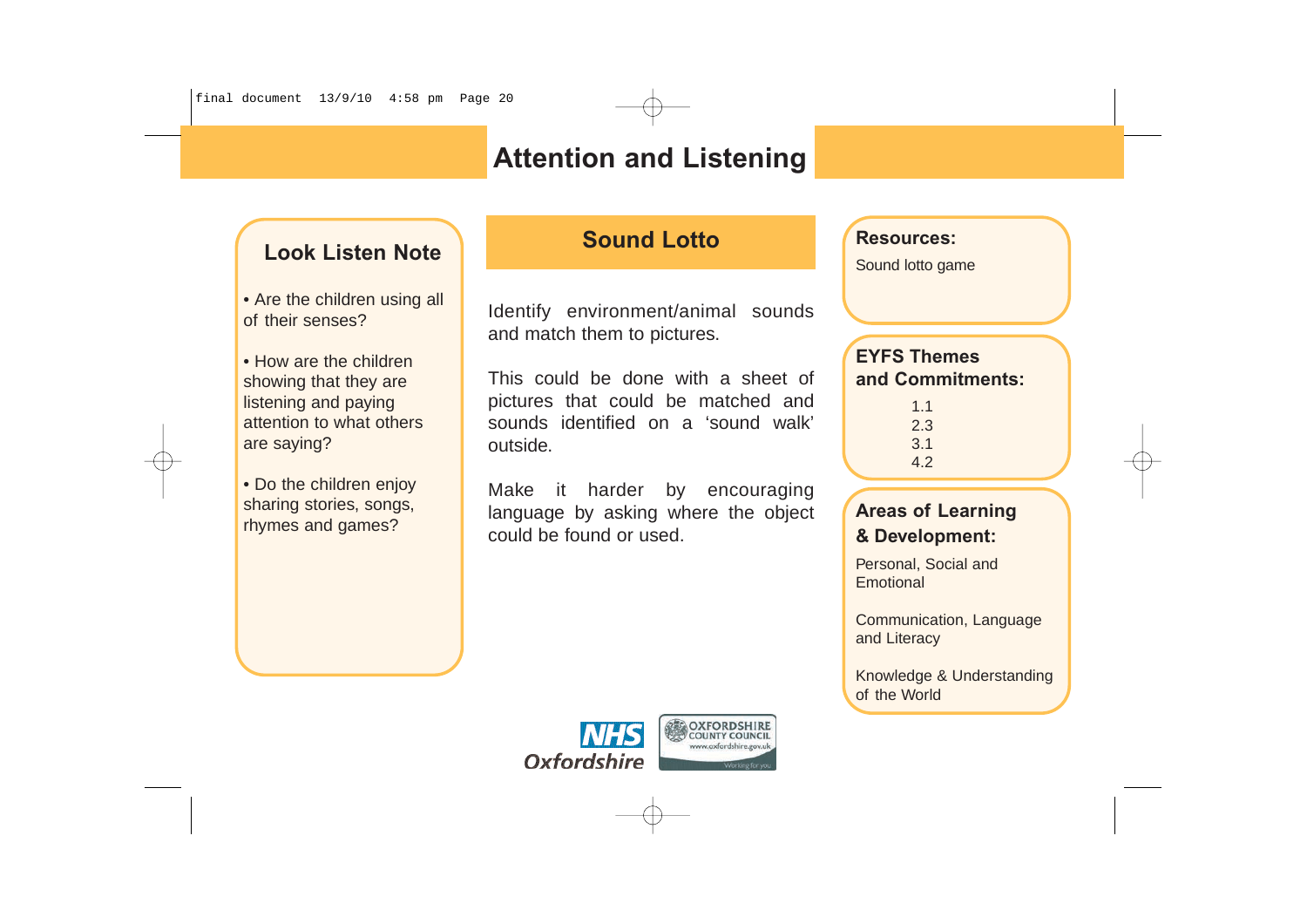# Attention and Listening

## Look Listen Note

- Are the children using all of their senses?
- How are the children showing that they are listening and paying attention to what others are saying?
- Do the children enjoy sharing stories, songs, rhymes and games?

## Sound Lotto

Identify environment/animal sounds and match them to pictures.

This could be done with a sheet of pictures that could be matched and sounds identified on a 'sound walk' outside.

Make it harder by encouraging language by asking where the object could be found or used.

**Resources:**

Sound lotto game

**EYFS Themes and Commitments:**

1.1
2.3
3.1
4.2

**Areas of Learning & Development:**

Personal, Social and Emotional

Communication, Language and Literacy

Knowledge & Understanding of the World

NHS Oxfordshire

OXFORDSHIRE COUNTY COUNCIL www.oxfordshire.gov.uk Working for you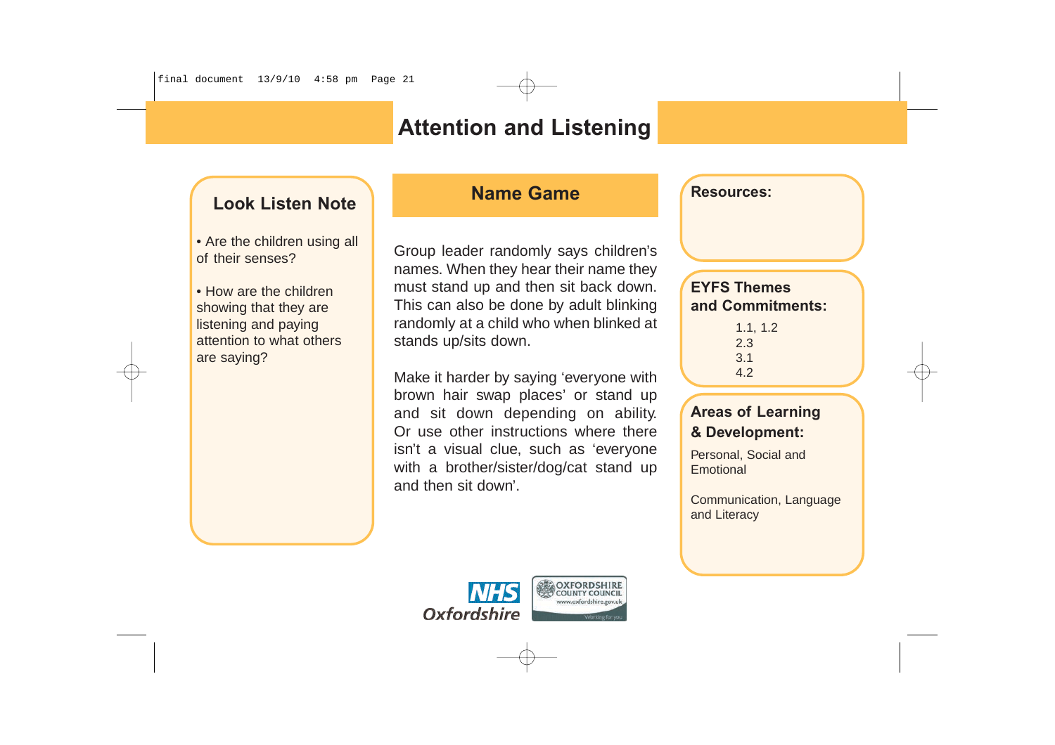# Attention and Listening

## Look Listen Note

- Are the children using all of their senses?
- How are the children showing that they are listening and paying attention to what others are saying?

## Name Game

Group leader randomly says children's names. When they hear their name they must stand up and then sit back down. This can also be done by adult blinking randomly at a child who when blinked at stands up/sits down.

Make it harder by saying 'everyone with brown hair swap places' or stand up and sit down depending on ability. Or use other instructions where there isn't a visual clue, such as 'everyone with a brother/sister/dog/cat stand up and then sit down'.

**Resources:**

**EYFS Themes and Commitments:**

1.1, 1.2
2.3
3.1
4.2

**Areas of Learning & Development:**

Personal, Social and Emotional

Communication, Language and Literacy

NHS Oxfordshire

OXFORDSHIRE COUNTY COUNCIL www.oxfordshire.gov.uk Working for you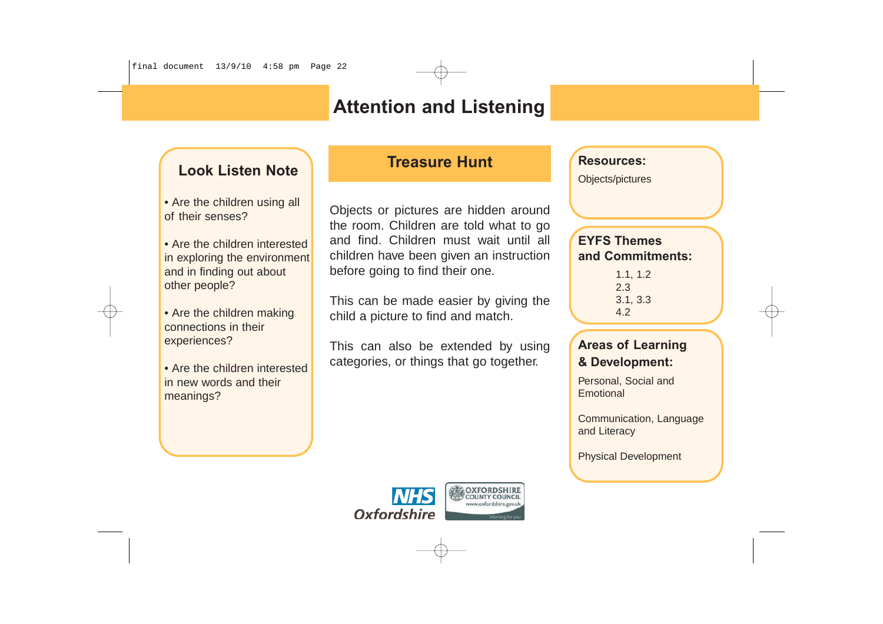# Attention and Listening

## Look Listen Note

- Are the children using all of their senses?
- Are the children interested in exploring the environment and in finding out about other people?
- Are the children making connections in their experiences?
- Are the children interested in new words and their meanings?

## Treasure Hunt

Objects or pictures are hidden around the room. Children are told what to go and find. Children must wait until all children have been given an instruction before going to find their one.

This can be made easier by giving the child a picture to find and match.

This can also be extended by using categories, or things that go together.

**Resources:**

Objects/pictures

**EYFS Themes and Commitments:**

1.1, 1.2
2.3
3.1, 3.3
4.2

**Areas of Learning & Development:**

Personal, Social and Emotional

Communication, Language and Literacy

Physical Development

NHS Oxfordshire

OXFORDSHIRE COUNTY COUNCIL
www.oxfordshire.gov.uk
Working for you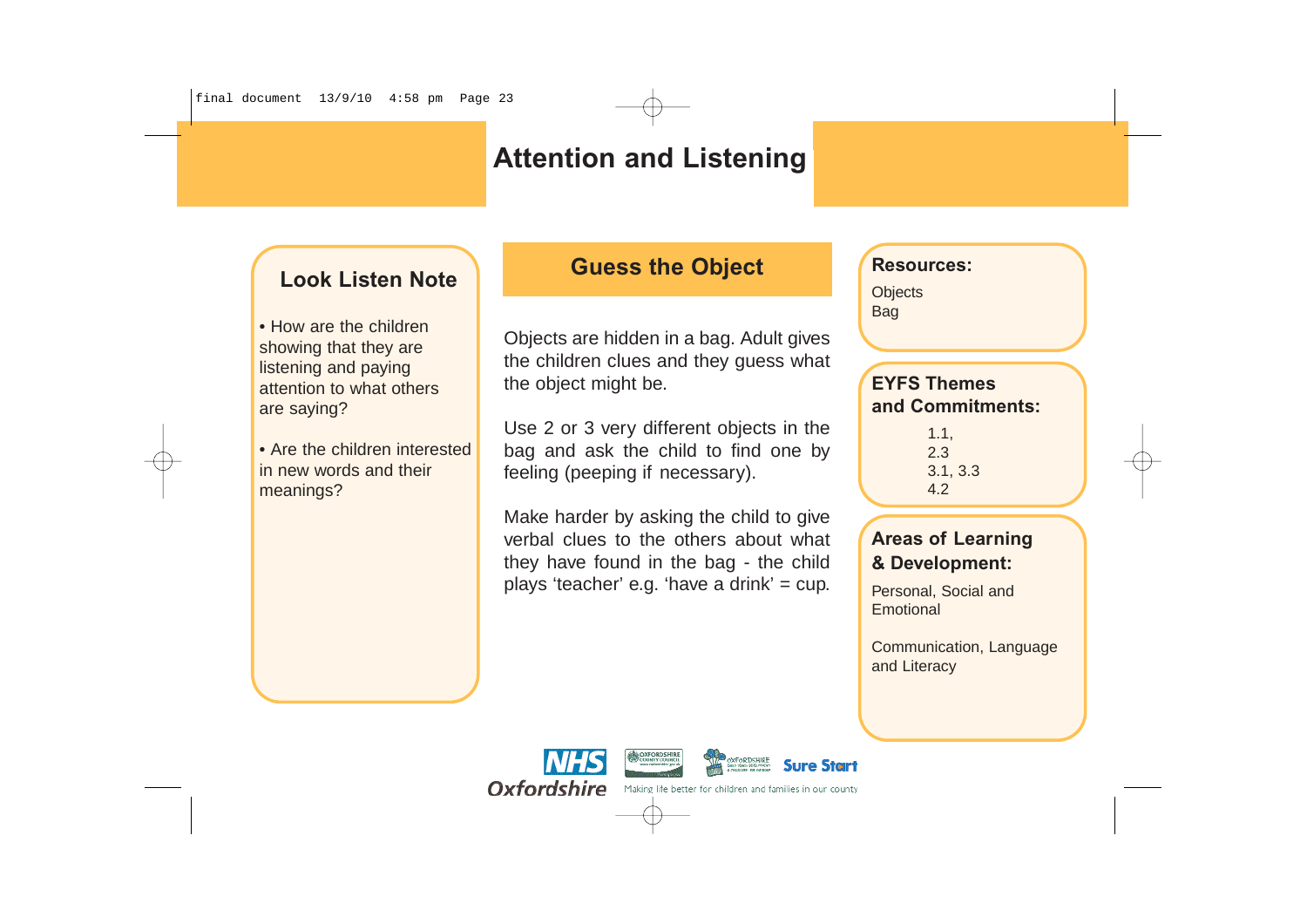# Attention and Listening

## Look Listen Note

- How are the children showing that they are listening and paying attention to what others are saying?
- Are the children interested in new words and their meanings?

## Guess the Object

Objects are hidden in a bag. Adult gives the children clues and they guess what the object might be.

Use 2 or 3 very different objects in the bag and ask the child to find one by feeling (peeping if necessary).

Make harder by asking the child to give verbal clues to the others about what they have found in the bag - the child plays 'teacher' e.g. 'have a drink' = cup.

**Resources:**

Objects
Bag

**EYFS Themes and Commitments:**

1.1,
2.3
3.1, 3.3
4.2

**Areas of Learning & Development:**

Personal, Social and Emotional

Communication, Language and Literacy

NHS Oxfordshire — Oxfordshire County Council — Oxfordshire Early Years Development & Childcare Partnership — Sure Start

Making life better for children and families in our county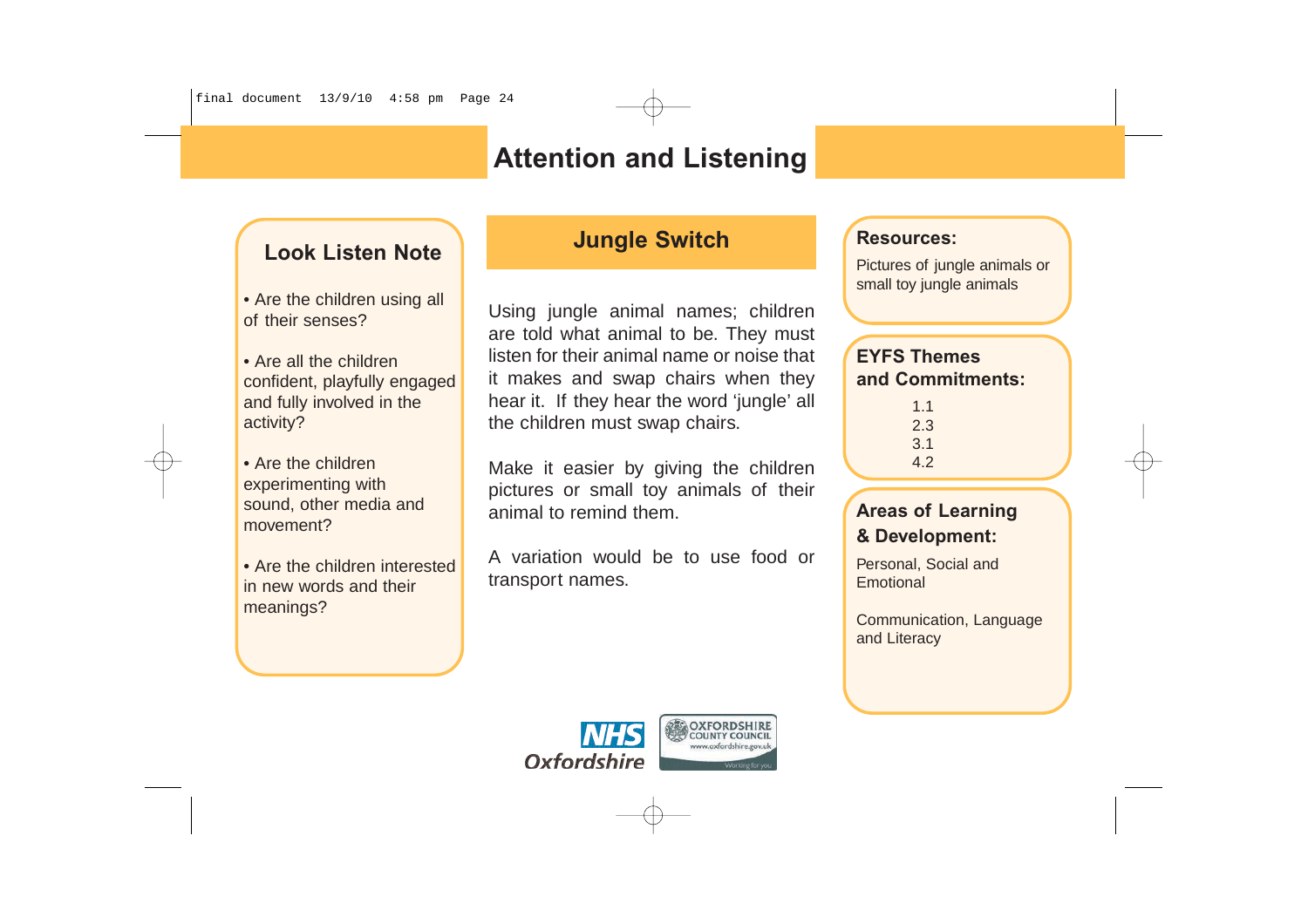# Attention and Listening

## Look Listen Note

- Are the children using all of their senses?
- Are all the children confident, playfully engaged and fully involved in the activity?
- Are the children experimenting with sound, other media and movement?
- Are the children interested in new words and their meanings?

## Jungle Switch

Using jungle animal names; children are told what animal to be. They must listen for their animal name or noise that it makes and swap chairs when they hear it. If they hear the word 'jungle' all the children must swap chairs.

Make it easier by giving the children pictures or small toy animals of their animal to remind them.

A variation would be to use food or transport names.

**Resources:**

Pictures of jungle animals or small toy jungle animals

**EYFS Themes and Commitments:**

1.1
2.3
3.1
4.2

**Areas of Learning & Development:**

Personal, Social and Emotional

Communication, Language and Literacy

NHS Oxfordshire

OXFORDSHIRE COUNTY COUNCIL
www.oxfordshire.gov.uk
Working for you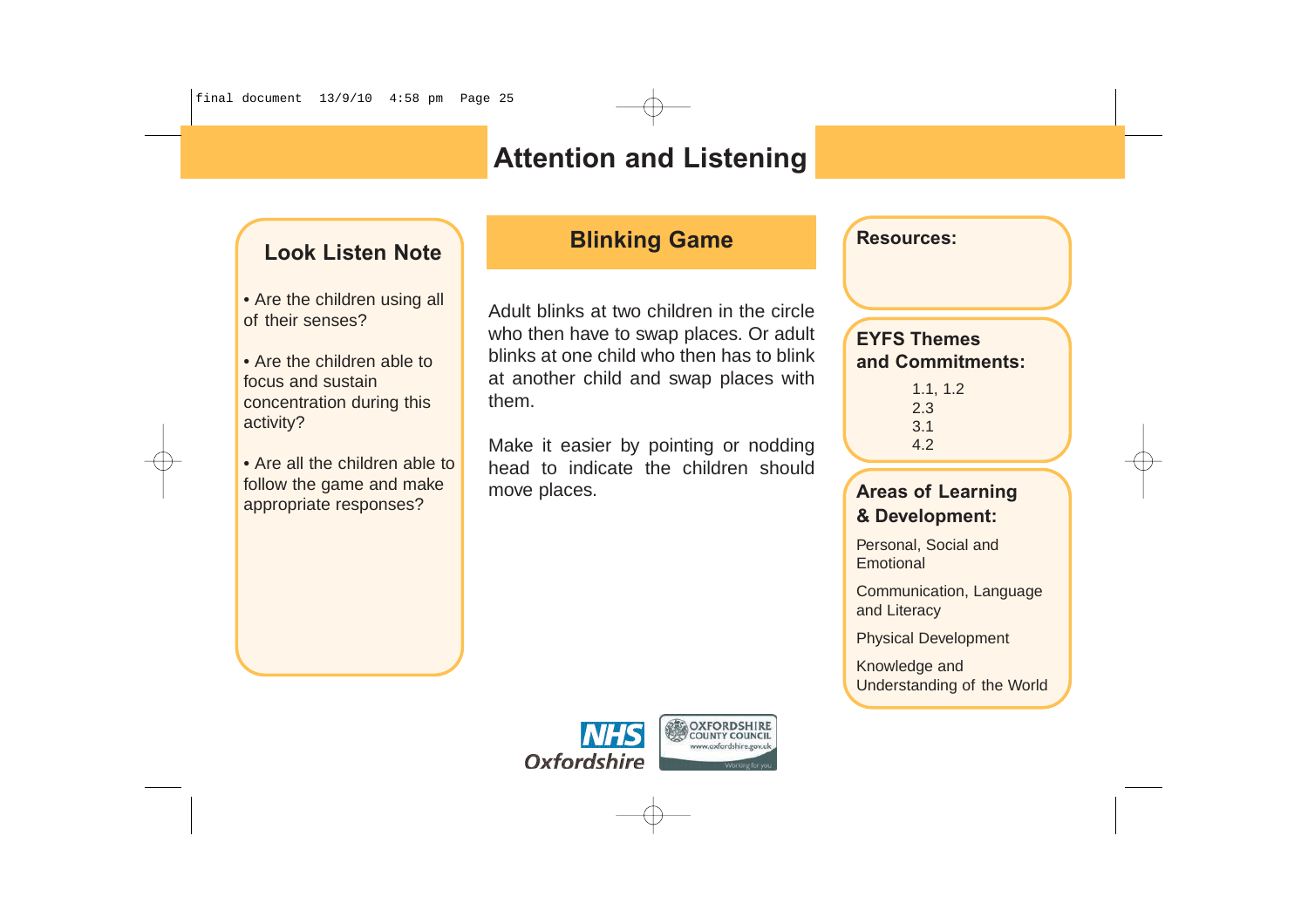# Attention and Listening

## Blinking Game

Adult blinks at two children in the circle who then have to swap places. Or adult blinks at one child who then has to blink at another child and swap places with them.

Make it easier by pointing or nodding head to indicate the children should move places.

### Look Listen Note

- Are the children using all of their senses?
- Are the children able to focus and sustain concentration during this activity?
- Are all the children able to follow the game and make appropriate responses?

### Resources:

### EYFS Themes and Commitments:

1.1, 1.2
2.3
3.1
4.2

### Areas of Learning & Development:

Personal, Social and Emotional

Communication, Language and Literacy

Physical Development

Knowledge and Understanding of the World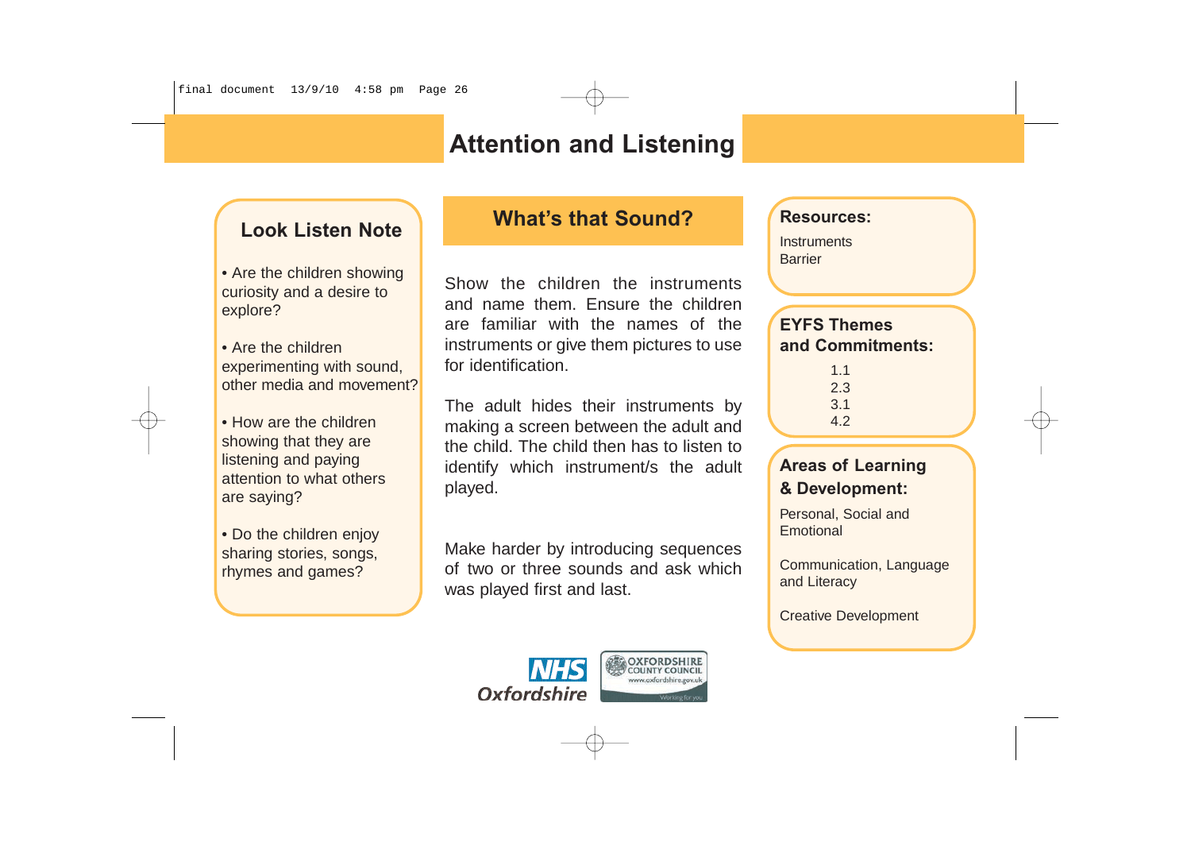# Attention and Listening

## Look Listen Note

- Are the children showing curiosity and a desire to explore?
- Are the children experimenting with sound, other media and movement?
- How are the children showing that they are listening and paying attention to what others are saying?
- Do the children enjoy sharing stories, songs, rhymes and games?

## What's that Sound?

Show the children the instruments and name them. Ensure the children are familiar with the names of the instruments or give them pictures to use for identification.

The adult hides their instruments by making a screen between the adult and the child. The child then has to listen to identify which instrument/s the adult played.

Make harder by introducing sequences of two or three sounds and ask which was played first and last.

### Resources:

Instruments
Barrier

### EYFS Themes and Commitments:

1.1
2.3
3.1
4.2

### Areas of Learning & Development:

Personal, Social and Emotional

Communication, Language and Literacy

Creative Development

NHS Oxfordshire

Oxfordshire County Council
www.oxfordshire.gov.uk
Working for you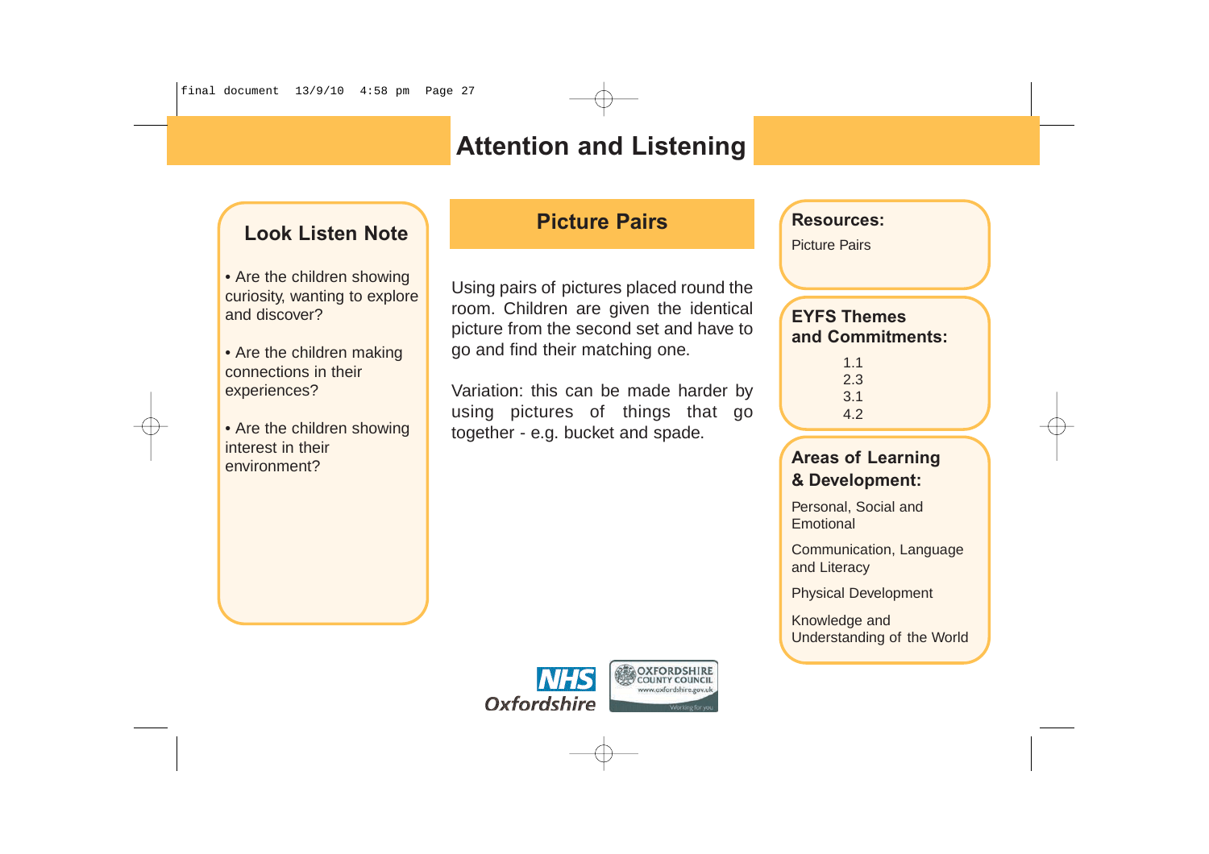# Attention and Listening

## Look Listen Note

- Are the children showing curiosity, wanting to explore and discover?
- Are the children making connections in their experiences?
- Are the children showing interest in their environment?

## Picture Pairs

Using pairs of pictures placed round the room. Children are given the identical picture from the second set and have to go and find their matching one.

Variation: this can be made harder by using pictures of things that go together - e.g. bucket and spade.

### Resources:

Picture Pairs

### EYFS Themes and Commitments:

1.1
2.3
3.1
4.2

### Areas of Learning & Development:

Personal, Social and Emotional

Communication, Language and Literacy

Physical Development

Knowledge and Understanding of the World

NHS Oxfordshire

OXFORDSHIRE COUNTY COUNCIL www.oxfordshire.gov.uk Working for you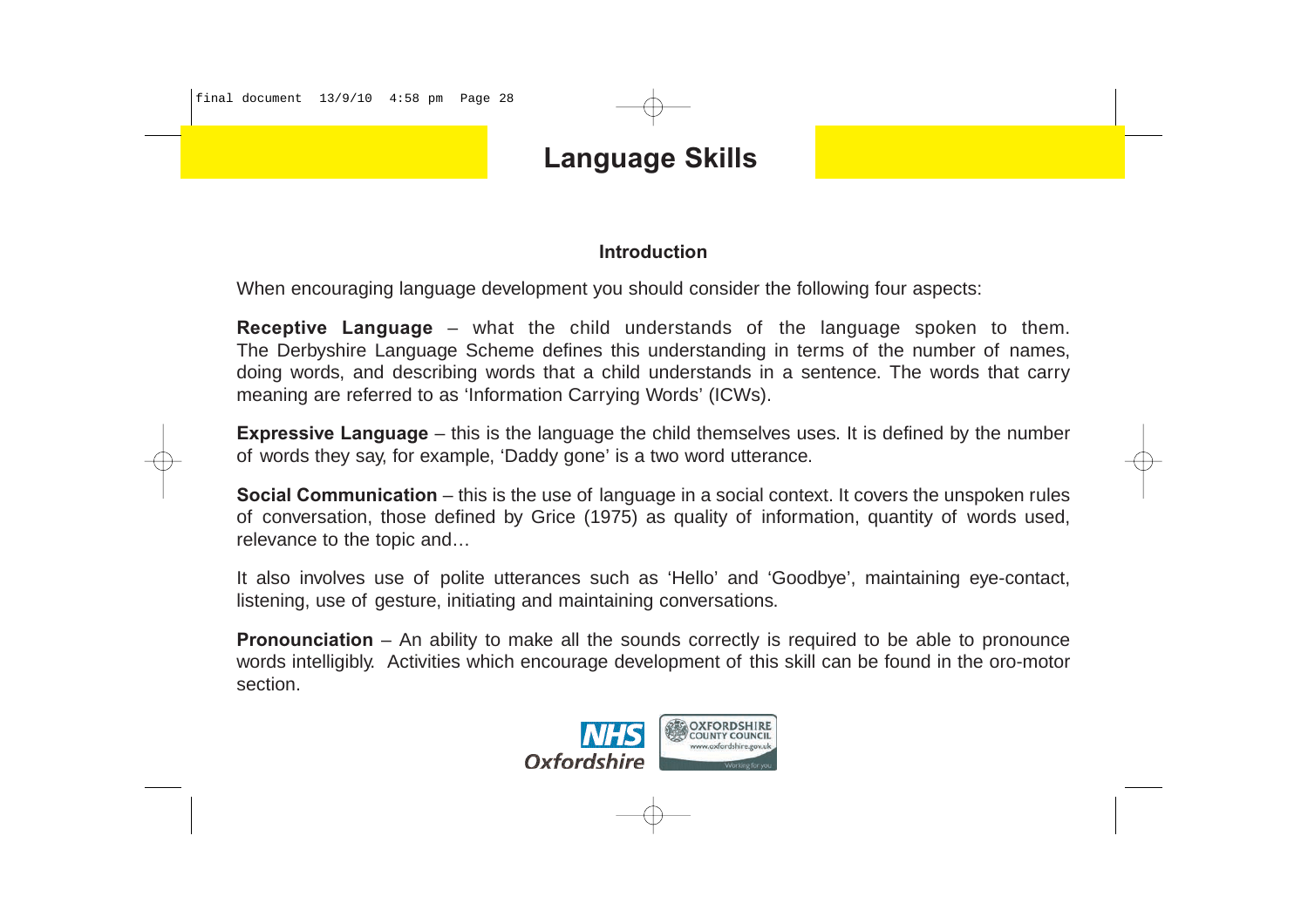# Language Skills

### Introduction

When encouraging language development you should consider the following four aspects:

**Receptive Language** – what the child understands of the language spoken to them. The Derbyshire Language Scheme defines this understanding in terms of the number of names, doing words, and describing words that a child understands in a sentence. The words that carry meaning are referred to as 'Information Carrying Words' (ICWs).

**Expressive Language** – this is the language the child themselves uses. It is defined by the number of words they say, for example, 'Daddy gone' is a two word utterance.

**Social Communication** – this is the use of language in a social context. It covers the unspoken rules of conversation, those defined by Grice (1975) as quality of information, quantity of words used, relevance to the topic and…

It also involves use of polite utterances such as 'Hello' and 'Goodbye', maintaining eye-contact, listening, use of gesture, initiating and maintaining conversations.

**Pronounciation** – An ability to make all the sounds correctly is required to be able to pronounce words intelligibly. Activities which encourage development of this skill can be found in the oro-motor section.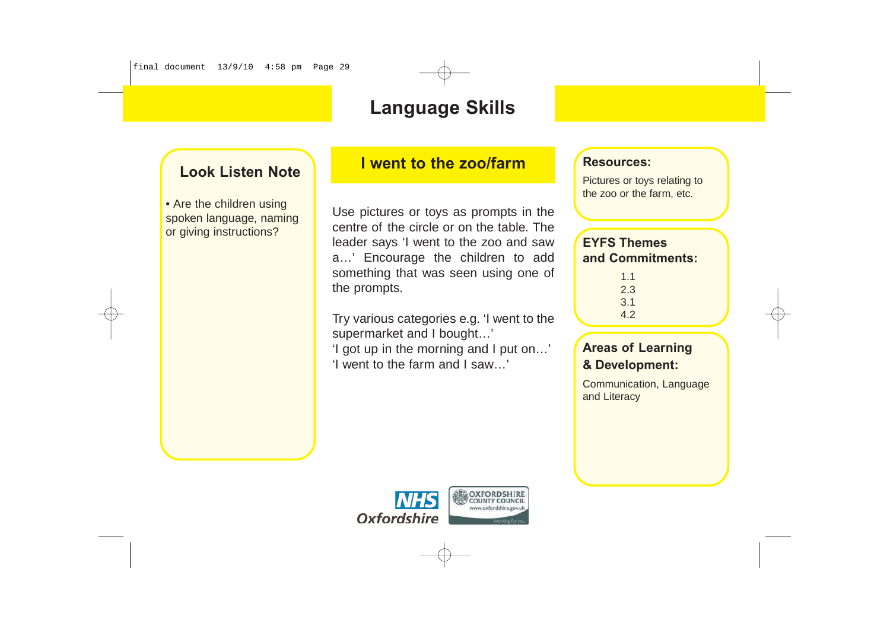# Language Skills

## I went to the zoo/farm

Use pictures or toys as prompts in the centre of the circle or on the table. The leader says 'I went to the zoo and saw a…' Encourage the children to add something that was seen using one of the prompts.

Try various categories e.g. 'I went to the supermarket and I bought…'
'I got up in the morning and I put on…'
'I went to the farm and I saw…'

### Look Listen Note

- Are the children using spoken language, naming or giving instructions?

### Resources:

Pictures or toys relating to the zoo or the farm, etc.

### EYFS Themes and Commitments:

1.1
2.3
3.1
4.2

### Areas of Learning & Development:

Communication, Language and Literacy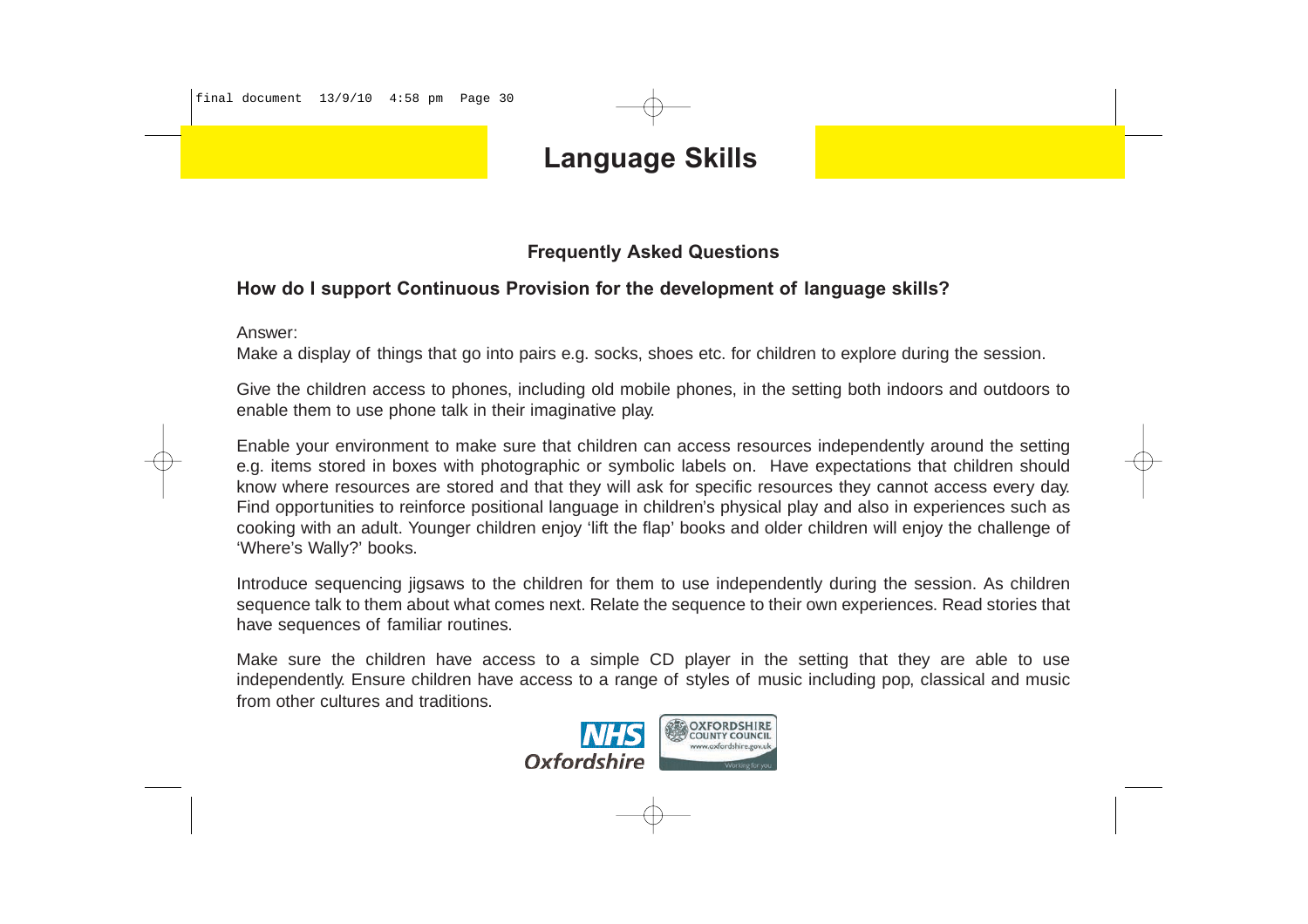# Language Skills

### Frequently Asked Questions

**How do I support Continuous Provision for the development of language skills?**

Answer:
Make a display of things that go into pairs e.g. socks, shoes etc. for children to explore during the session.

Give the children access to phones, including old mobile phones, in the setting both indoors and outdoors to enable them to use phone talk in their imaginative play.

Enable your environment to make sure that children can access resources independently around the setting e.g. items stored in boxes with photographic or symbolic labels on. Have expectations that children should know where resources are stored and that they will ask for specific resources they cannot access every day. Find opportunities to reinforce positional language in children's physical play and also in experiences such as cooking with an adult. Younger children enjoy 'lift the flap' books and older children will enjoy the challenge of 'Where's Wally?' books.

Introduce sequencing jigsaws to the children for them to use independently during the session. As children sequence talk to them about what comes next. Relate the sequence to their own experiences. Read stories that have sequences of familiar routines.

Make sure the children have access to a simple CD player in the setting that they are able to use independently. Ensure children have access to a range of styles of music including pop, classical and music from other cultures and traditions.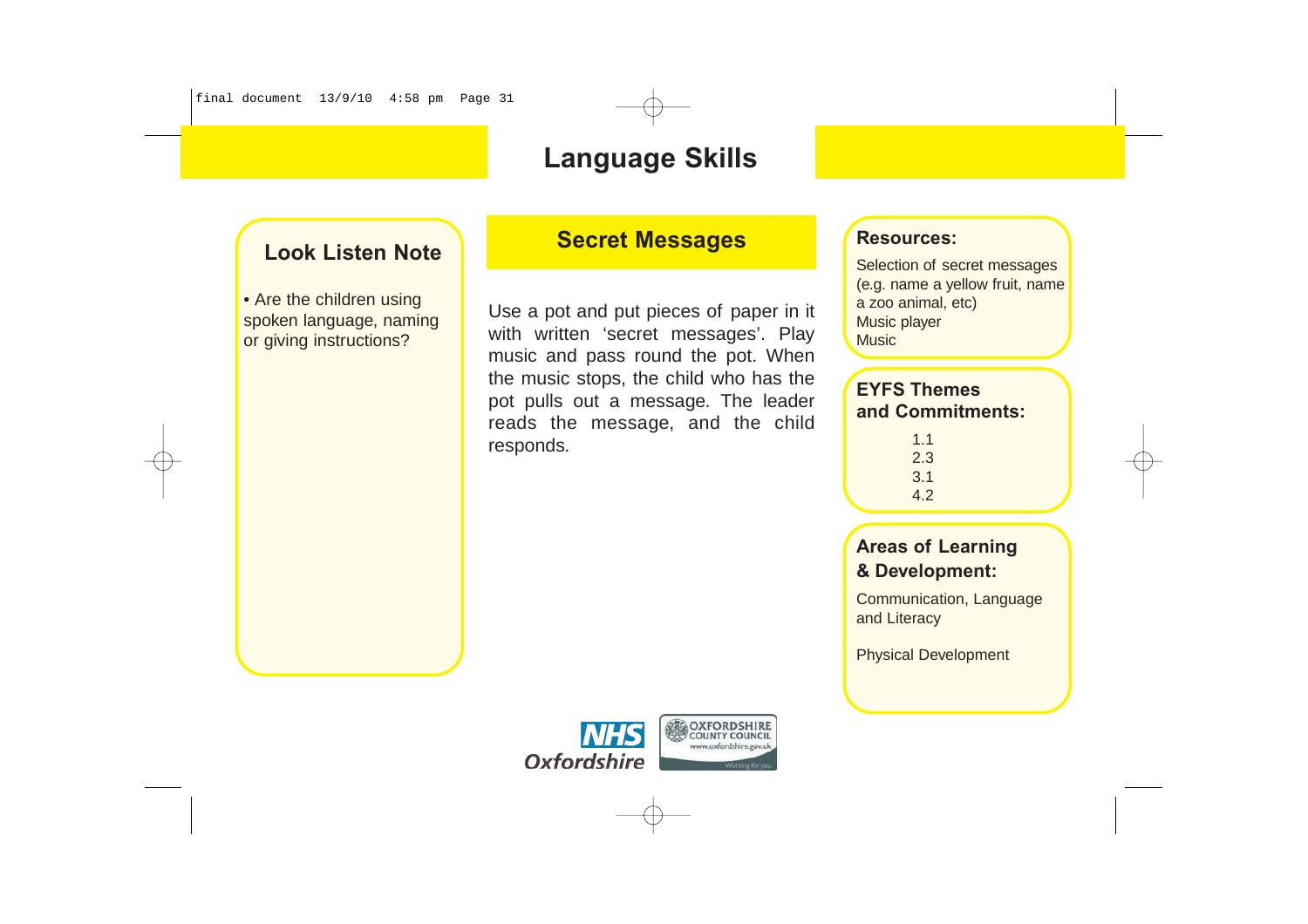# Language Skills

## Secret Messages

Use a pot and put pieces of paper in it with written 'secret messages'. Play music and pass round the pot. When the music stops, the child who has the pot pulls out a message. The leader reads the message, and the child responds.

### Look Listen Note

- Are the children using spoken language, naming or giving instructions?

### Resources:

Selection of secret messages (e.g. name a yellow fruit, name a zoo animal, etc)
Music player
Music

### EYFS Themes and Commitments:

1.1
2.3
3.1
4.2

### Areas of Learning & Development:

Communication, Language and Literacy

Physical Development

NHS Oxfordshire

OXFORDSHIRE COUNTY COUNCIL
www.oxfordshire.gov.uk
Working for you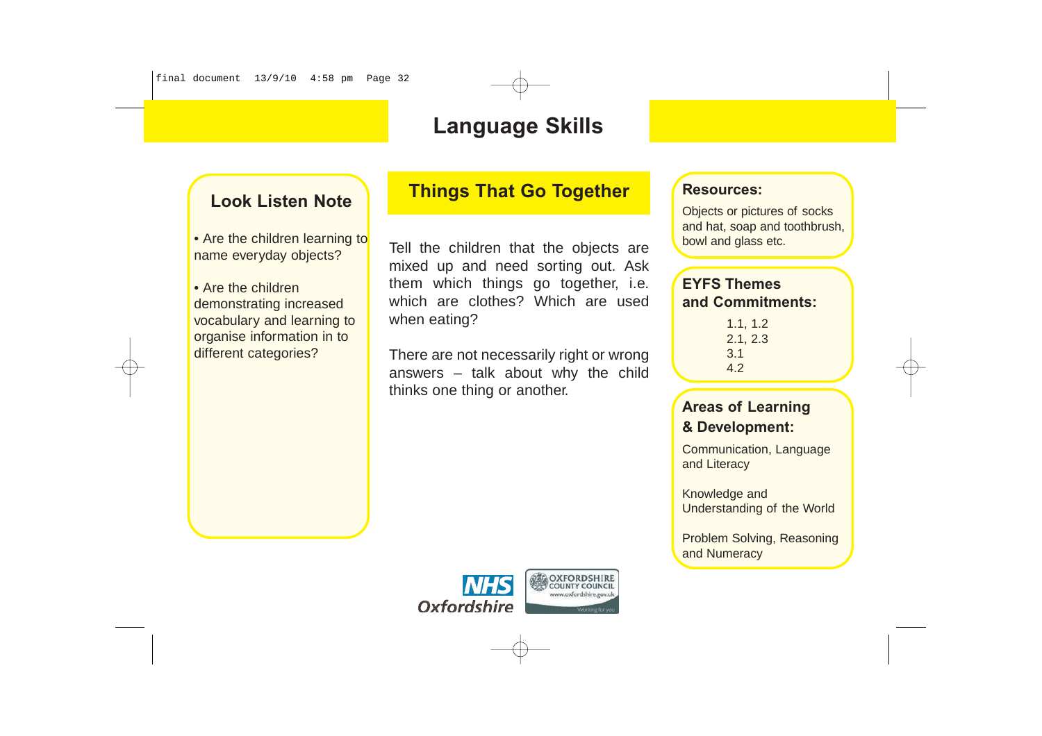# Language Skills

## Things That Go Together

Tell the children that the objects are mixed up and need sorting out. Ask them which things go together, i.e. which are clothes? Which are used when eating?

There are not necessarily right or wrong answers – talk about why the child thinks one thing or another.

### Look Listen Note

- Are the children learning to name everyday objects?
- Are the children demonstrating increased vocabulary and learning to organise information in to different categories?

### Resources:

Objects or pictures of socks and hat, soap and toothbrush, bowl and glass etc.

### EYFS Themes and Commitments:

1.1, 1.2
2.1, 2.3
3.1
4.2

### Areas of Learning & Development:

Communication, Language and Literacy

Knowledge and Understanding of the World

Problem Solving, Reasoning and Numeracy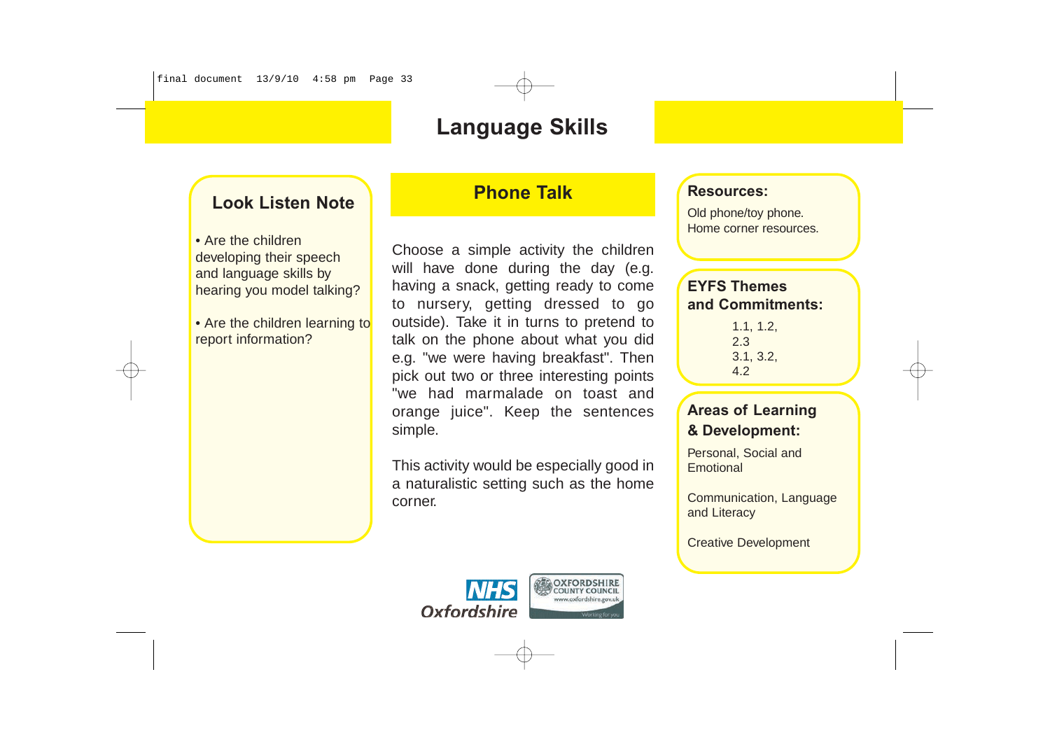# Language Skills

## Phone Talk

Choose a simple activity the children will have done during the day (e.g. having a snack, getting ready to come to nursery, getting dressed to go outside). Take it in turns to pretend to talk on the phone about what you did e.g. "we were having breakfast". Then pick out two or three interesting points "we had marmalade on toast and orange juice". Keep the sentences simple.

This activity would be especially good in a naturalistic setting such as the home corner.

### Look Listen Note

- Are the children developing their speech and language skills by hearing you model talking?
- Are the children learning to report information?

### Resources:

Old phone/toy phone.
Home corner resources.

### EYFS Themes and Commitments:

1.1, 1.2,
2.3
3.1, 3.2,
4.2

### Areas of Learning & Development:

Personal, Social and Emotional

Communication, Language and Literacy

Creative Development

NHS Oxfordshire

Oxfordshire County Council www.oxfordshire.gov.uk Working for you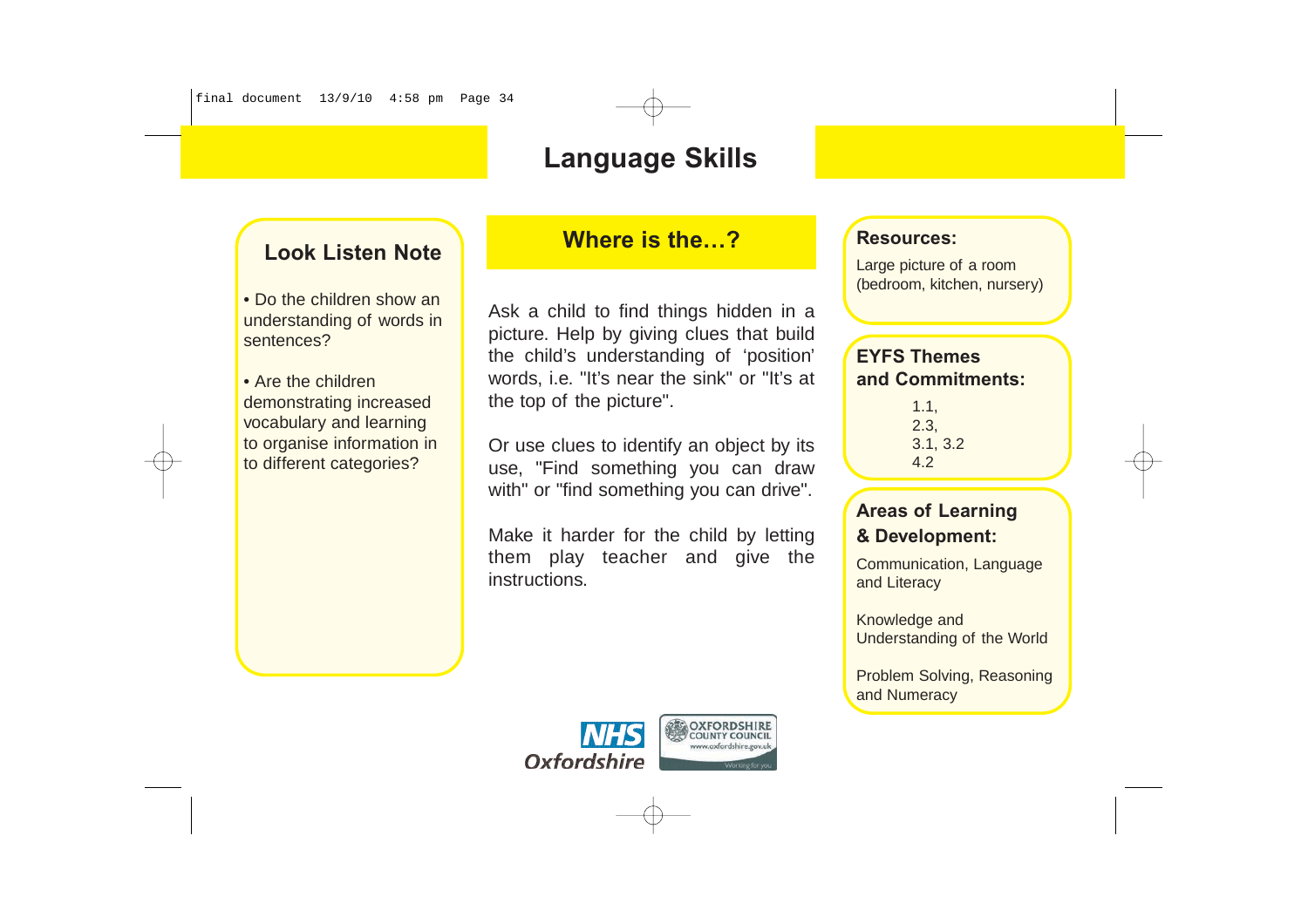# Language Skills

## Where is the…?

Ask a child to find things hidden in a picture. Help by giving clues that build the child's understanding of 'position' words, i.e. "It's near the sink" or "It's at the top of the picture".

Or use clues to identify an object by its use, "Find something you can draw with" or "find something you can drive".

Make it harder for the child by letting them play teacher and give the instructions.

### Look Listen Note

- Do the children show an understanding of words in sentences?
- Are the children demonstrating increased vocabulary and learning to organise information in to different categories?

### Resources:

Large picture of a room (bedroom, kitchen, nursery)

### EYFS Themes and Commitments:

1.1,
2.3,
3.1, 3.2
4.2

### Areas of Learning & Development:

Communication, Language and Literacy

Knowledge and Understanding of the World

Problem Solving, Reasoning and Numeracy

NHS Oxfordshire

OXFORDSHIRE COUNTY COUNCIL www.oxfordshire.gov.uk Working for you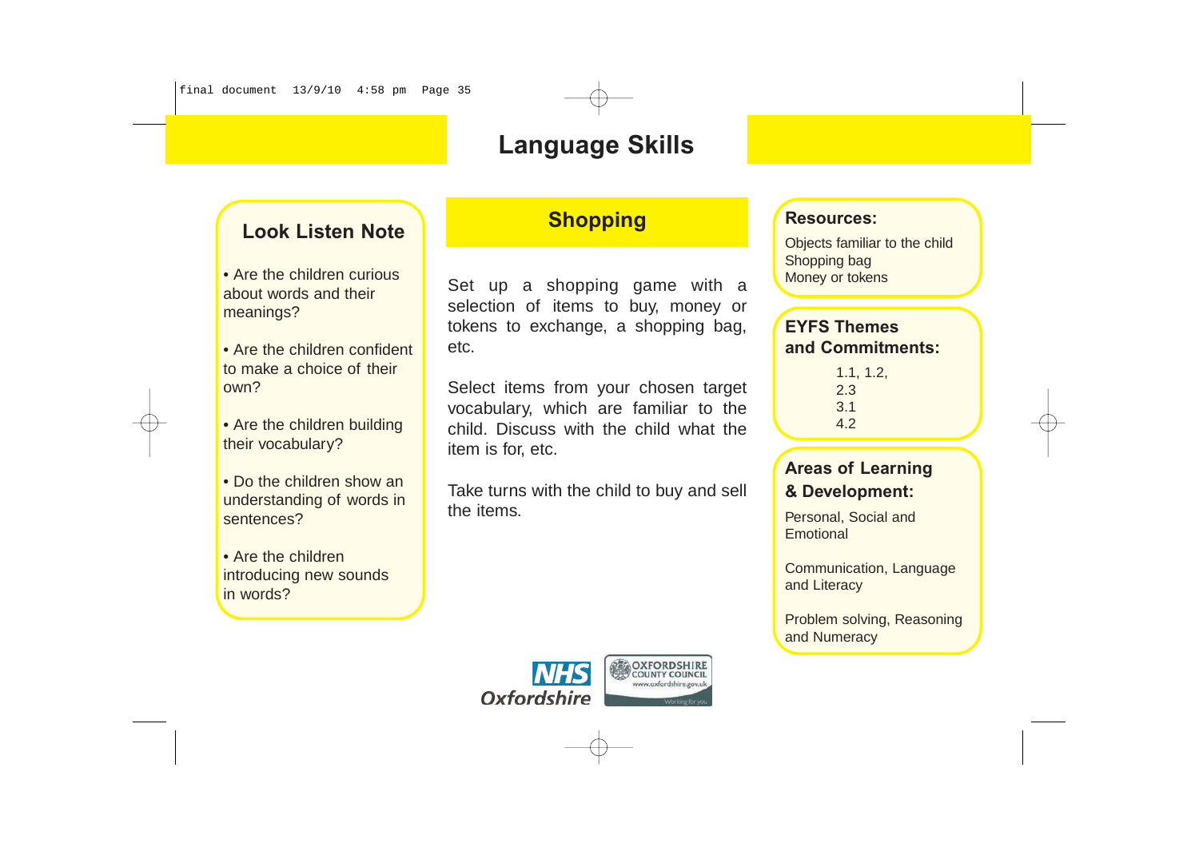# Language Skills

## Shopping

Set up a shopping game with a selection of items to buy, money or tokens to exchange, a shopping bag, etc.

Select items from your chosen target vocabulary, which are familiar to the child. Discuss with the child what the item is for, etc.

Take turns with the child to buy and sell the items.

### Look Listen Note

- Are the children curious about words and their meanings?
- Are the children confident to make a choice of their own?
- Are the children building their vocabulary?
- Do the children show an understanding of words in sentences?
- Are the children introducing new sounds in words?

### Resources:

Objects familiar to the child
Shopping bag
Money or tokens

### EYFS Themes and Commitments:

1.1, 1.2,
2.3
3.1
4.2

### Areas of Learning & Development:

Personal, Social and Emotional

Communication, Language and Literacy

Problem solving, Reasoning and Numeracy

NHS Oxfordshire

OXFORDSHIRE COUNTY COUNCIL www.oxfordshire.gov.uk Working for you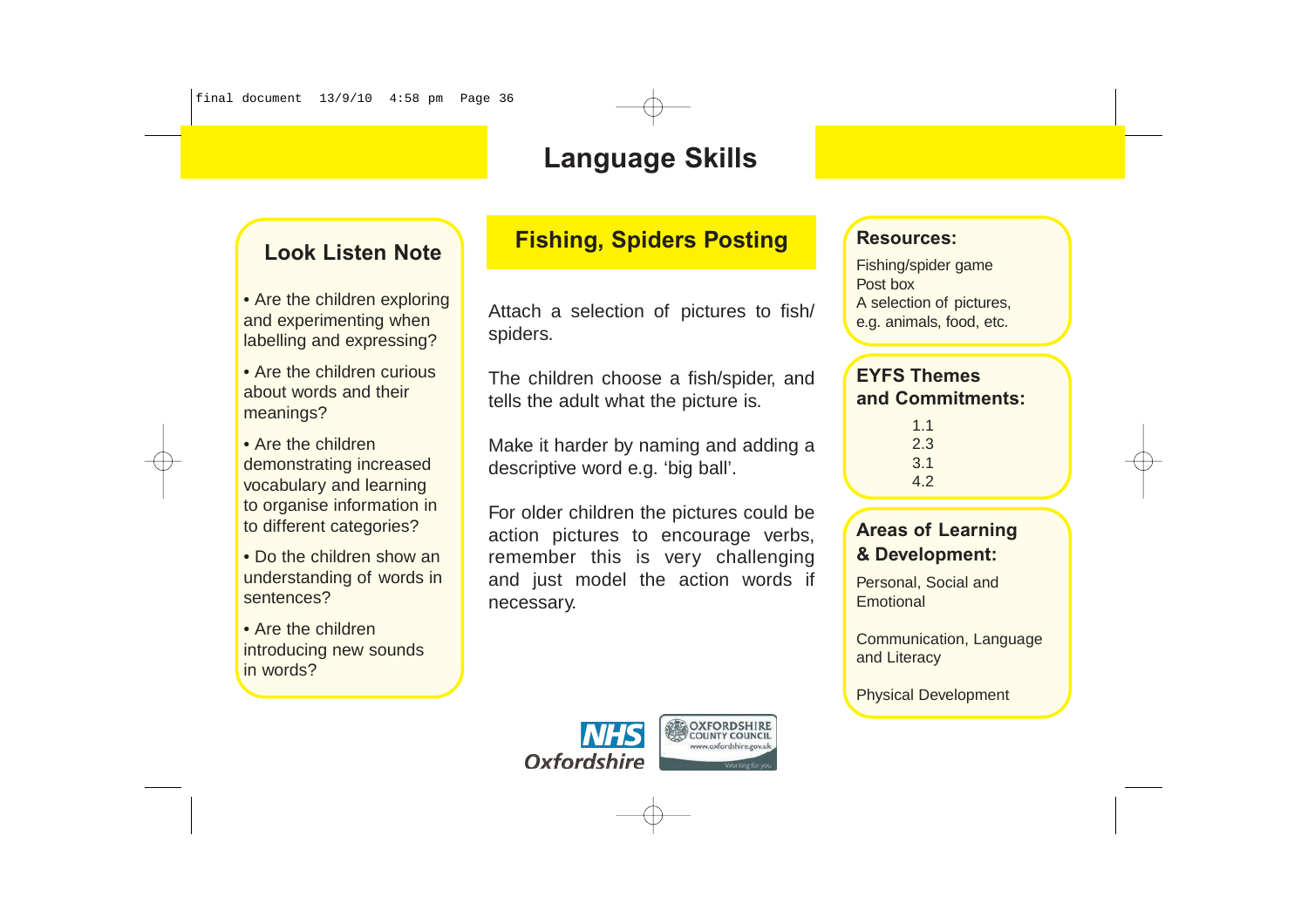# Language Skills

## Look Listen Note

- Are the children exploring and experimenting when labelling and expressing?
- Are the children curious about words and their meanings?
- Are the children demonstrating increased vocabulary and learning to organise information in to different categories?
- Do the children show an understanding of words in sentences?
- Are the children introducing new sounds in words?

## Fishing, Spiders Posting

Attach a selection of pictures to fish/ spiders.

The children choose a fish/spider, and tells the adult what the picture is.

Make it harder by naming and adding a descriptive word e.g. 'big ball'.

For older children the pictures could be action pictures to encourage verbs, remember this is very challenging and just model the action words if necessary.

### Resources:

Fishing/spider game
Post box
A selection of pictures, e.g. animals, food, etc.

### EYFS Themes and Commitments:

1.1
2.3
3.1
4.2

### Areas of Learning & Development:

Personal, Social and Emotional

Communication, Language and Literacy

Physical Development

NHS Oxfordshire

OXFORDSHIRE COUNTY COUNCIL
www.oxfordshire.gov.uk
Working for you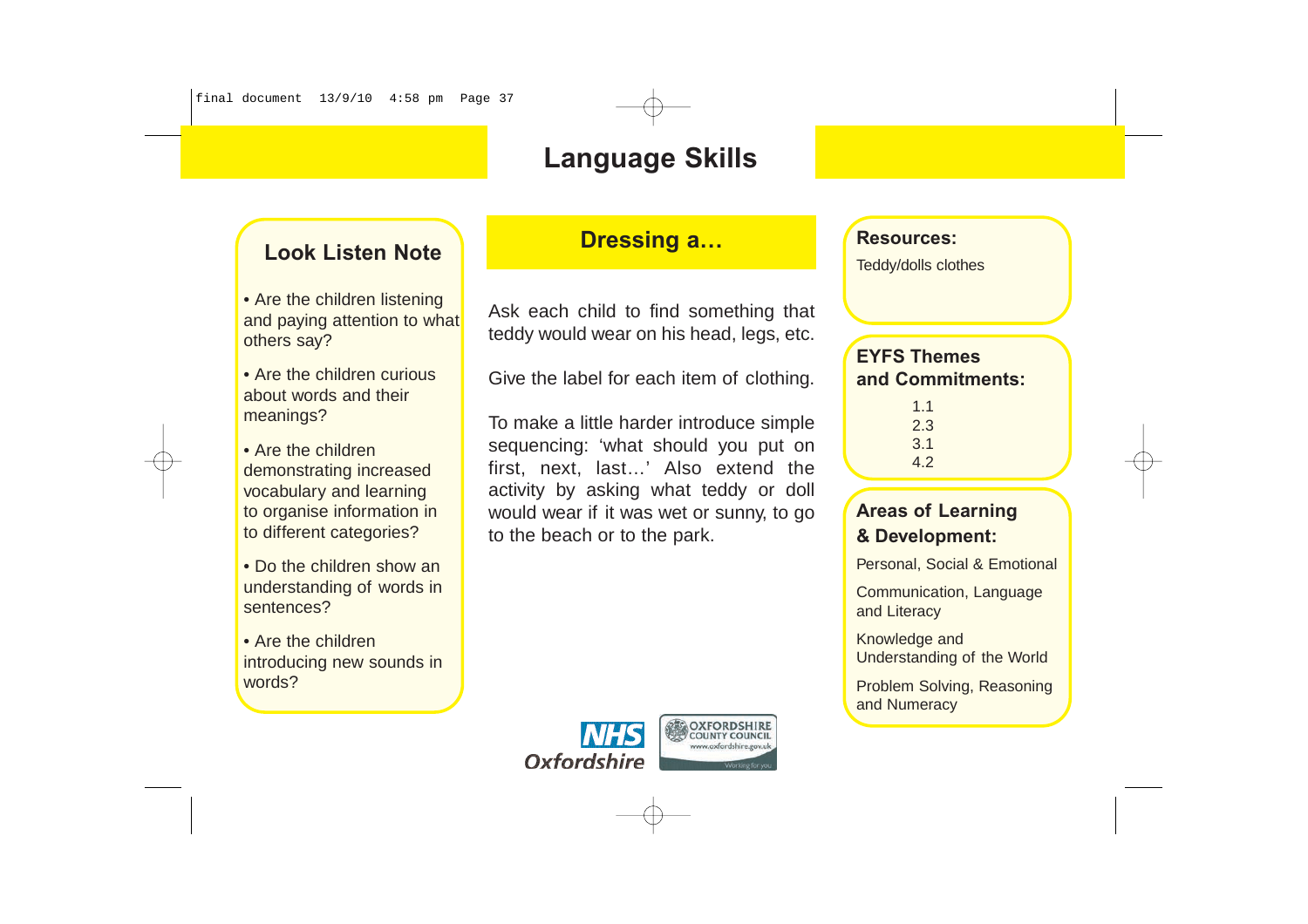# Language Skills

## Look Listen Note

- Are the children listening and paying attention to what others say?
- Are the children curious about words and their meanings?
- Are the children demonstrating increased vocabulary and learning to organise information in to different categories?
- Do the children show an understanding of words in sentences?
- Are the children introducing new sounds in words?

## Dressing a…

Ask each child to find something that teddy would wear on his head, legs, etc.

Give the label for each item of clothing.

To make a little harder introduce simple sequencing: 'what should you put on first, next, last…' Also extend the activity by asking what teddy or doll would wear if it was wet or sunny, to go to the beach or to the park.

### Resources:

Teddy/dolls clothes

### EYFS Themes and Commitments:

1.1
2.3
3.1
4.2

### Areas of Learning & Development:

Personal, Social & Emotional

Communication, Language and Literacy

Knowledge and Understanding of the World

Problem Solving, Reasoning and Numeracy

NHS Oxfordshire

Oxfordshire County Council www.oxfordshire.gov.uk Working for you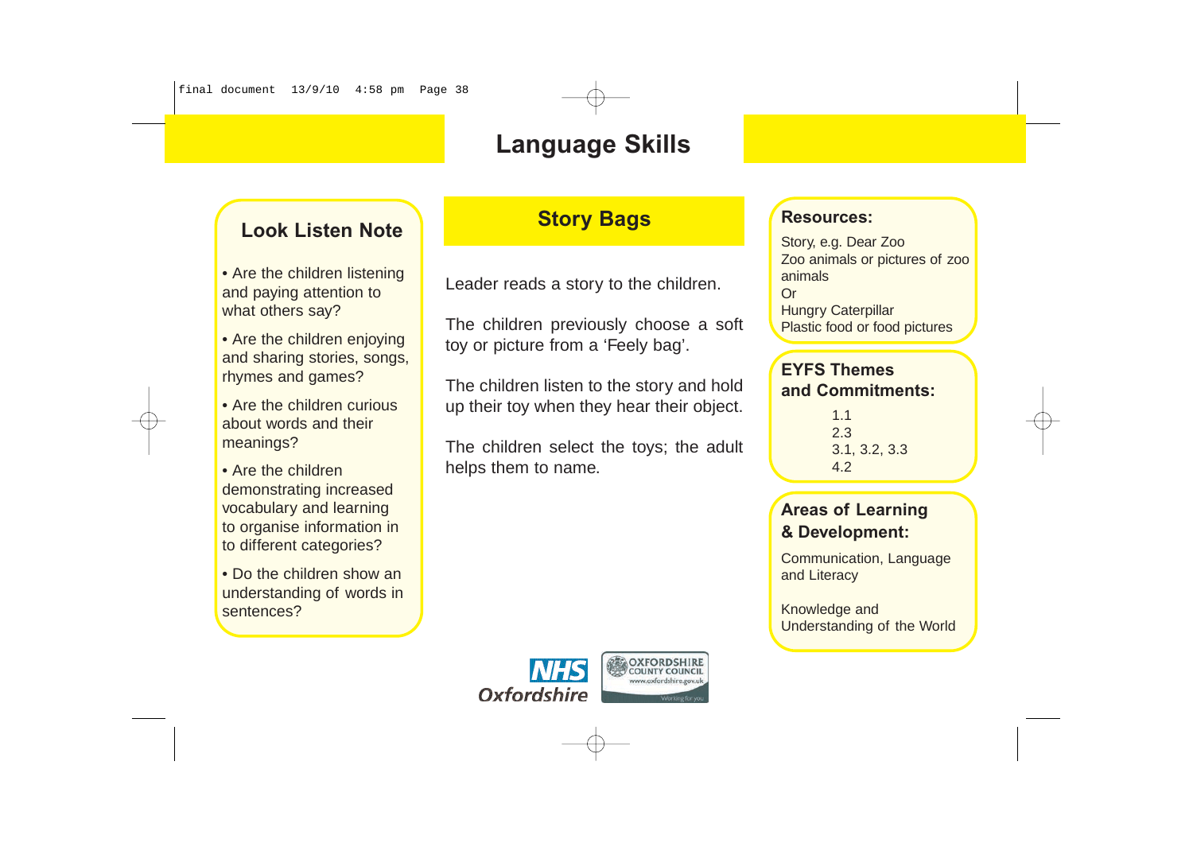# Language Skills

## Story Bags

Leader reads a story to the children.

The children previously choose a soft toy or picture from a 'Feely bag'.

The children listen to the story and hold up their toy when they hear their object.

The children select the toys; the adult helps them to name.

### Look Listen Note

- Are the children listening and paying attention to what others say?
- Are the children enjoying and sharing stories, songs, rhymes and games?
- Are the children curious about words and their meanings?
- Are the children demonstrating increased vocabulary and learning to organise information in to different categories?
- Do the children show an understanding of words in sentences?

### Resources:

Story, e.g. Dear Zoo
Zoo animals or pictures of zoo animals
Or
Hungry Caterpillar
Plastic food or food pictures

### EYFS Themes and Commitments:

1.1
2.3
3.1, 3.2, 3.3
4.2

### Areas of Learning & Development:

Communication, Language and Literacy

Knowledge and Understanding of the World

NHS Oxfordshire

OXFORDSHIRE COUNTY COUNCIL
www.oxfordshire.gov.uk
Working for you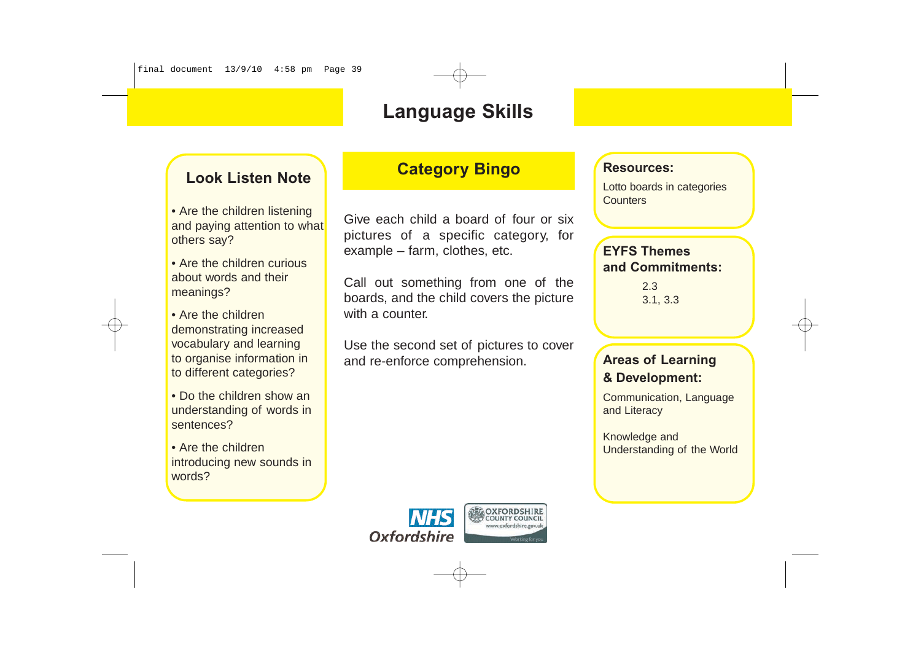# Language Skills

## Category Bingo

Give each child a board of four or six pictures of a specific category, for example – farm, clothes, etc.

Call out something from one of the boards, and the child covers the picture with a counter.

Use the second set of pictures to cover and re-enforce comprehension.

### Look Listen Note

- Are the children listening and paying attention to what others say?
- Are the children curious about words and their meanings?
- Are the children demonstrating increased vocabulary and learning to organise information in to different categories?
- Do the children show an understanding of words in sentences?
- Are the children introducing new sounds in words?

### Resources:

Lotto boards in categories
Counters

### EYFS Themes and Commitments:

2.3
3.1, 3.3

### Areas of Learning & Development:

Communication, Language and Literacy

Knowledge and Understanding of the World

NHS Oxfordshire

OXFORDSHIRE COUNTY COUNCIL
www.oxfordshire.gov.uk
Working for you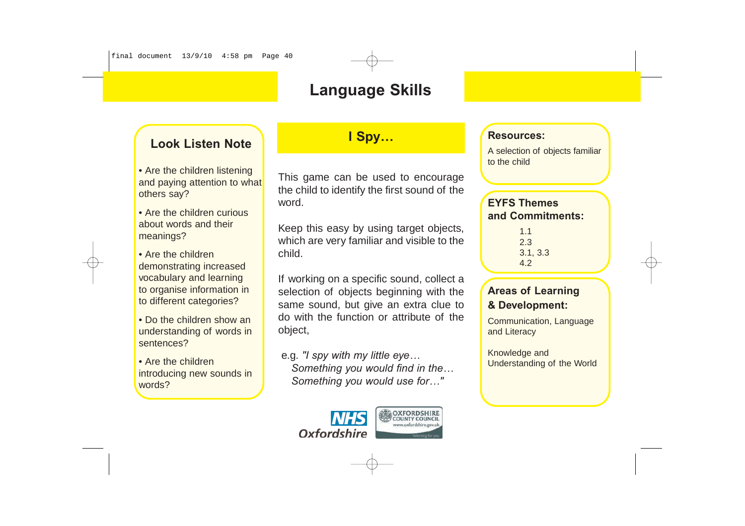# Language Skills

## I Spy…

This game can be used to encourage the child to identify the first sound of the word.

Keep this easy by using target objects, which are very familiar and visible to the child.

If working on a specific sound, collect a selection of objects beginning with the same sound, but give an extra clue to do with the function or attribute of the object,

e.g. *"I spy with my little eye…*
*Something you would find in the…*
*Something you would use for…"*

### Look Listen Note

- Are the children listening and paying attention to what others say?
- Are the children curious about words and their meanings?
- Are the children demonstrating increased vocabulary and learning to organise information in to different categories?
- Do the children show an understanding of words in sentences?
- Are the children introducing new sounds in words?

### Resources:

A selection of objects familiar to the child

### EYFS Themes and Commitments:

1.1
2.3
3.1, 3.3
4.2

### Areas of Learning & Development:

Communication, Language and Literacy

Knowledge and Understanding of the World

NHS Oxfordshire

OXFORDSHIRE COUNTY COUNCIL www.oxfordshire.gov.uk Working for you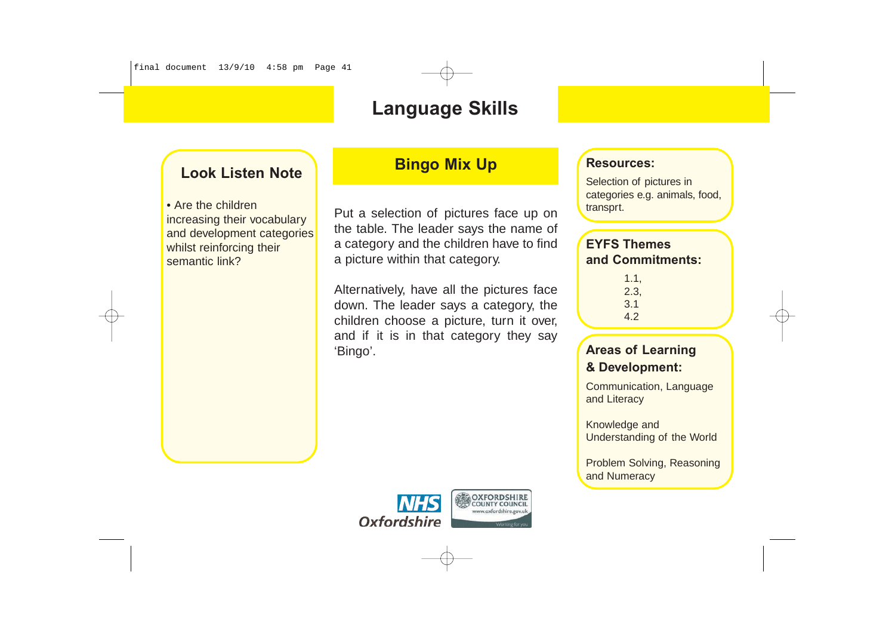# Language Skills

## Look Listen Note

- Are the children increasing their vocabulary and development categories whilst reinforcing their semantic link?

## Bingo Mix Up

Put a selection of pictures face up on the table. The leader says the name of a category and the children have to find a picture within that category.

Alternatively, have all the pictures face down. The leader says a category, the children choose a picture, turn it over, and if it is in that category they say 'Bingo'.

### Resources:

Selection of pictures in categories e.g. animals, food, transprt.

### EYFS Themes and Commitments:

1.1,
2.3,
3.1
4.2

### Areas of Learning & Development:

Communication, Language and Literacy

Knowledge and Understanding of the World

Problem Solving, Reasoning and Numeracy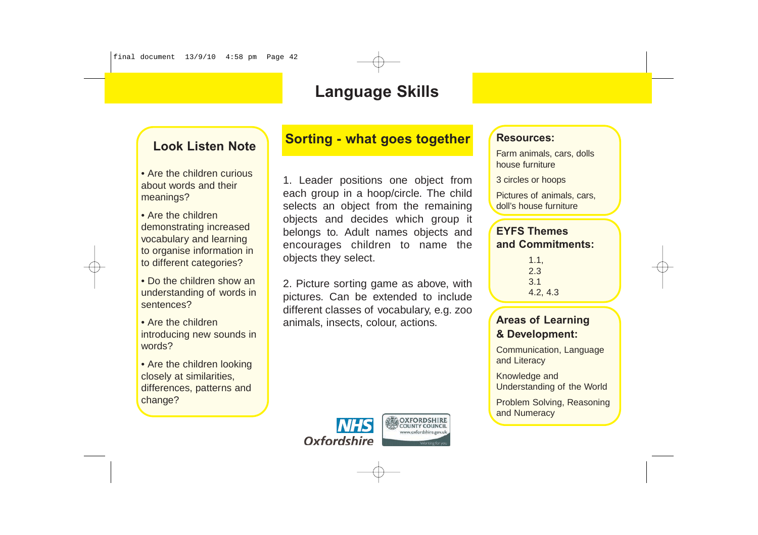# Language Skills

## Look Listen Note

- Are the children curious about words and their meanings?
- Are the children demonstrating increased vocabulary and learning to organise information in to different categories?
- Do the children show an understanding of words in sentences?
- Are the children introducing new sounds in words?
- Are the children looking closely at similarities, differences, patterns and change?

## Sorting - what goes together

1. Leader positions one object from each group in a hoop/circle. The child selects an object from the remaining objects and decides which group it belongs to. Adult names objects and encourages children to name the objects they select.

2. Picture sorting game as above, with pictures. Can be extended to include different classes of vocabulary, e.g. zoo animals, insects, colour, actions.

### Resources:

Farm animals, cars, dolls house furniture

3 circles or hoops

Pictures of animals, cars, doll's house furniture

### EYFS Themes and Commitments:

1.1,
2.3
3.1
4.2, 4.3

### Areas of Learning & Development:

Communication, Language and Literacy

Knowledge and Understanding of the World

Problem Solving, Reasoning and Numeracy

NHS Oxfordshire

OXFORDSHIRE COUNTY COUNCIL
www.oxfordshire.gov.uk
Working for you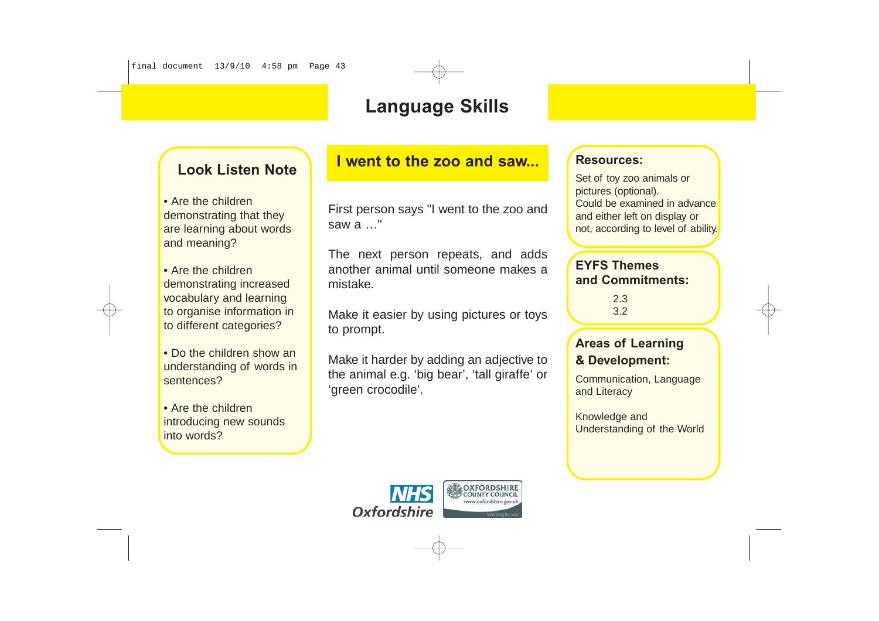# Language Skills

## I went to the zoo and saw...

First person says "I went to the zoo and saw a …"

The next person repeats, and adds another animal until someone makes a mistake.

Make it easier by using pictures or toys to prompt.

Make it harder by adding an adjective to the animal e.g. 'big bear', 'tall giraffe' or 'green crocodile'.

### Look Listen Note

- Are the children demonstrating that they are learning about words and meaning?
- Are the children demonstrating increased vocabulary and learning to organise information in to different categories?
- Do the children show an understanding of words in sentences?
- Are the children introducing new sounds into words?

### Resources:

Set of toy zoo animals or pictures (optional).
Could be examined in advance and either left on display or not, according to level of ability.

### EYFS Themes and Commitments:

2.3
3.2

### Areas of Learning & Development:

Communication, Language and Literacy

Knowledge and Understanding of the World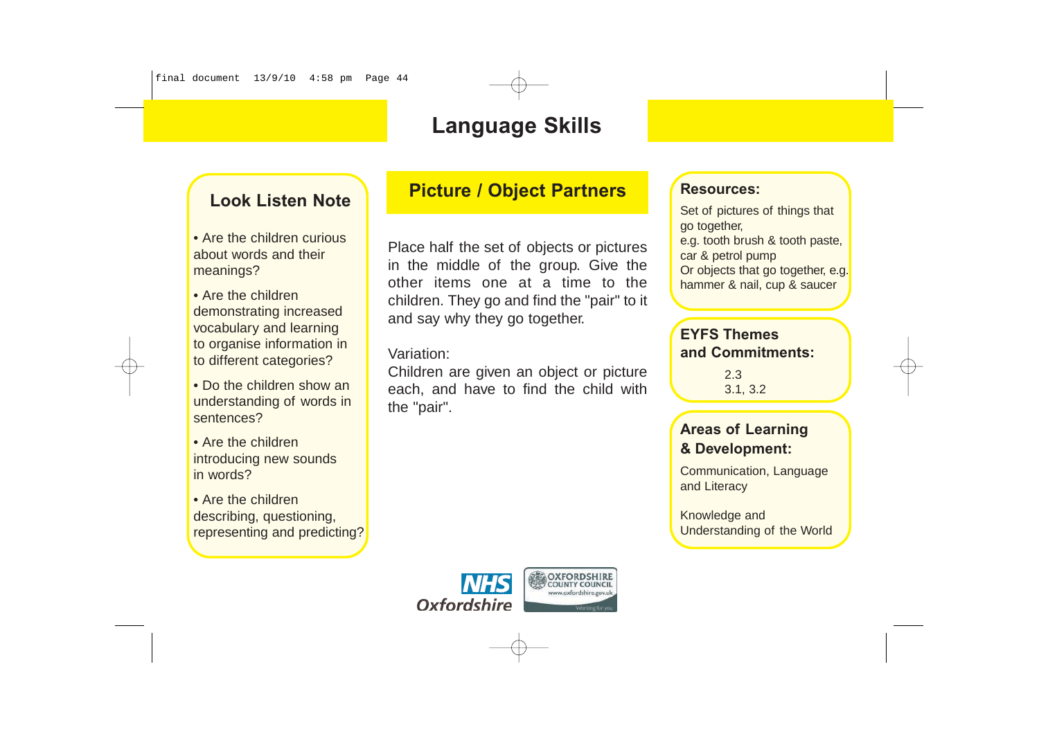# Language Skills

## Look Listen Note

- Are the children curious about words and their meanings?
- Are the children demonstrating increased vocabulary and learning to organise information in to different categories?
- Do the children show an understanding of words in sentences?
- Are the children introducing new sounds in words?
- Are the children describing, questioning, representing and predicting?

## Picture / Object Partners

Place half the set of objects or pictures in the middle of the group. Give the other items one at a time to the children. They go and find the "pair" to it and say why they go together.

Variation:
Children are given an object or picture each, and have to find the child with the "pair".

### Resources:

Set of pictures of things that go together,
e.g. tooth brush & tooth paste, car & petrol pump
Or objects that go together, e.g. hammer & nail, cup & saucer

### EYFS Themes and Commitments:

2.3
3.1, 3.2

### Areas of Learning & Development:

Communication, Language and Literacy

Knowledge and Understanding of the World

NHS Oxfordshire

OXFORDSHIRE COUNTY COUNCIL
www.oxfordshire.gov.uk
Working for you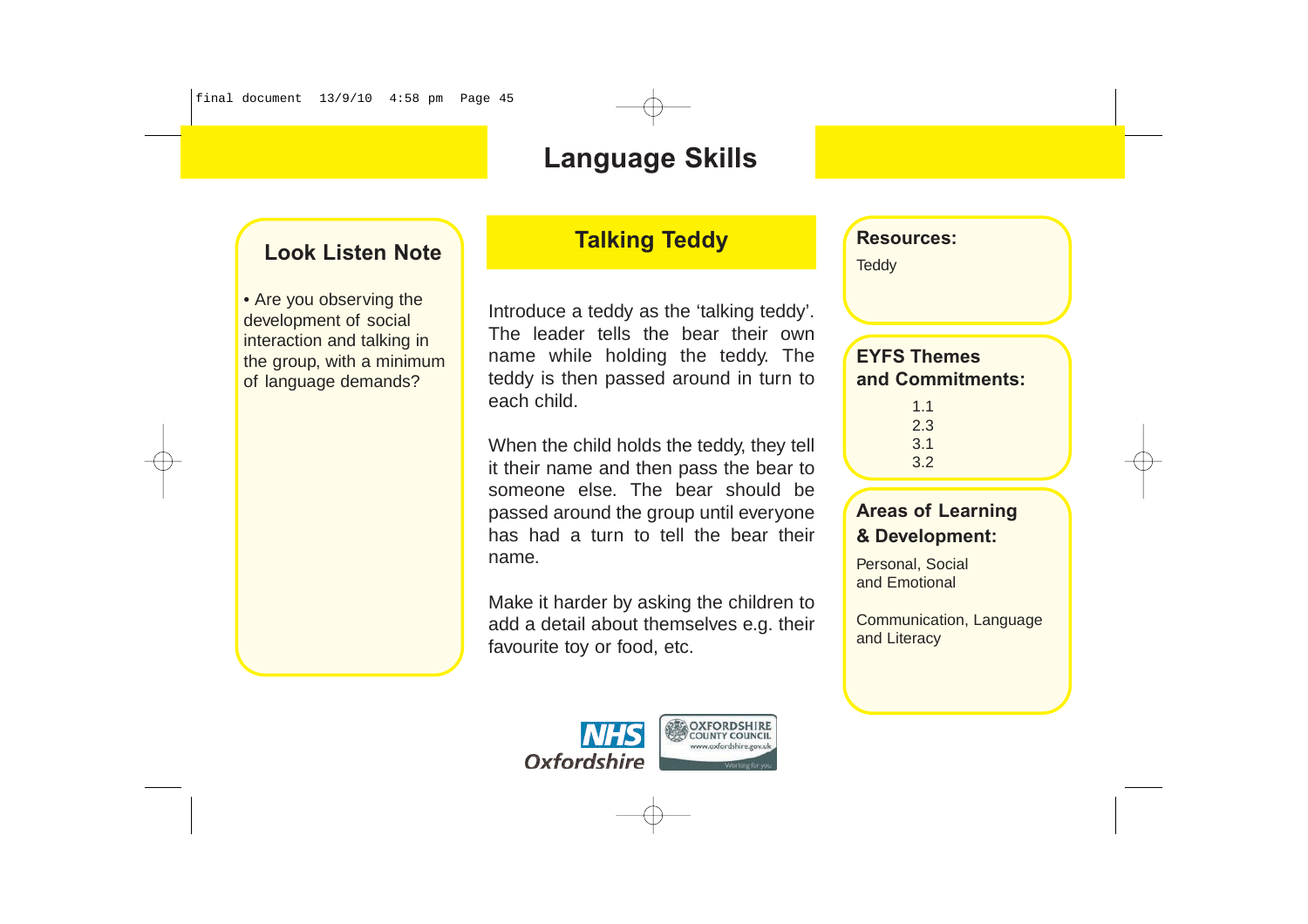# Language Skills

## Talking Teddy

Introduce a teddy as the 'talking teddy'. The leader tells the bear their own name while holding the teddy. The teddy is then passed around in turn to each child.

When the child holds the teddy, they tell it their name and then pass the bear to someone else. The bear should be passed around the group until everyone has had a turn to tell the bear their name.

Make it harder by asking the children to add a detail about themselves e.g. their favourite toy or food, etc.

### Look Listen Note

- Are you observing the development of social interaction and talking in the group, with a minimum of language demands?

### Resources:

Teddy

### EYFS Themes and Commitments:

1.1
2.3
3.1
3.2

### Areas of Learning & Development:

Personal, Social and Emotional

Communication, Language and Literacy

NHS Oxfordshire

OXFORDSHIRE COUNTY COUNCIL
www.oxfordshire.gov.uk
Working for you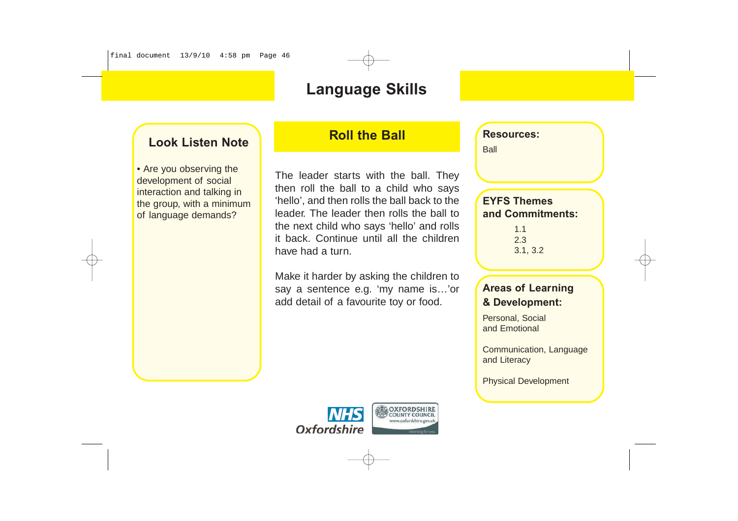# Language Skills

## Roll the Ball

The leader starts with the ball. They then roll the ball to a child who says ‘hello’, and then rolls the ball back to the leader. The leader then rolls the ball to the next child who says ‘hello’ and rolls it back. Continue until all the children have had a turn.

Make it harder by asking the children to say a sentence e.g. ‘my name is…’or add detail of a favourite toy or food.

### Look Listen Note

- Are you observing the development of social interaction and talking in the group, with a minimum of language demands?

### Resources:

Ball

### EYFS Themes and Commitments:

1.1
2.3
3.1, 3.2

### Areas of Learning & Development:

Personal, Social and Emotional

Communication, Language and Literacy

Physical Development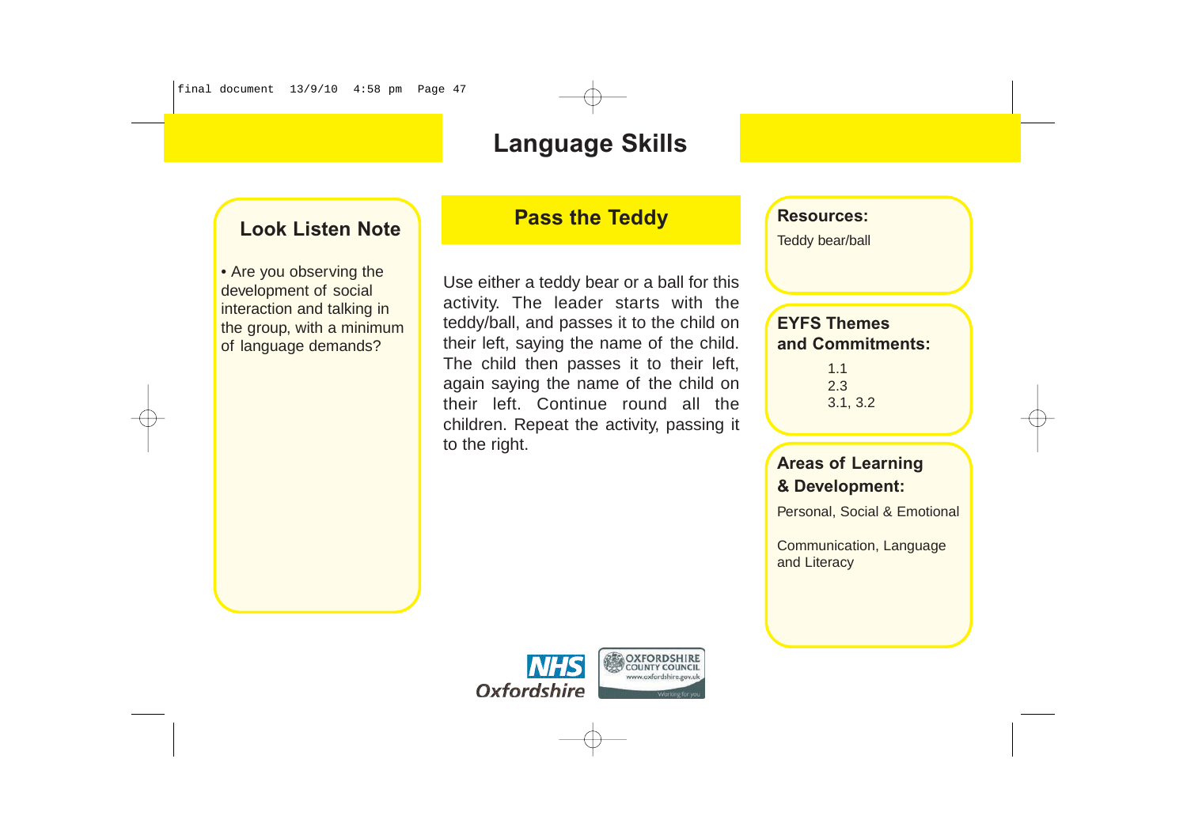# Language Skills

## Pass the Teddy

Use either a teddy bear or a ball for this activity. The leader starts with the teddy/ball, and passes it to the child on their left, saying the name of the child. The child then passes it to their left, again saying the name of the child on their left. Continue round all the children. Repeat the activity, passing it to the right.

### Look Listen Note

- Are you observing the development of social interaction and talking in the group, with a minimum of language demands?

### Resources:

Teddy bear/ball

### EYFS Themes and Commitments:

1.1
2.3
3.1, 3.2

### Areas of Learning & Development:

Personal, Social & Emotional

Communication, Language and Literacy

NHS Oxfordshire

OXFORDSHIRE COUNTY COUNCIL
www.oxfordshire.gov.uk
Working for you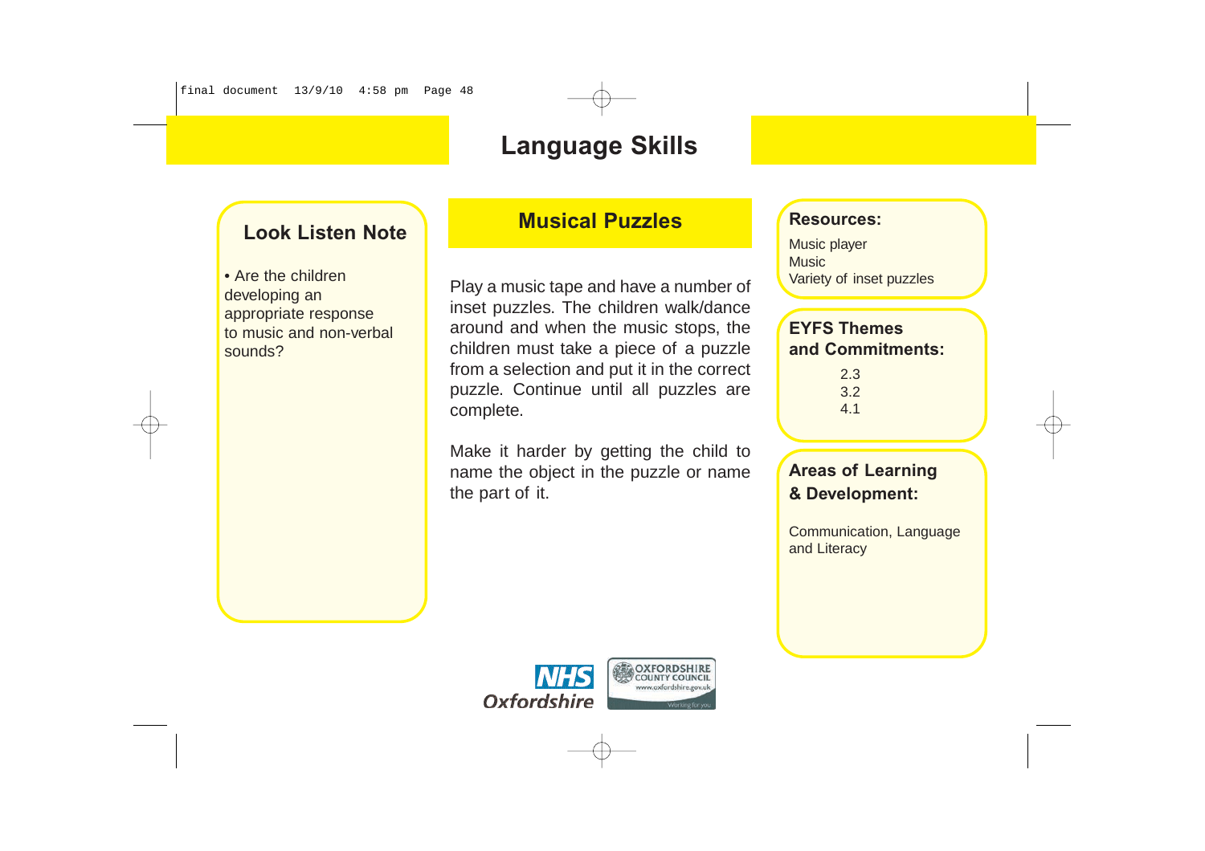# Language Skills

## Look Listen Note

- Are the children developing an appropriate response to music and non-verbal sounds?

## Musical Puzzles

Play a music tape and have a number of inset puzzles. The children walk/dance around and when the music stops, the children must take a piece of a puzzle from a selection and put it in the correct puzzle. Continue until all puzzles are complete.

Make it harder by getting the child to name the object in the puzzle or name the part of it.

### Resources:

Music player
Music
Variety of inset puzzles

### EYFS Themes and Commitments:

2.3
3.2
4.1

### Areas of Learning & Development:

Communication, Language and Literacy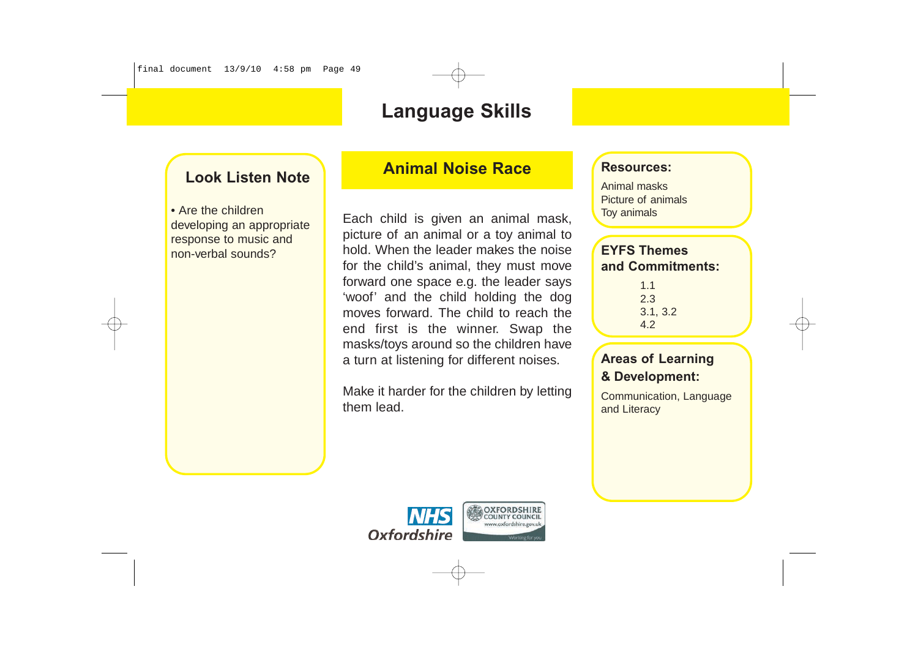# Language Skills

## Animal Noise Race

Each child is given an animal mask, picture of an animal or a toy animal to hold. When the leader makes the noise for the child's animal, they must move forward one space e.g. the leader says 'woof' and the child holding the dog moves forward. The child to reach the end first is the winner. Swap the masks/toys around so the children have a turn at listening for different noises.

Make it harder for the children by letting them lead.

### Look Listen Note

- Are the children developing an appropriate response to music and non-verbal sounds?

### Resources:

Animal masks
Picture of animals
Toy animals

### EYFS Themes and Commitments:

1.1
2.3
3.1, 3.2
4.2

### Areas of Learning & Development:

Communication, Language and Literacy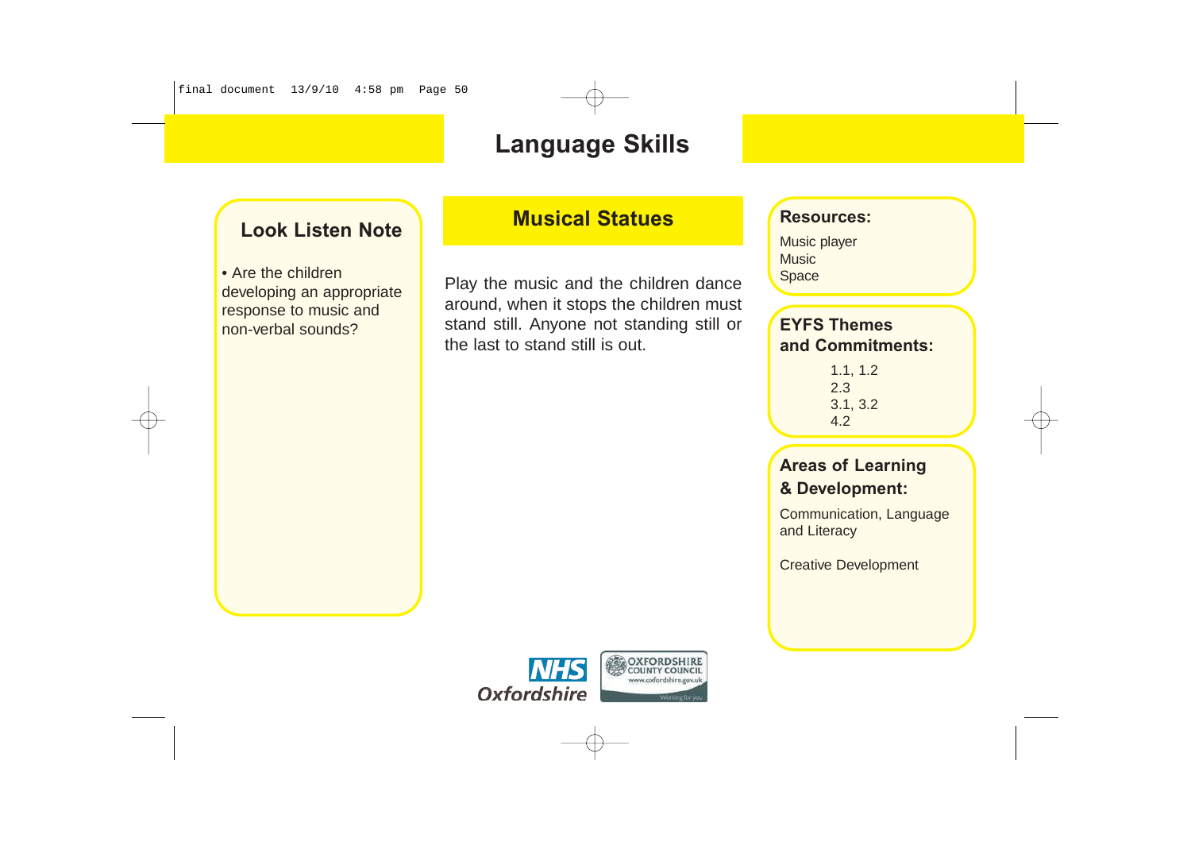# Language Skills

## Musical Statues

Play the music and the children dance around, when it stops the children must stand still. Anyone not standing still or the last to stand still is out.

### Look Listen Note

- Are the children developing an appropriate response to music and non-verbal sounds?

### Resources:

Music player
Music
Space

### EYFS Themes and Commitments:

1.1, 1.2
2.3
3.1, 3.2
4.2

### Areas of Learning & Development:

Communication, Language and Literacy

Creative Development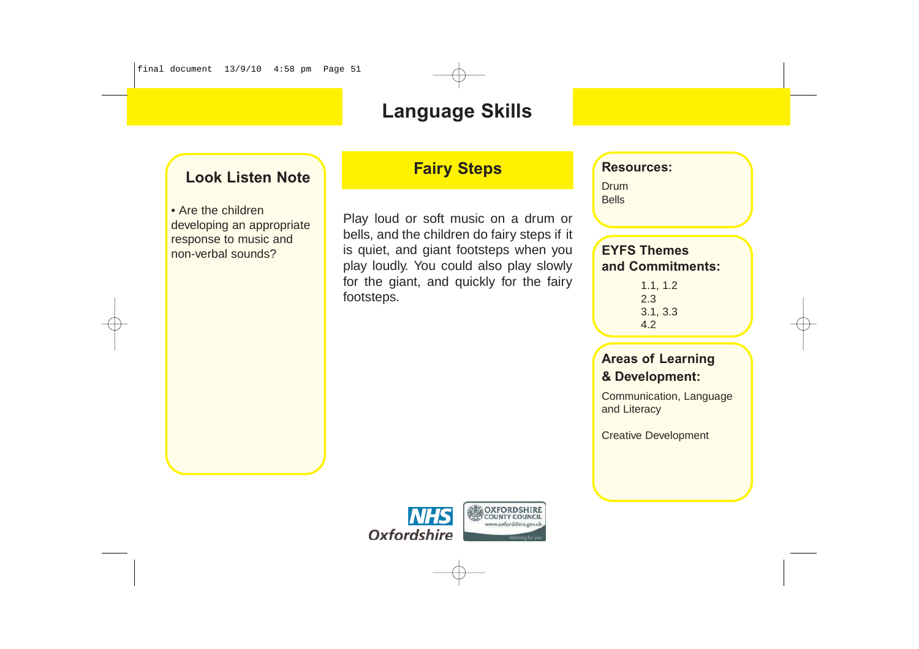# Language Skills

## Fairy Steps

Play loud or soft music on a drum or bells, and the children do fairy steps if it is quiet, and giant footsteps when you play loudly. You could also play slowly for the giant, and quickly for the fairy footsteps.

### Look Listen Note

- Are the children developing an appropriate response to music and non-verbal sounds?

### Resources:

Drum
Bells

### EYFS Themes and Commitments:

1.1, 1.2
2.3
3.1, 3.3
4.2

### Areas of Learning & Development:

Communication, Language and Literacy

Creative Development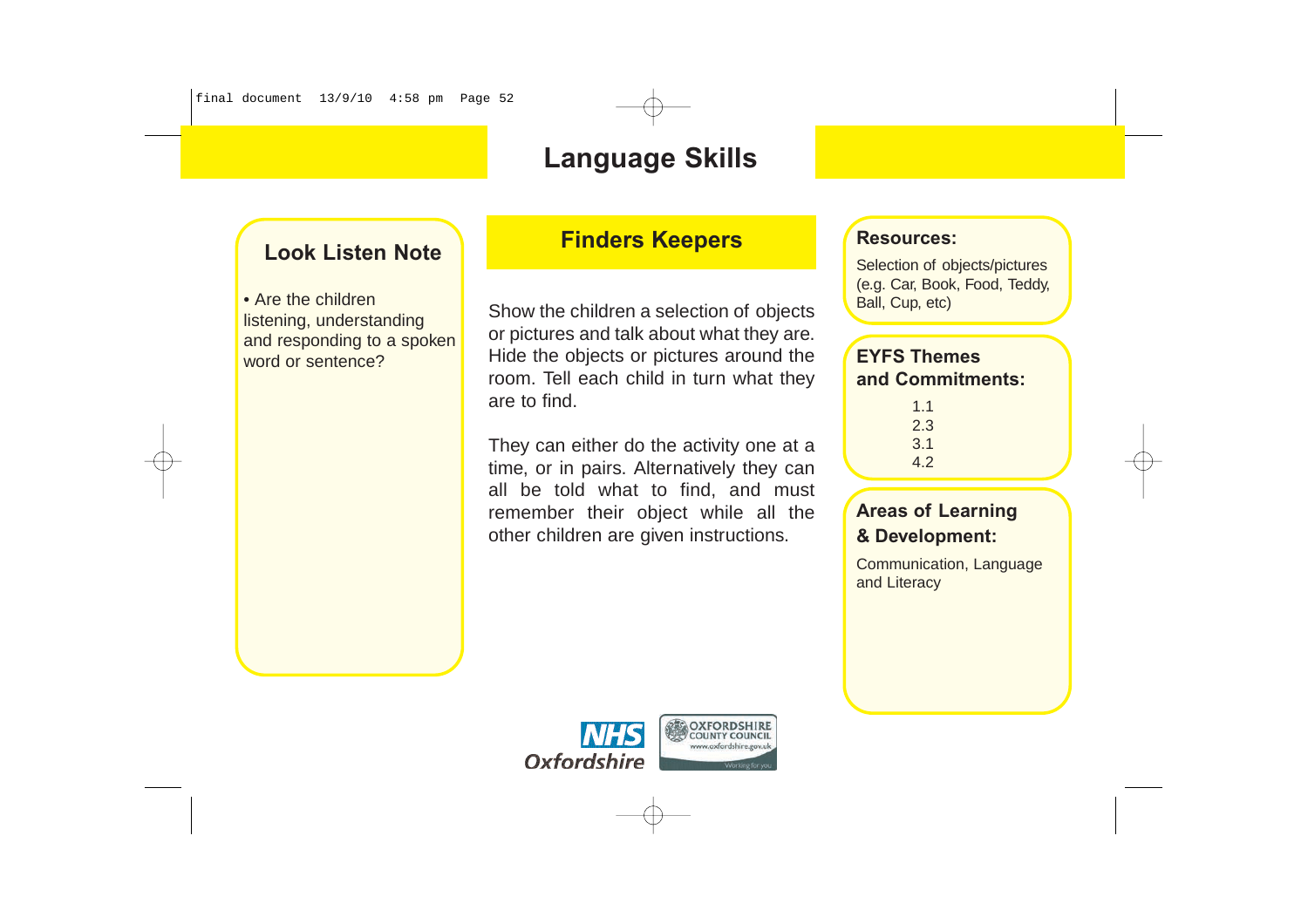# Language Skills

## Look Listen Note

- Are the children listening, understanding and responding to a spoken word or sentence?

## Finders Keepers

Show the children a selection of objects or pictures and talk about what they are. Hide the objects or pictures around the room. Tell each child in turn what they are to find.

They can either do the activity one at a time, or in pairs. Alternatively they can all be told what to find, and must remember their object while all the other children are given instructions.

### Resources:

Selection of objects/pictures (e.g. Car, Book, Food, Teddy, Ball, Cup, etc)

### EYFS Themes and Commitments:

1.1
2.3
3.1
4.2

### Areas of Learning & Development:

Communication, Language and Literacy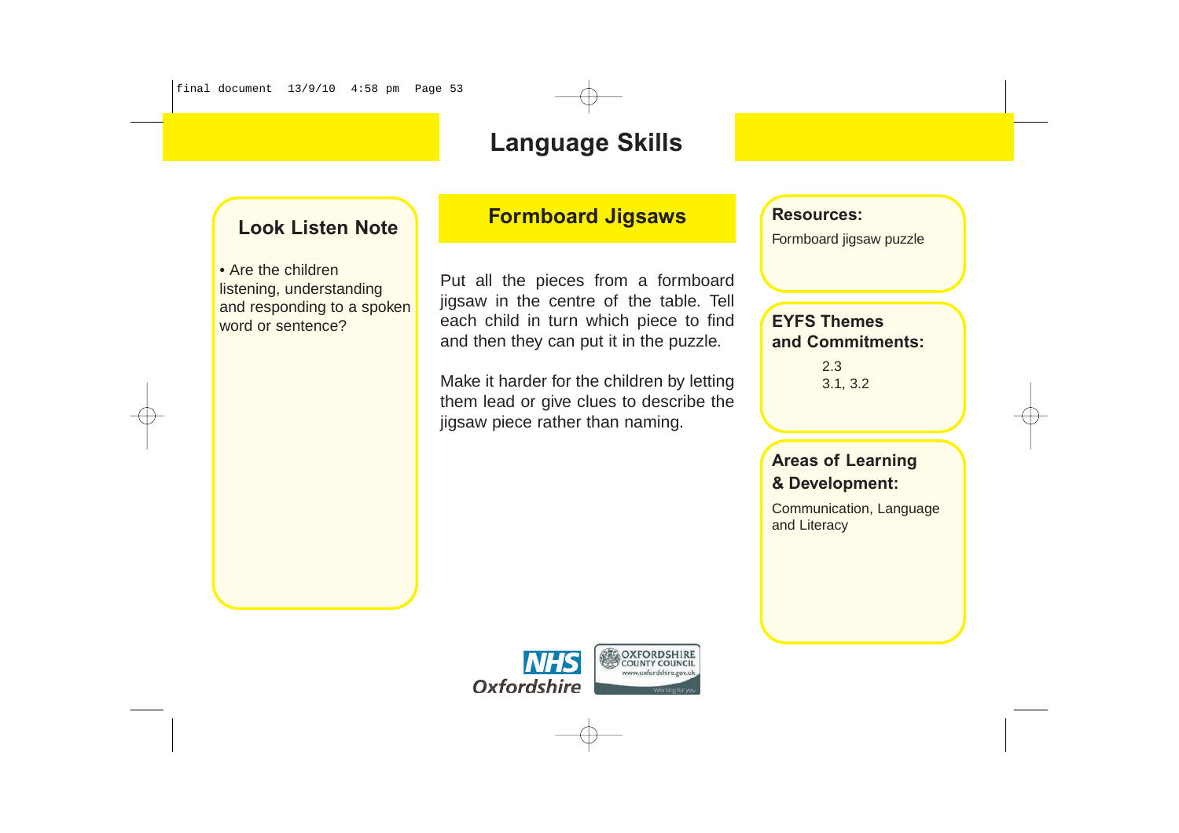# Language Skills

## Formboard Jigsaws

Put all the pieces from a formboard jigsaw in the centre of the table. Tell each child in turn which piece to find and then they can put it in the puzzle.

Make it harder for the children by letting them lead or give clues to describe the jigsaw piece rather than naming.

### Look Listen Note

- Are the children listening, understanding and responding to a spoken word or sentence?

### Resources:

Formboard jigsaw puzzle

### EYFS Themes and Commitments:

2.3
3.1, 3.2

### Areas of Learning & Development:

Communication, Language and Literacy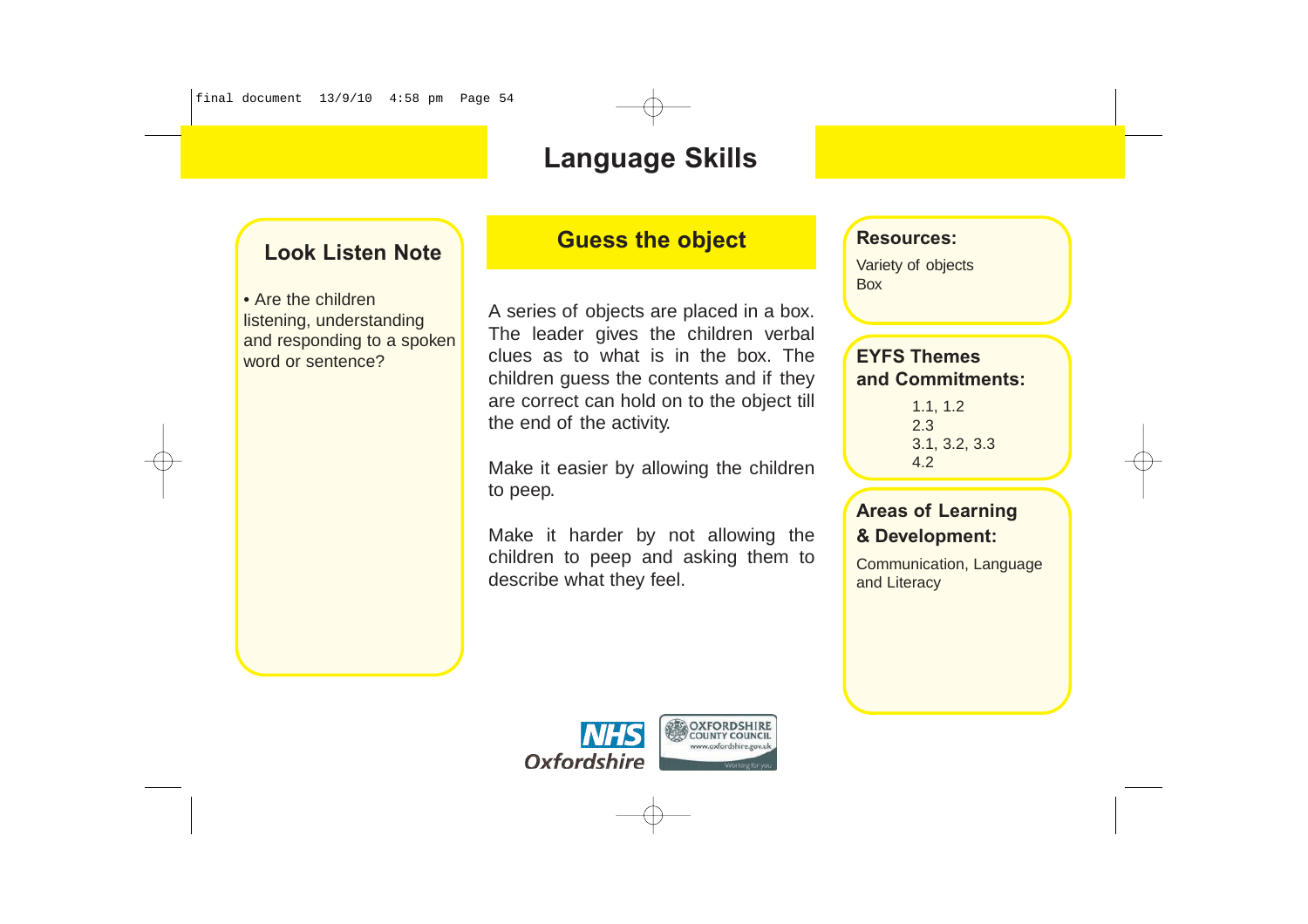# Language Skills

## Look Listen Note

- Are the children listening, understanding and responding to a spoken word or sentence?

## Guess the object

A series of objects are placed in a box. The leader gives the children verbal clues as to what is in the box. The children guess the contents and if they are correct can hold on to the object till the end of the activity.

Make it easier by allowing the children to peep.

Make it harder by not allowing the children to peep and asking them to describe what they feel.

### Resources:

Variety of objects
Box

### EYFS Themes and Commitments:

1.1, 1.2
2.3
3.1, 3.2, 3.3
4.2

### Areas of Learning & Development:

Communication, Language and Literacy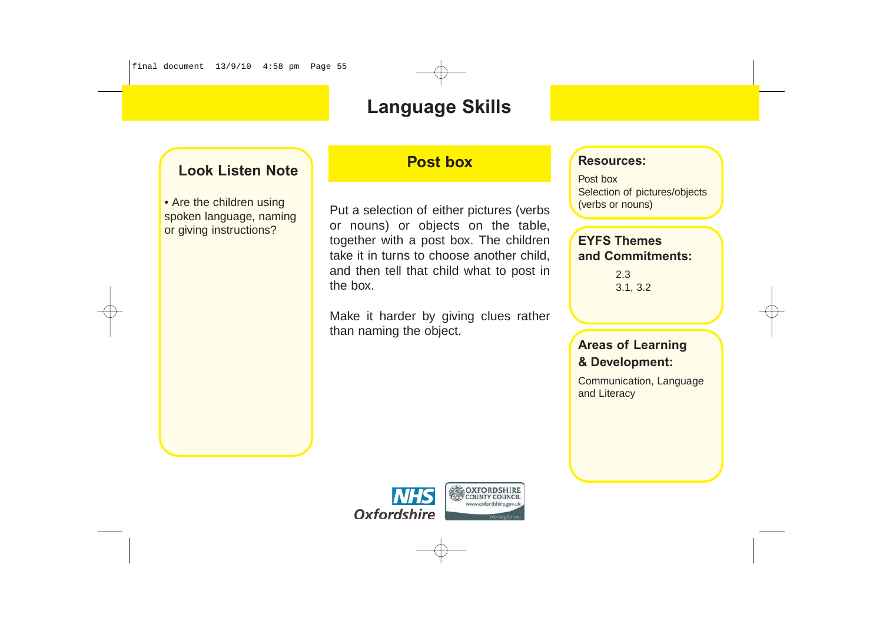# Language Skills

## Post box

Put a selection of either pictures (verbs or nouns) or objects on the table, together with a post box. The children take it in turns to choose another child, and then tell that child what to post in the box.

Make it harder by giving clues rather than naming the object.

### Look Listen Note

- Are the children using spoken language, naming or giving instructions?

### Resources:

Post box
Selection of pictures/objects (verbs or nouns)

### EYFS Themes and Commitments:

2.3
3.1, 3.2

### Areas of Learning & Development:

Communication, Language and Literacy

NHS Oxfordshire

OXFORDSHIRE COUNTY COUNCIL
www.oxfordshire.gov.uk
Working for you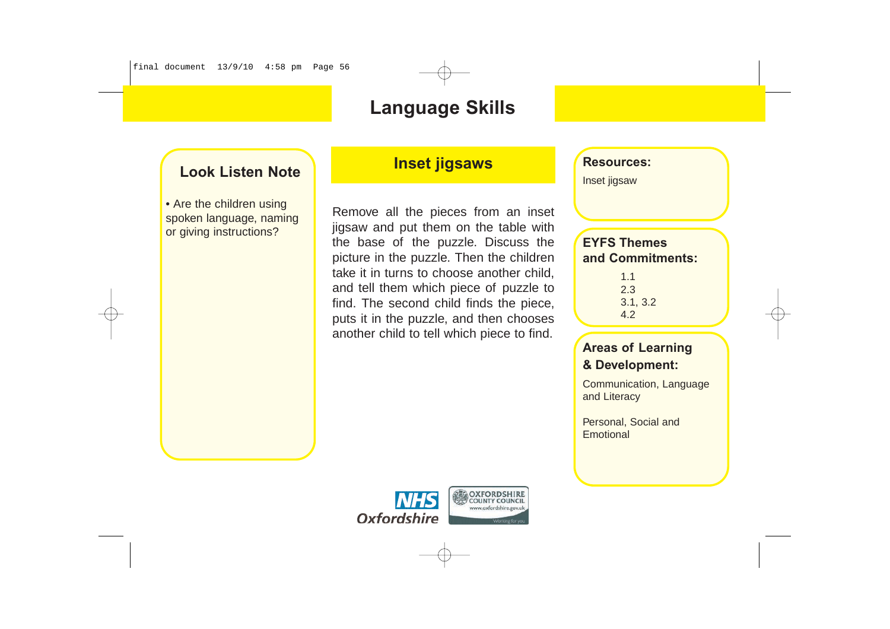# Language Skills

## Inset jigsaws

Remove all the pieces from an inset jigsaw and put them on the table with the base of the puzzle. Discuss the picture in the puzzle. Then the children take it in turns to choose another child, and tell them which piece of puzzle to find. The second child finds the piece, puts it in the puzzle, and then chooses another child to tell which piece to find.

### Look Listen Note

- Are the children using spoken language, naming or giving instructions?

### Resources:

Inset jigsaw

### EYFS Themes and Commitments:

1.1
2.3
3.1, 3.2
4.2

### Areas of Learning & Development:

Communication, Language and Literacy

Personal, Social and Emotional

NHS Oxfordshire

Oxfordshire County Council www.oxfordshire.gov.uk Working for you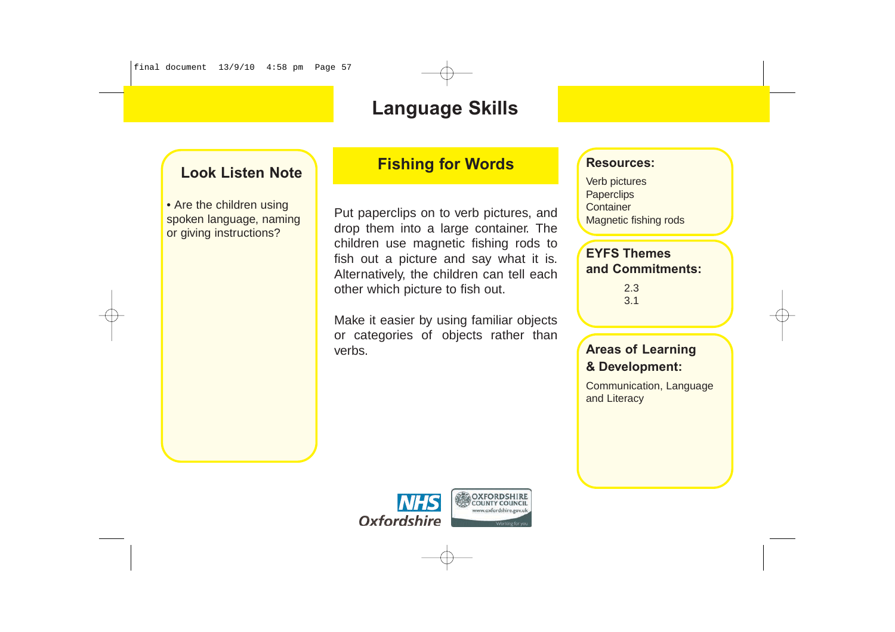# Language Skills

## Fishing for Words

Put paperclips on to verb pictures, and drop them into a large container. The children use magnetic fishing rods to fish out a picture and say what it is. Alternatively, the children can tell each other which picture to fish out.

Make it easier by using familiar objects or categories of objects rather than verbs.

### Look Listen Note

- Are the children using spoken language, naming or giving instructions?

### Resources:

Verb pictures
Paperclips
Container
Magnetic fishing rods

### EYFS Themes and Commitments:

2.3
3.1

### Areas of Learning & Development:

Communication, Language and Literacy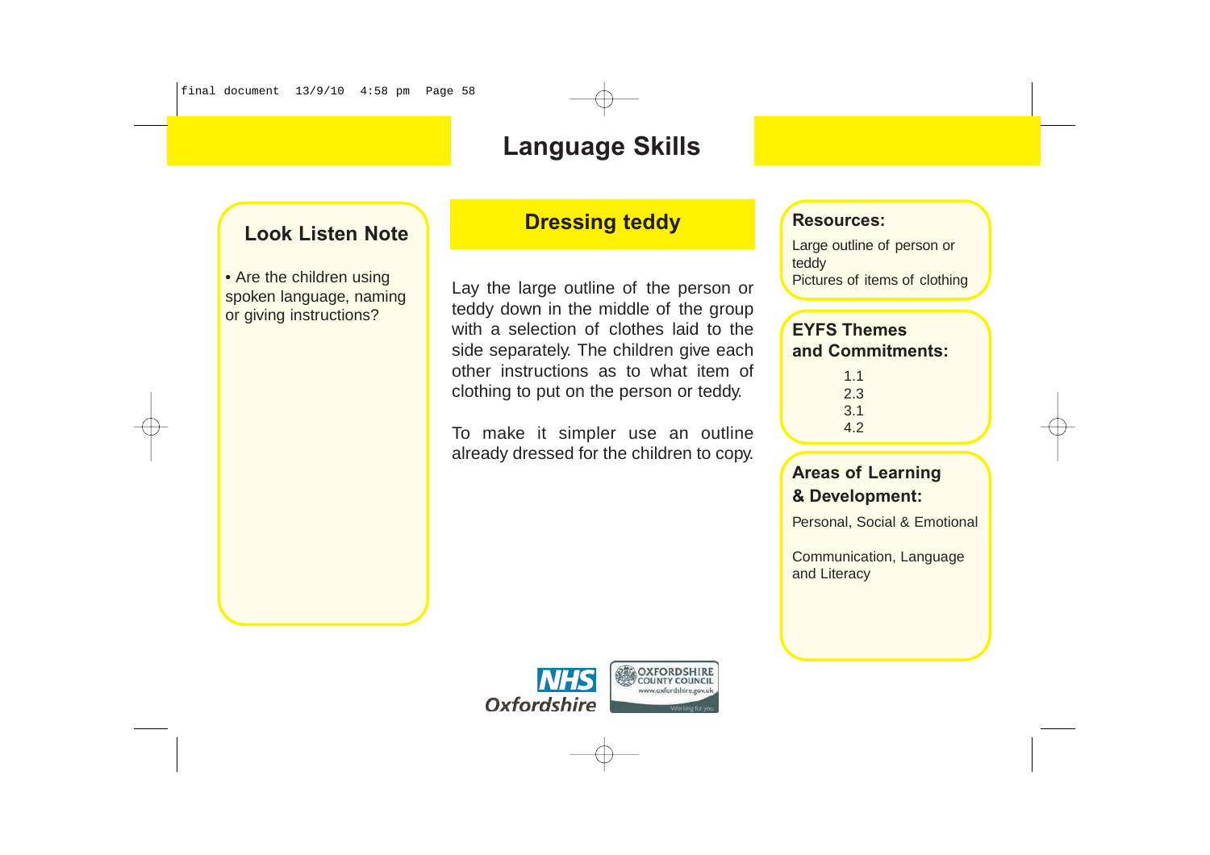# Language Skills

## Look Listen Note

- Are the children using spoken language, naming or giving instructions?

## Dressing teddy

Lay the large outline of the person or teddy down in the middle of the group with a selection of clothes laid to the side separately. The children give each other instructions as to what item of clothing to put on the person or teddy.

To make it simpler use an outline already dressed for the children to copy.

### Resources:

Large outline of person or teddy
Pictures of items of clothing

### EYFS Themes and Commitments:

1.1
2.3
3.1
4.2

### Areas of Learning & Development:

Personal, Social & Emotional

Communication, Language and Literacy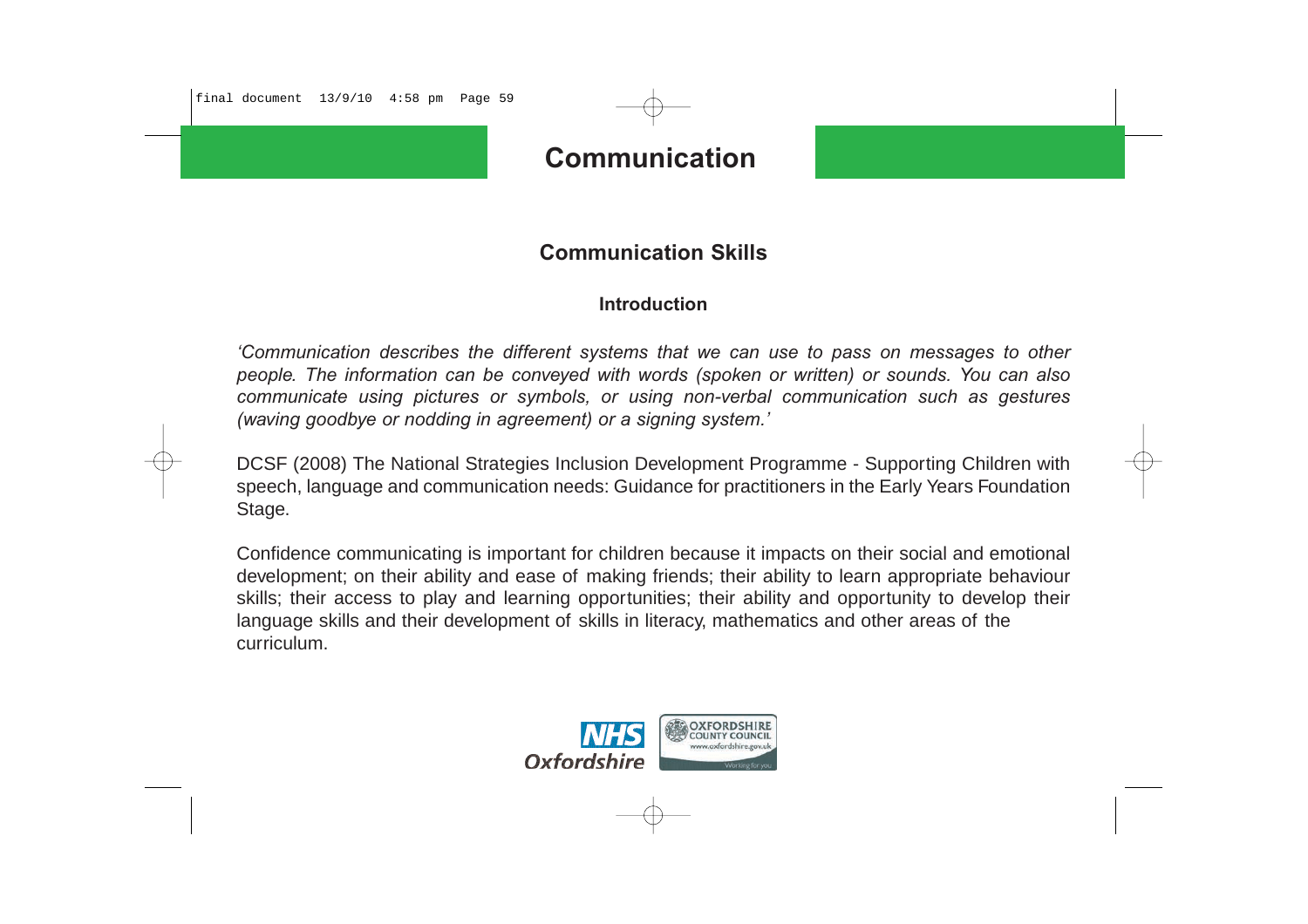# Communication

## Communication Skills

### Introduction

*'Communication describes the different systems that we can use to pass on messages to other people. The information can be conveyed with words (spoken or written) or sounds. You can also communicate using pictures or symbols, or using non-verbal communication such as gestures (waving goodbye or nodding in agreement) or a signing system.'*

DCSF (2008) The National Strategies Inclusion Development Programme - Supporting Children with speech, language and communication needs: Guidance for practitioners in the Early Years Foundation Stage.

Confidence communicating is important for children because it impacts on their social and emotional development; on their ability and ease of making friends; their ability to learn appropriate behaviour skills; their access to play and learning opportunities; their ability and opportunity to develop their language skills and their development of skills in literacy, mathematics and other areas of the curriculum.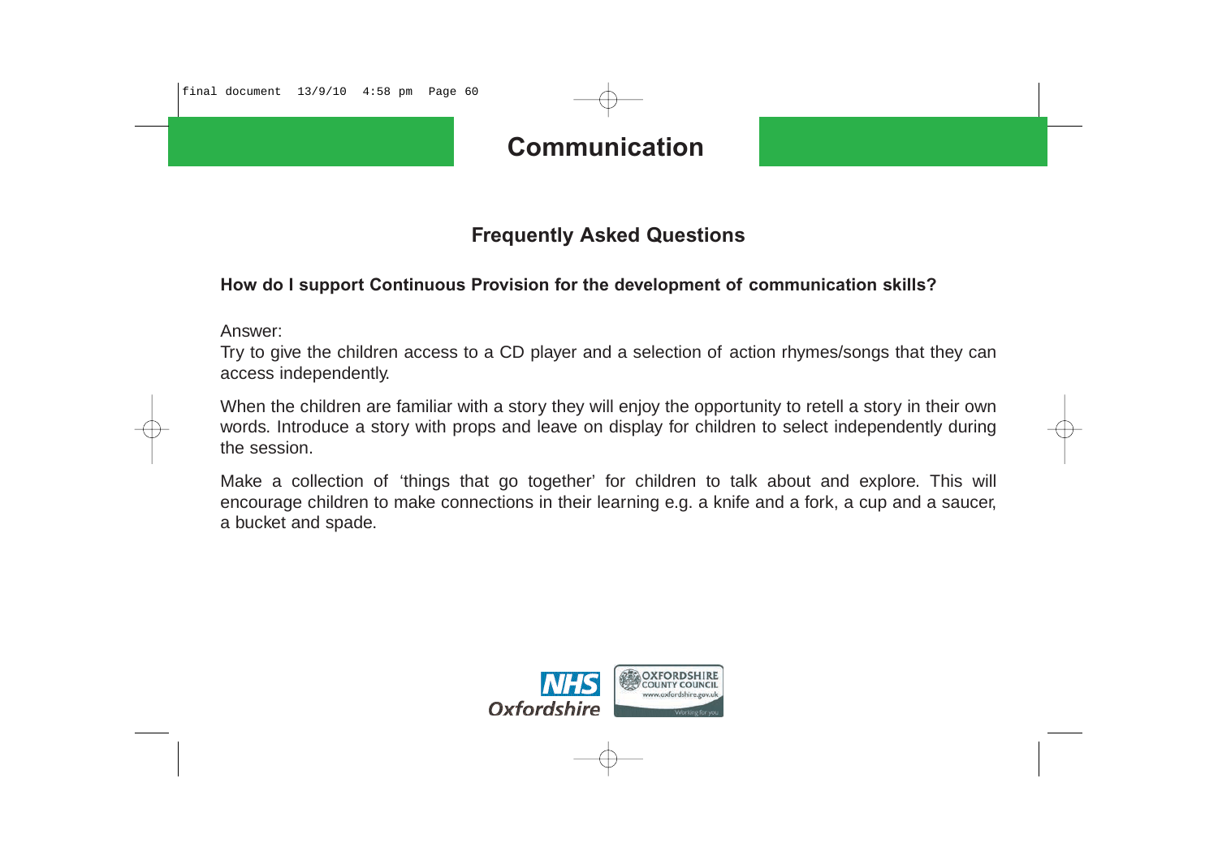# Communication

## Frequently Asked Questions

**How do I support Continuous Provision for the development of communication skills?**

Answer:
Try to give the children access to a CD player and a selection of action rhymes/songs that they can access independently.

When the children are familiar with a story they will enjoy the opportunity to retell a story in their own words. Introduce a story with props and leave on display for children to select independently during the session.

Make a collection of 'things that go together' for children to talk about and explore. This will encourage children to make connections in their learning e.g. a knife and a fork, a cup and a saucer, a bucket and spade.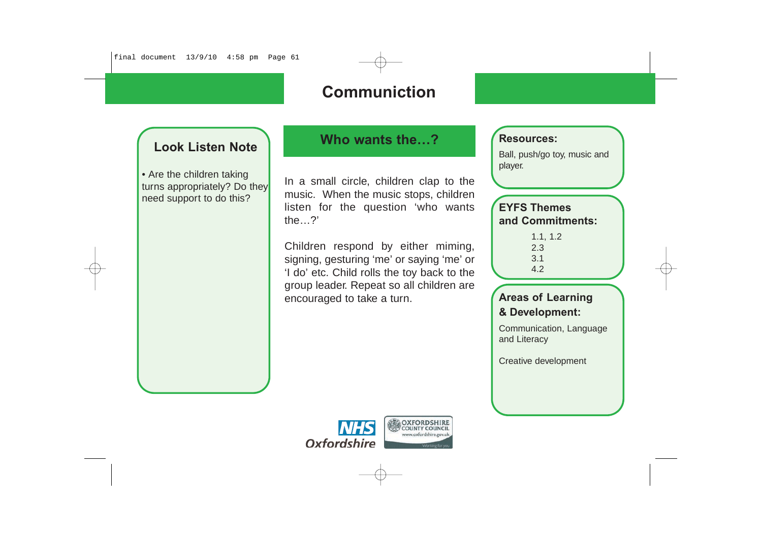# Communiction

## Who wants the…?

In a small circle, children clap to the music. When the music stops, children listen for the question 'who wants the…?'

Children respond by either miming, signing, gesturing 'me' or saying 'me' or 'I do' etc. Child rolls the toy back to the group leader. Repeat so all children are encouraged to take a turn.

### Look Listen Note

- Are the children taking turns appropriately? Do they need support to do this?

### Resources:

Ball, push/go toy, music and player.

### EYFS Themes and Commitments:

1.1, 1.2
2.3
3.1
4.2

### Areas of Learning & Development:

Communication, Language and Literacy

Creative development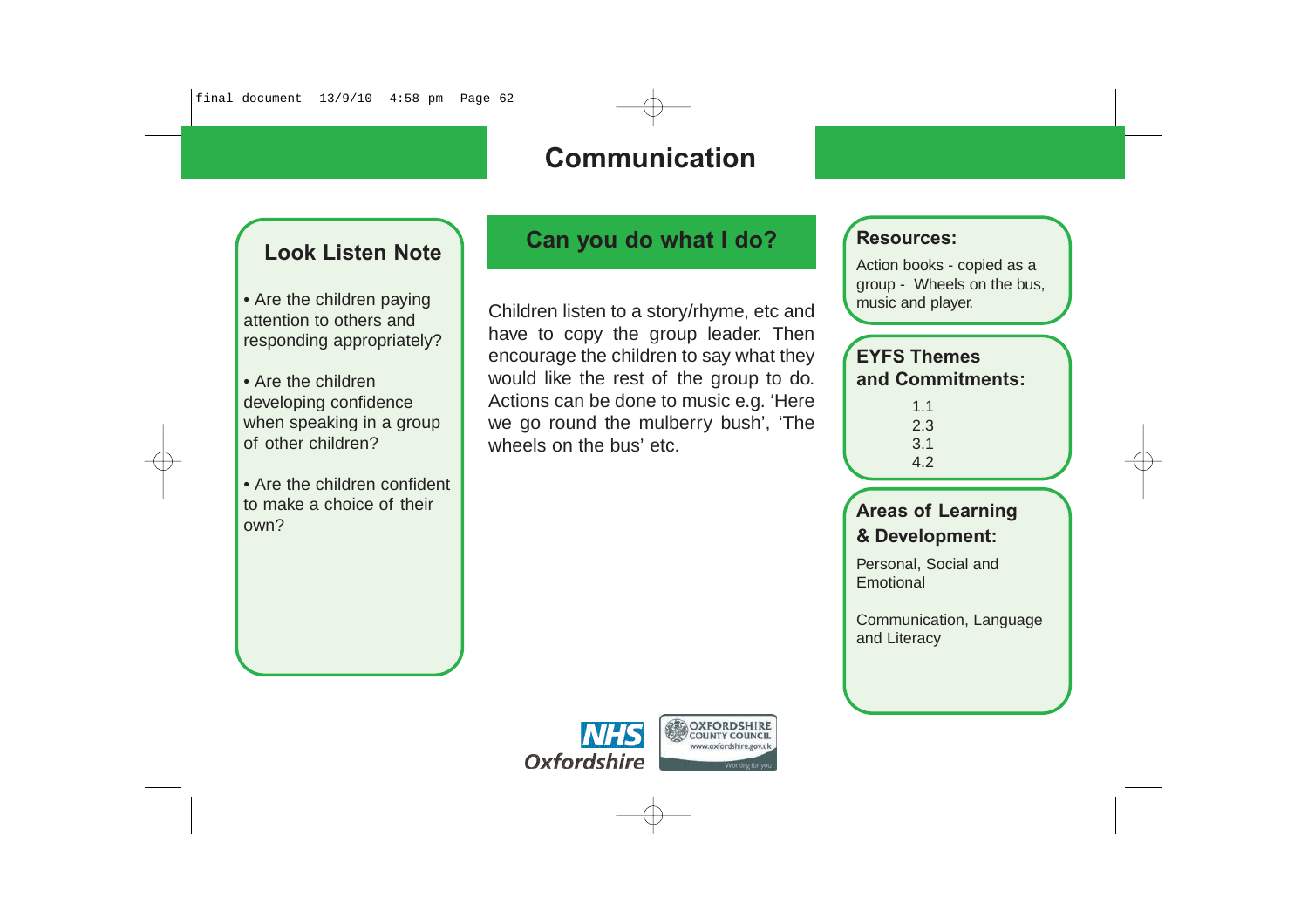# Communication

## Can you do what I do?

Children listen to a story/rhyme, etc and have to copy the group leader. Then encourage the children to say what they would like the rest of the group to do. Actions can be done to music e.g. 'Here we go round the mulberry bush', 'The wheels on the bus' etc.

### Look Listen Note

- Are the children paying attention to others and responding appropriately?
- Are the children developing confidence when speaking in a group of other children?
- Are the children confident to make a choice of their own?

### Resources:

Action books - copied as a group - Wheels on the bus, music and player.

### EYFS Themes and Commitments:

1.1
2.3
3.1
4.2

### Areas of Learning & Development:

Personal, Social and Emotional

Communication, Language and Literacy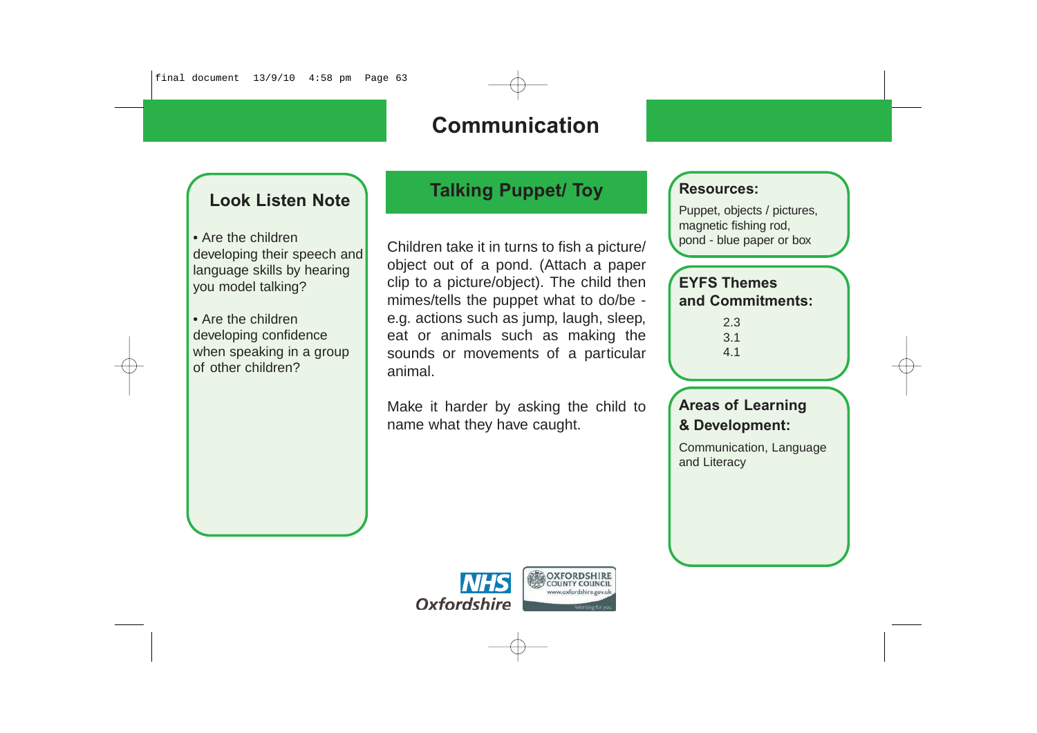# Communication

## Look Listen Note

- Are the children developing their speech and language skills by hearing you model talking?
- Are the children developing confidence when speaking in a group of other children?

## Talking Puppet/ Toy

Children take it in turns to fish a picture/ object out of a pond. (Attach a paper clip to a picture/object). The child then mimes/tells the puppet what to do/be - e.g. actions such as jump, laugh, sleep, eat or animals such as making the sounds or movements of a particular animal.

Make it harder by asking the child to name what they have caught.

### Resources:

Puppet, objects / pictures, magnetic fishing rod, pond - blue paper or box

### EYFS Themes and Commitments:

2.3
3.1
4.1

### Areas of Learning & Development:

Communication, Language and Literacy

NHS Oxfordshire

OXFORDSHIRE COUNTY COUNCIL
www.oxfordshire.gov.uk
Working for you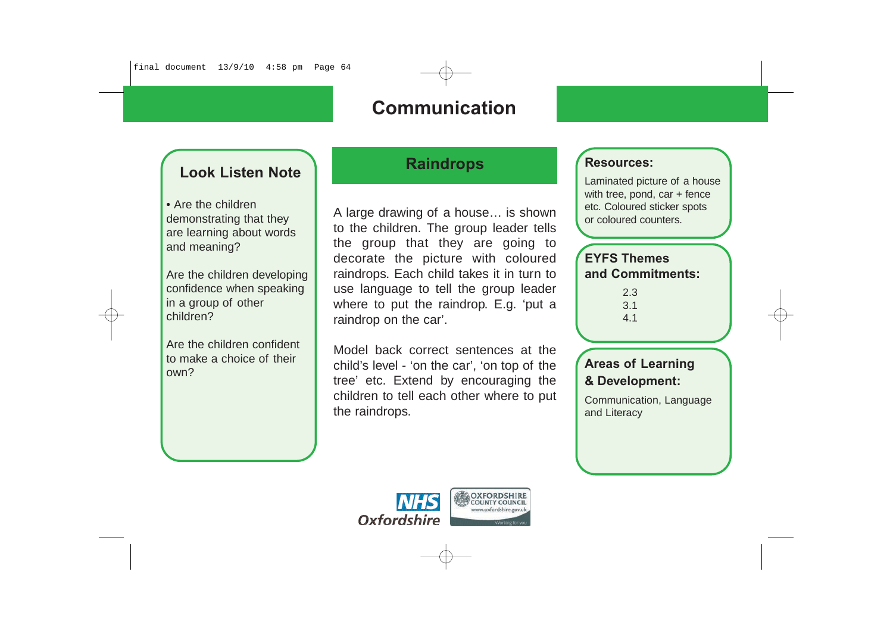# Communication

## Look Listen Note

• Are the children demonstrating that they are learning about words and meaning?

Are the children developing confidence when speaking in a group of other children?

Are the children confident to make a choice of their own?

## Raindrops

A large drawing of a house… is shown to the children. The group leader tells the group that they are going to decorate the picture with coloured raindrops. Each child takes it in turn to use language to tell the group leader where to put the raindrop. E.g. 'put a raindrop on the car'.

Model back correct sentences at the child's level - 'on the car', 'on top of the tree' etc. Extend by encouraging the children to tell each other where to put the raindrops.

### Resources:

Laminated picture of a house with tree, pond, car + fence etc. Coloured sticker spots or coloured counters.

### EYFS Themes and Commitments:

2.3
3.1
4.1

### Areas of Learning & Development:

Communication, Language and Literacy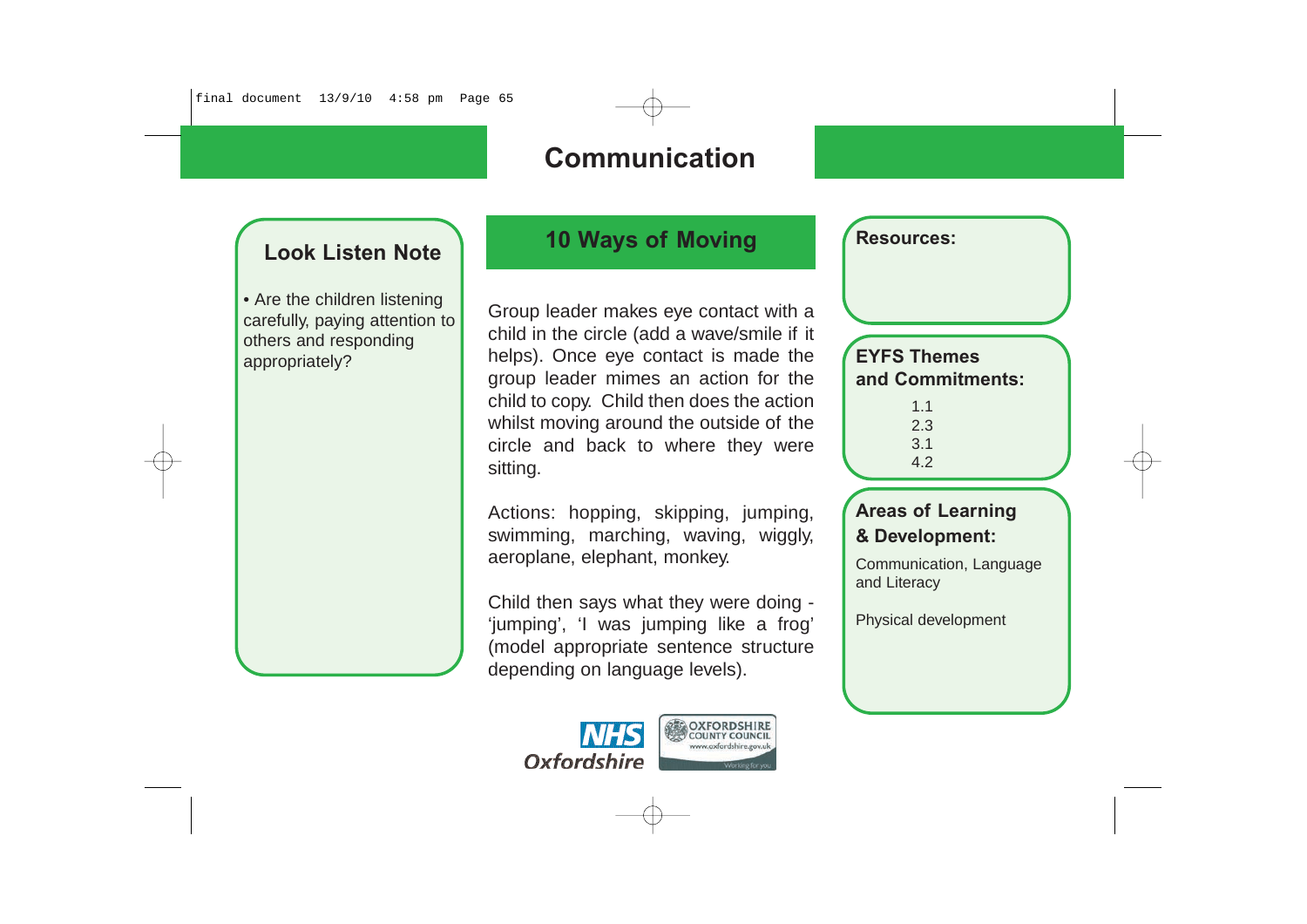# Communication

## 10 Ways of Moving

Group leader makes eye contact with a child in the circle (add a wave/smile if it helps). Once eye contact is made the group leader mimes an action for the child to copy. Child then does the action whilst moving around the outside of the circle and back to where they were sitting.

Actions: hopping, skipping, jumping, swimming, marching, waving, wiggly, aeroplane, elephant, monkey.

Child then says what they were doing - 'jumping', 'I was jumping like a frog' (model appropriate sentence structure depending on language levels).

### Look Listen Note

- Are the children listening carefully, paying attention to others and responding appropriately?

### Resources:

### EYFS Themes and Commitments:

1.1
2.3
3.1
4.2

### Areas of Learning & Development:

Communication, Language and Literacy

Physical development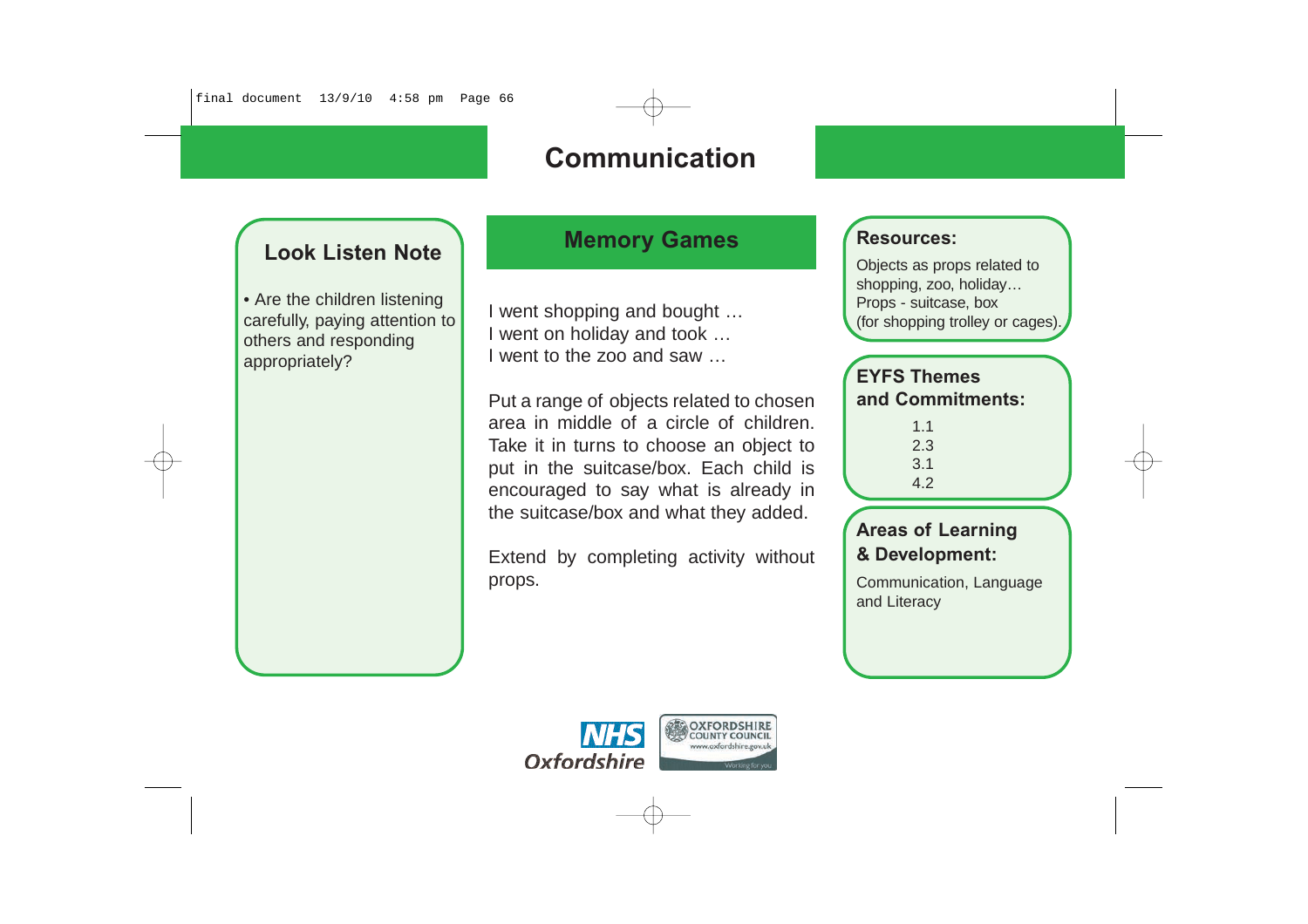# Communication

## Look Listen Note

- Are the children listening carefully, paying attention to others and responding appropriately?

## Memory Games

I went shopping and bought …
I went on holiday and took …
I went to the zoo and saw …

Put a range of objects related to chosen area in middle of a circle of children. Take it in turns to choose an object to put in the suitcase/box. Each child is encouraged to say what is already in the suitcase/box and what they added.

Extend by completing activity without props.

### Resources:

Objects as props related to shopping, zoo, holiday…
Props - suitcase, box
(for shopping trolley or cages).

### EYFS Themes and Commitments:

1.1
2.3
3.1
4.2

### Areas of Learning & Development:

Communication, Language and Literacy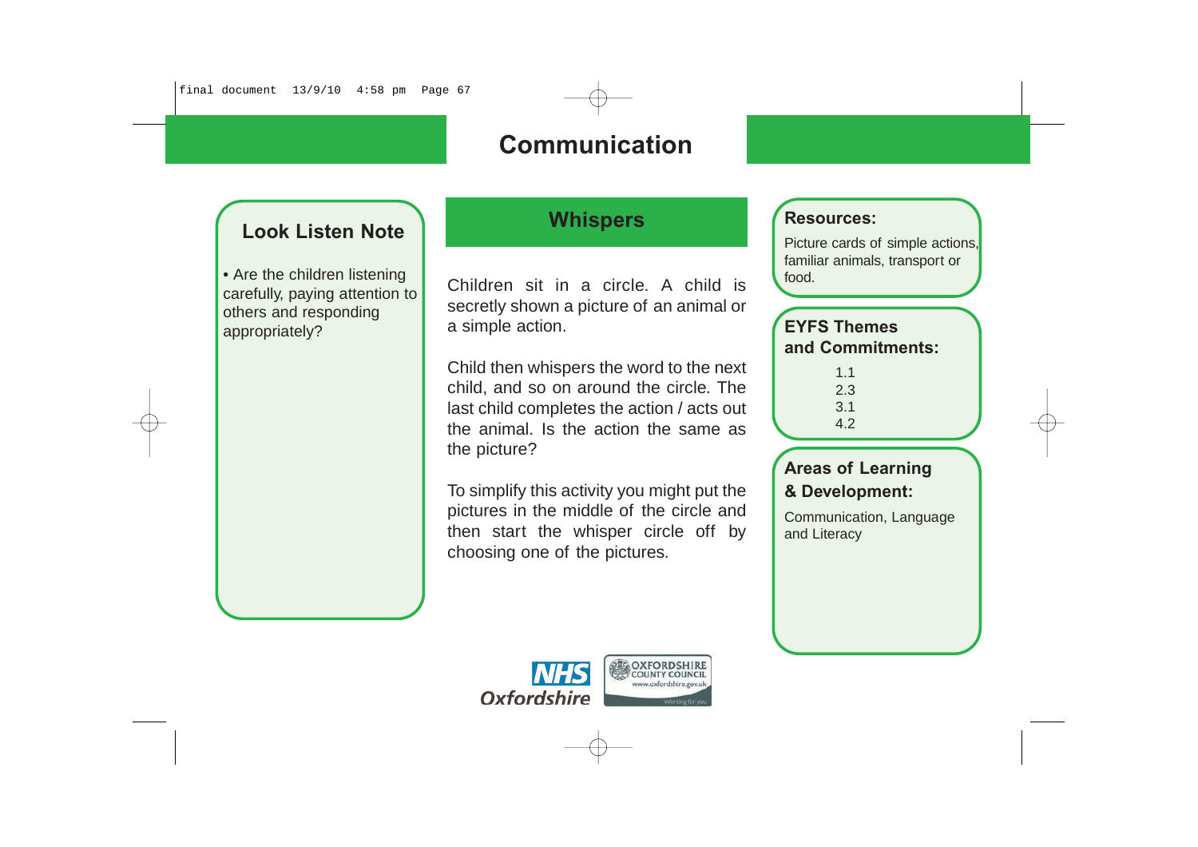# Communication

## Look Listen Note

- Are the children listening carefully, paying attention to others and responding appropriately?

## Whispers

Children sit in a circle. A child is secretly shown a picture of an animal or a simple action.

Child then whispers the word to the next child, and so on around the circle. The last child completes the action / acts out the animal. Is the action the same as the picture?

To simplify this activity you might put the pictures in the middle of the circle and then start the whisper circle off by choosing one of the pictures.

### Resources:

Picture cards of simple actions, familiar animals, transport or food.

### EYFS Themes and Commitments:

1.1
2.3
3.1
4.2

### Areas of Learning & Development:

Communication, Language and Literacy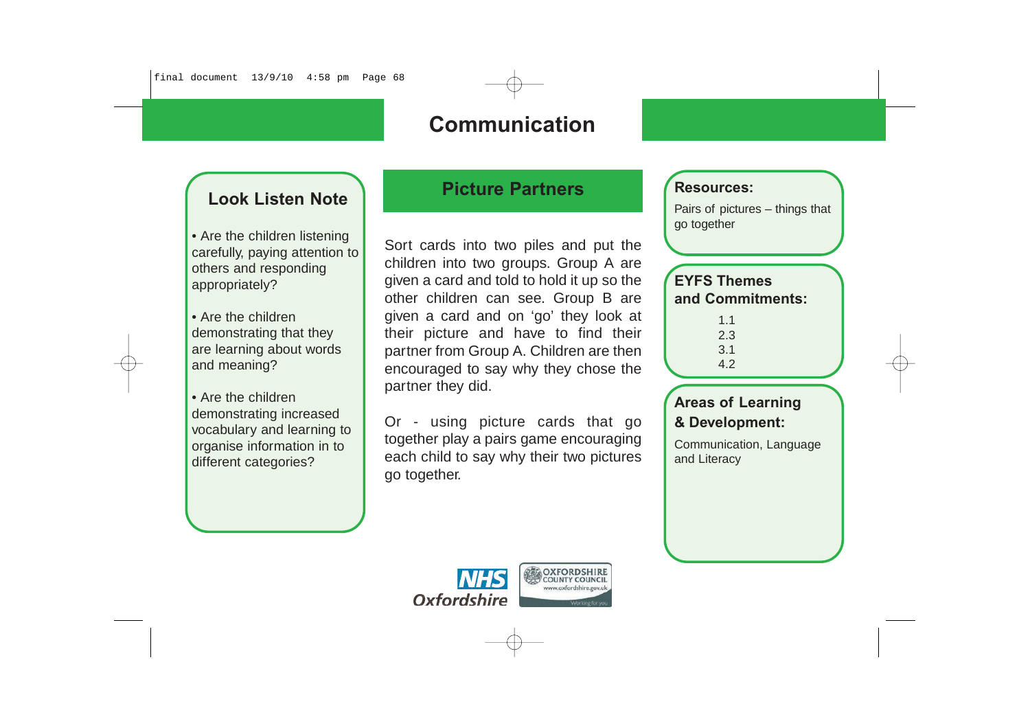# Communication

## Look Listen Note

- Are the children listening carefully, paying attention to others and responding appropriately?
- Are the children demonstrating that they are learning about words and meaning?
- Are the children demonstrating increased vocabulary and learning to organise information in to different categories?

## Picture Partners

Sort cards into two piles and put the children into two groups. Group A are given a card and told to hold it up so the other children can see. Group B are given a card and on 'go' they look at their picture and have to find their partner from Group A. Children are then encouraged to say why they chose the partner they did.

Or - using picture cards that go together play a pairs game encouraging each child to say why their two pictures go together.

**Resources:**

Pairs of pictures – things that go together

**EYFS Themes and Commitments:**

1.1
2.3
3.1
4.2

**Areas of Learning & Development:**

Communication, Language and Literacy

NHS Oxfordshire

OXFORDSHIRE COUNTY COUNCIL
www.oxfordshire.gov.uk
Working for you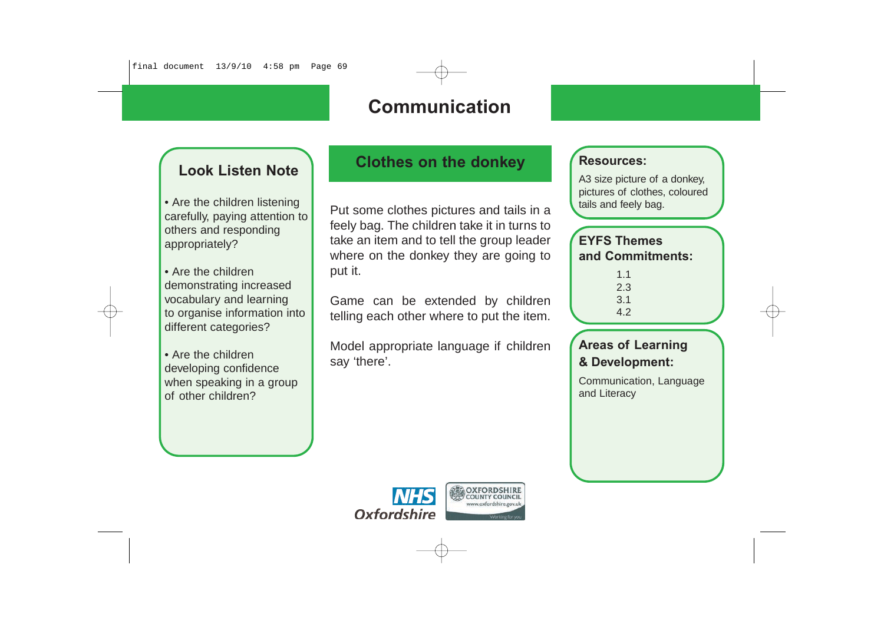# Communication

## Clothes on the donkey

Put some clothes pictures and tails in a feely bag. The children take it in turns to take an item and to tell the group leader where on the donkey they are going to put it.

Game can be extended by children telling each other where to put the item.

Model appropriate language if children say 'there'.

### Look Listen Note

- Are the children listening carefully, paying attention to others and responding appropriately?
- Are the children demonstrating increased vocabulary and learning to organise information into different categories?
- Are the children developing confidence when speaking in a group of other children?

### Resources:

A3 size picture of a donkey, pictures of clothes, coloured tails and feely bag.

### EYFS Themes and Commitments:

1.1
2.3
3.1
4.2

### Areas of Learning & Development:

Communication, Language and Literacy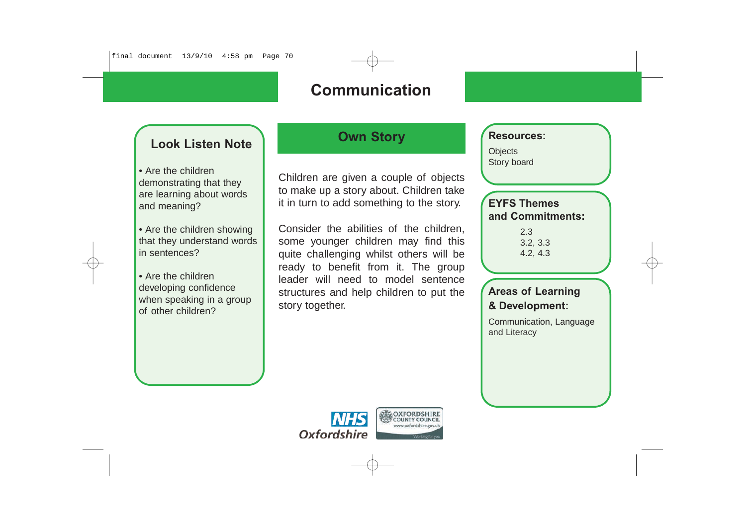# Communication

## Own Story

Children are given a couple of objects to make up a story about. Children take it in turn to add something to the story.

Consider the abilities of the children, some younger children may find this quite challenging whilst others will be ready to benefit from it. The group leader will need to model sentence structures and help children to put the story together.

### Look Listen Note

- Are the children demonstrating that they are learning about words and meaning?
- Are the children showing that they understand words in sentences?
- Are the children developing confidence when speaking in a group of other children?

### Resources:

Objects
Story board

### EYFS Themes and Commitments:

2.3
3.2, 3.3
4.2, 4.3

### Areas of Learning & Development:

Communication, Language and Literacy

NHS Oxfordshire

OXFORDSHIRE COUNTY COUNCIL
www.oxfordshire.gov.uk
Working for you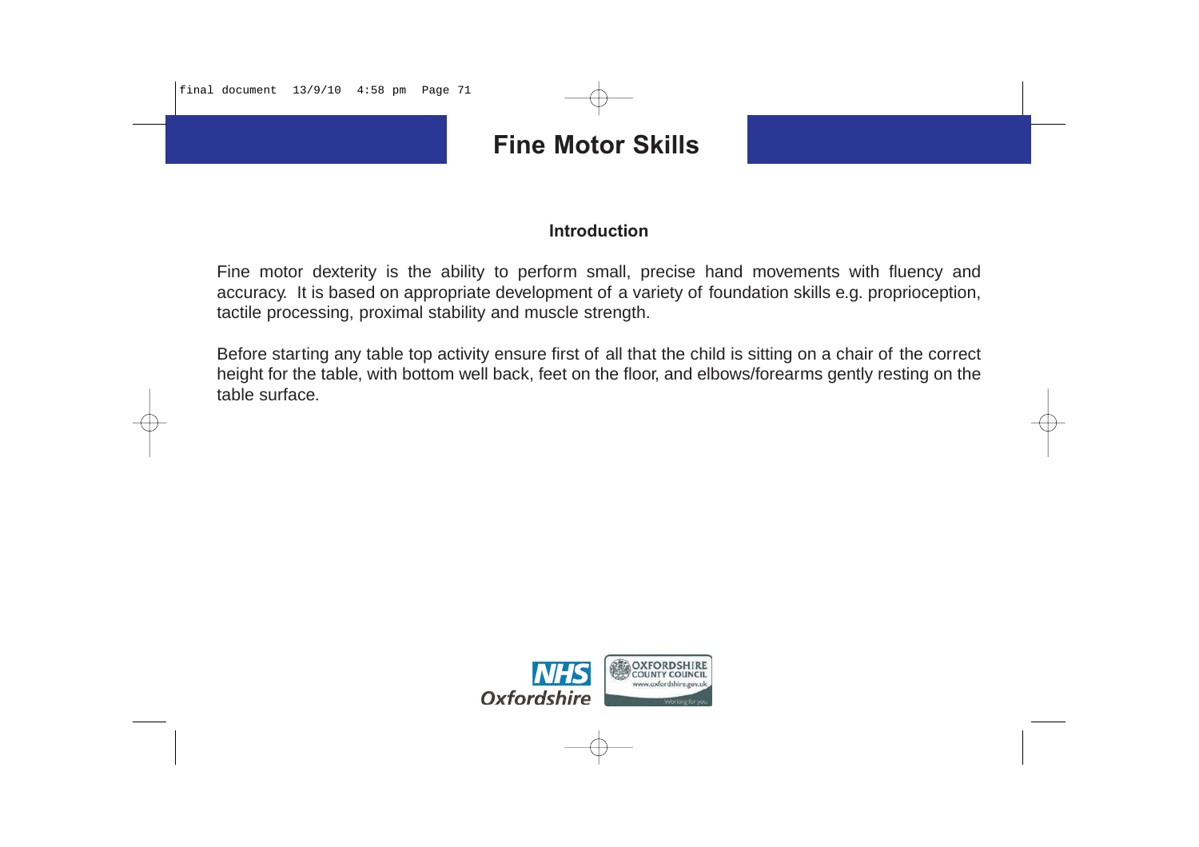# Fine Motor Skills

## Introduction

Fine motor dexterity is the ability to perform small, precise hand movements with fluency and accuracy. It is based on appropriate development of a variety of foundation skills e.g. proprioception, tactile processing, proximal stability and muscle strength.

Before starting any table top activity ensure first of all that the child is sitting on a chair of the correct height for the table, with bottom well back, feet on the floor, and elbows/forearms gently resting on the table surface.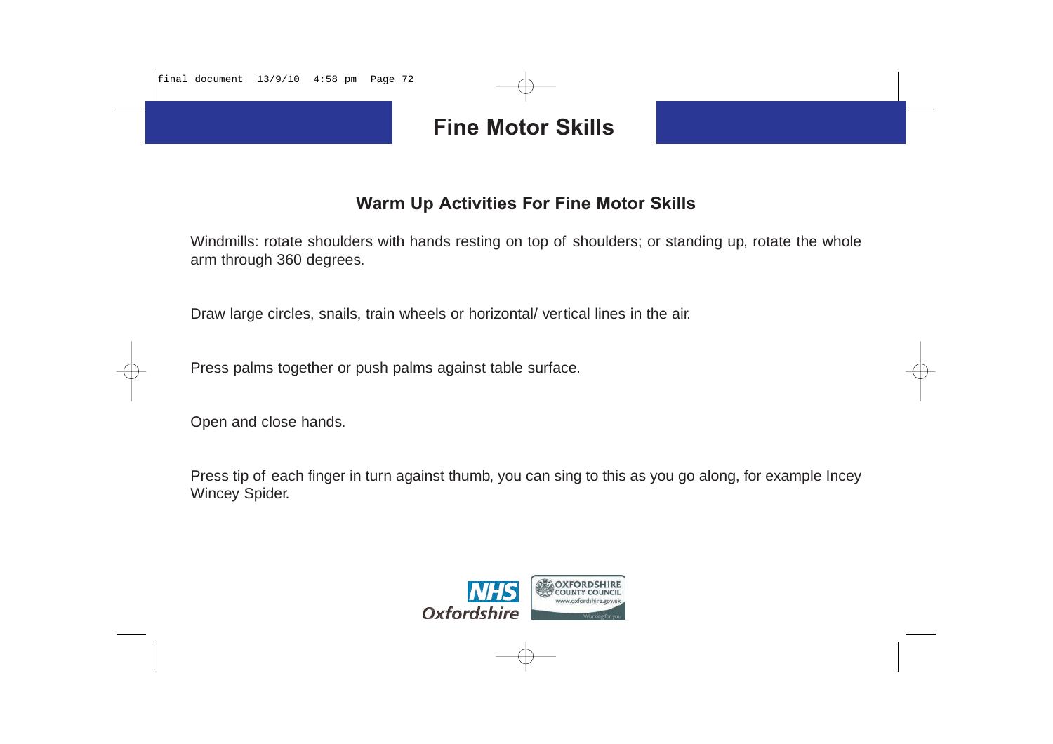# Fine Motor Skills

## Warm Up Activities For Fine Motor Skills

Windmills: rotate shoulders with hands resting on top of shoulders; or standing up, rotate the whole arm through 360 degrees.

Draw large circles, snails, train wheels or horizontal/ vertical lines in the air.

Press palms together or push palms against table surface.

Open and close hands.

Press tip of each finger in turn against thumb, you can sing to this as you go along, for example Incey Wincey Spider.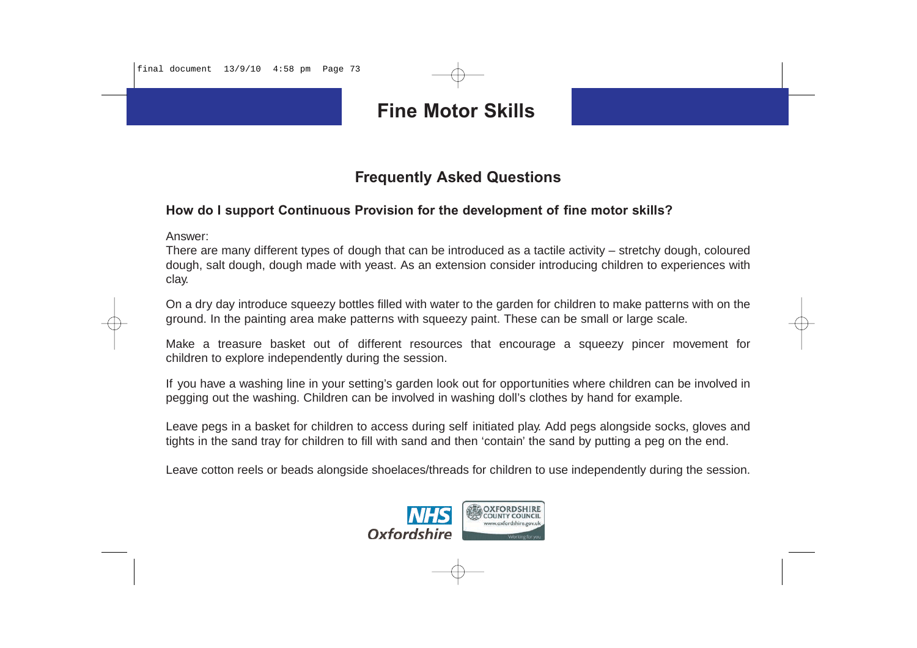# Fine Motor Skills

## Frequently Asked Questions

**How do I support Continuous Provision for the development of fine motor skills?**

Answer:
There are many different types of dough that can be introduced as a tactile activity – stretchy dough, coloured dough, salt dough, dough made with yeast. As an extension consider introducing children to experiences with clay.

On a dry day introduce squeezy bottles filled with water to the garden for children to make patterns with on the ground. In the painting area make patterns with squeezy paint. These can be small or large scale.

Make a treasure basket out of different resources that encourage a squeezy pincer movement for children to explore independently during the session.

If you have a washing line in your setting's garden look out for opportunities where children can be involved in pegging out the washing. Children can be involved in washing doll's clothes by hand for example.

Leave pegs in a basket for children to access during self initiated play. Add pegs alongside socks, gloves and tights in the sand tray for children to fill with sand and then 'contain' the sand by putting a peg on the end.

Leave cotton reels or beads alongside shoelaces/threads for children to use independently during the session.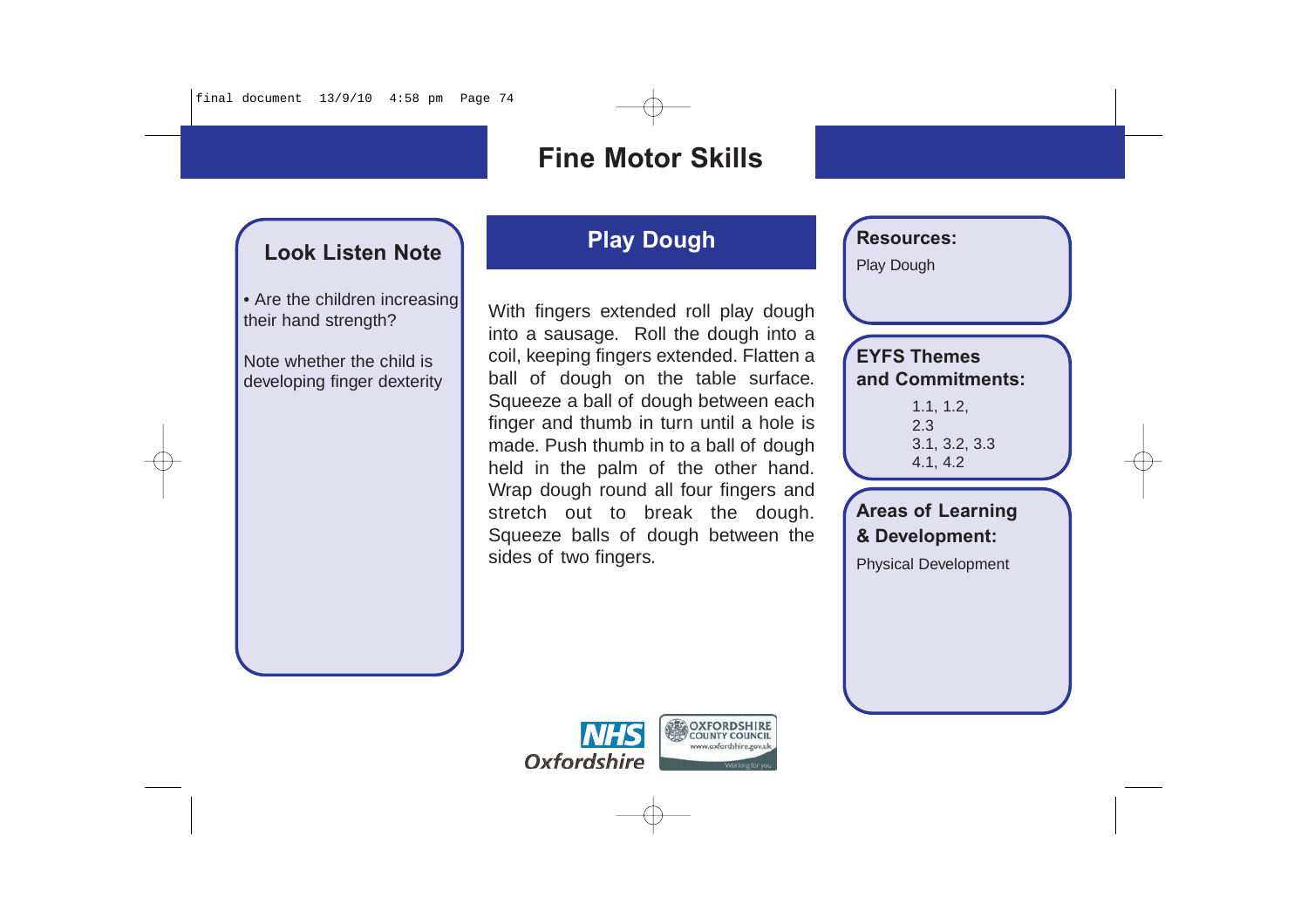# Fine Motor Skills

## Look Listen Note

• Are the children increasing their hand strength?

Note whether the child is developing finger dexterity

## Play Dough

With fingers extended roll play dough into a sausage. Roll the dough into a coil, keeping fingers extended. Flatten a ball of dough on the table surface. Squeeze a ball of dough between each finger and thumb in turn until a hole is made. Push thumb in to a ball of dough held in the palm of the other hand. Wrap dough round all four fingers and stretch out to break the dough. Squeeze balls of dough between the sides of two fingers.

**Resources:**

Play Dough

**EYFS Themes and Commitments:**

1.1, 1.2,
2.3
3.1, 3.2, 3.3
4.1, 4.2

**Areas of Learning & Development:**

Physical Development

NHS Oxfordshire

OXFORDSHIRE COUNTY COUNCIL
www.oxfordshire.gov.uk
Working for you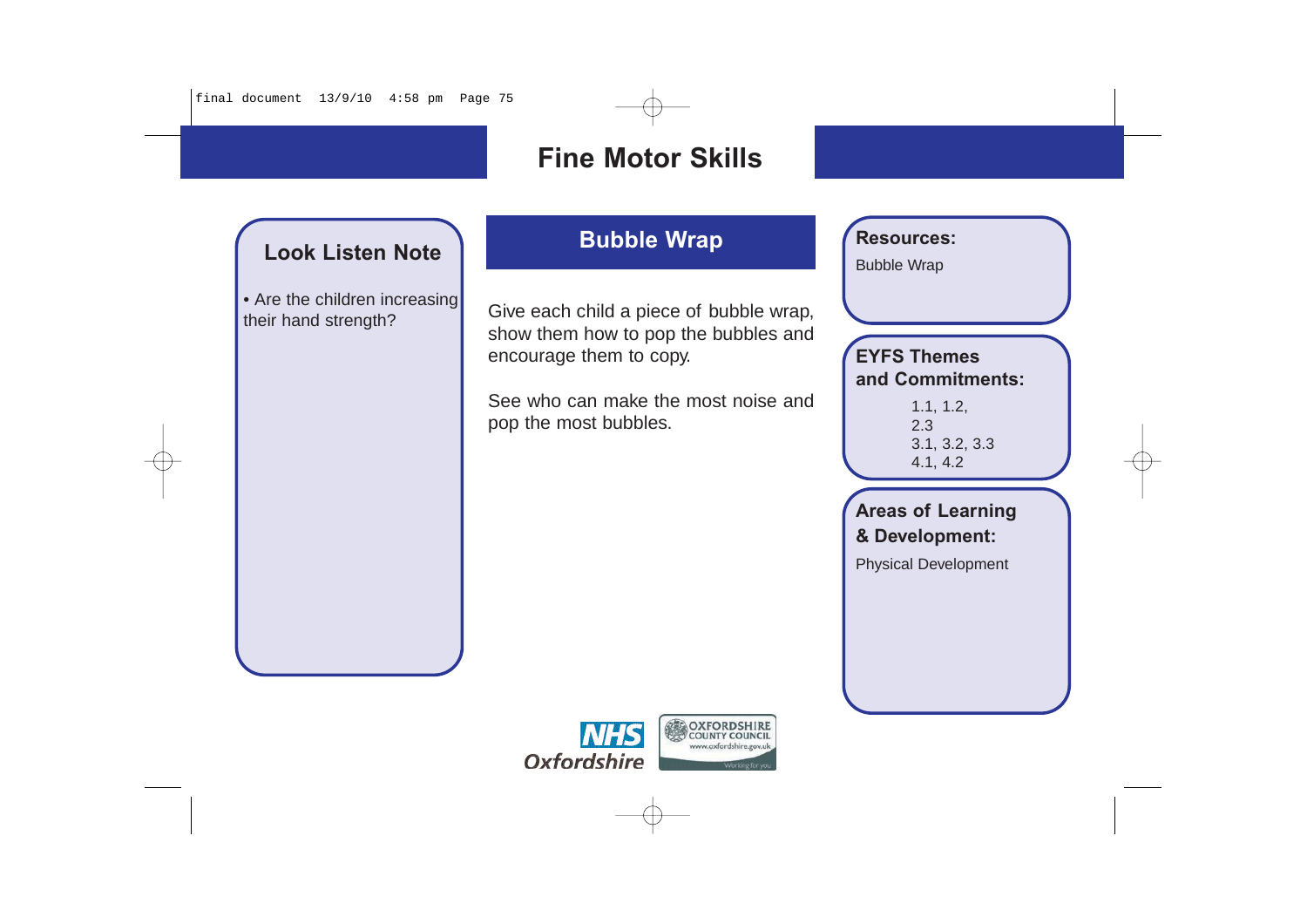# Fine Motor Skills

## Look Listen Note

- Are the children increasing their hand strength?

## Bubble Wrap

Give each child a piece of bubble wrap, show them how to pop the bubbles and encourage them to copy.

See who can make the most noise and pop the most bubbles.

**Resources:**

Bubble Wrap

**EYFS Themes and Commitments:**

1.1, 1.2,
2.3
3.1, 3.2, 3.3
4.1, 4.2

**Areas of Learning & Development:**

Physical Development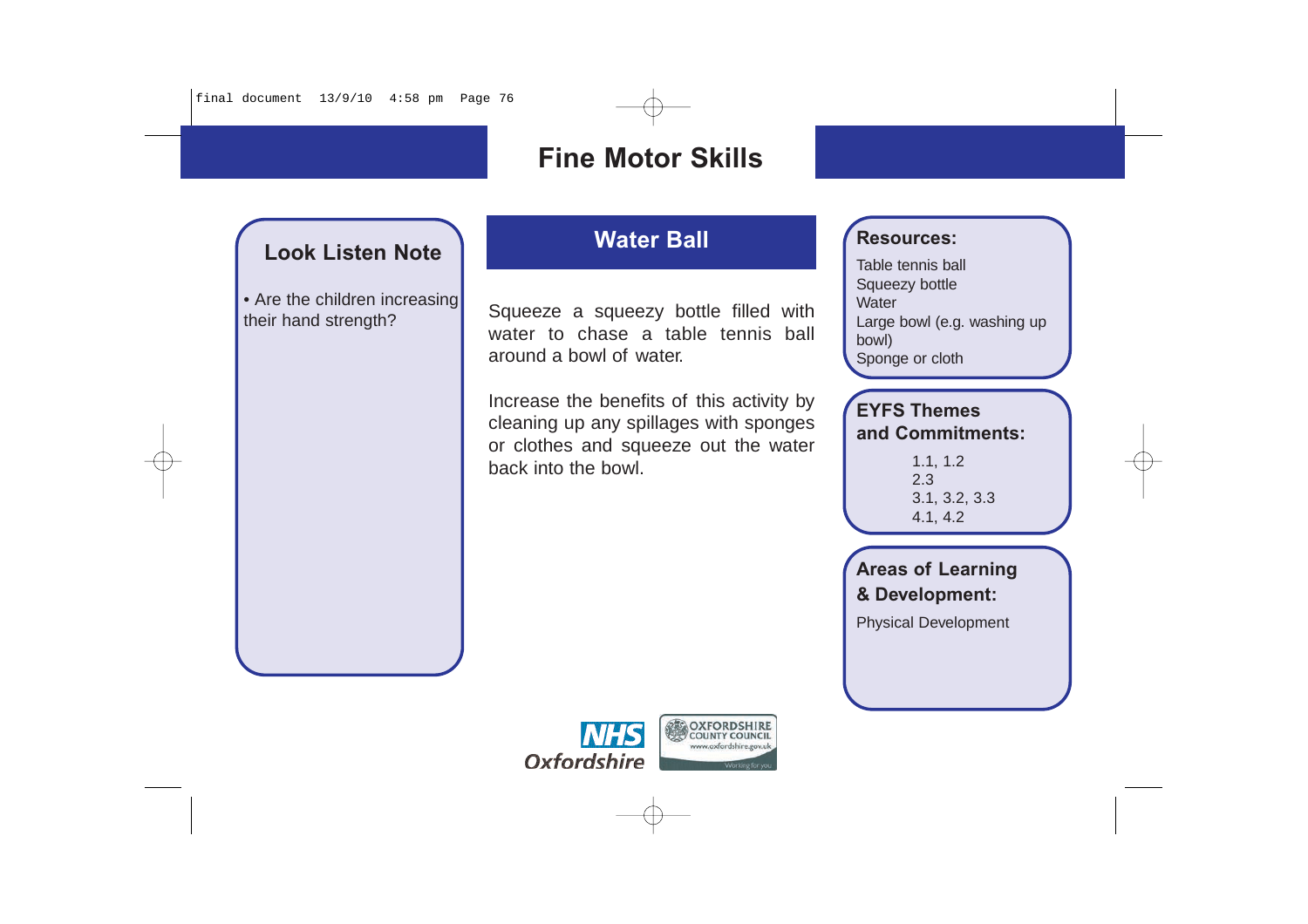# Fine Motor Skills

## Water Ball

Squeeze a squeezy bottle filled with water to chase a table tennis ball around a bowl of water.

Increase the benefits of this activity by cleaning up any spillages with sponges or clothes and squeeze out the water back into the bowl.

### Look Listen Note

- Are the children increasing their hand strength?

### Resources:

Table tennis ball
Squeezy bottle
Water
Large bowl (e.g. washing up bowl)
Sponge or cloth

### EYFS Themes and Commitments:

1.1, 1.2
2.3
3.1, 3.2, 3.3
4.1, 4.2

### Areas of Learning & Development:

Physical Development

NHS Oxfordshire

OXFORDSHIRE COUNTY COUNCIL
www.oxfordshire.gov.uk
Working for you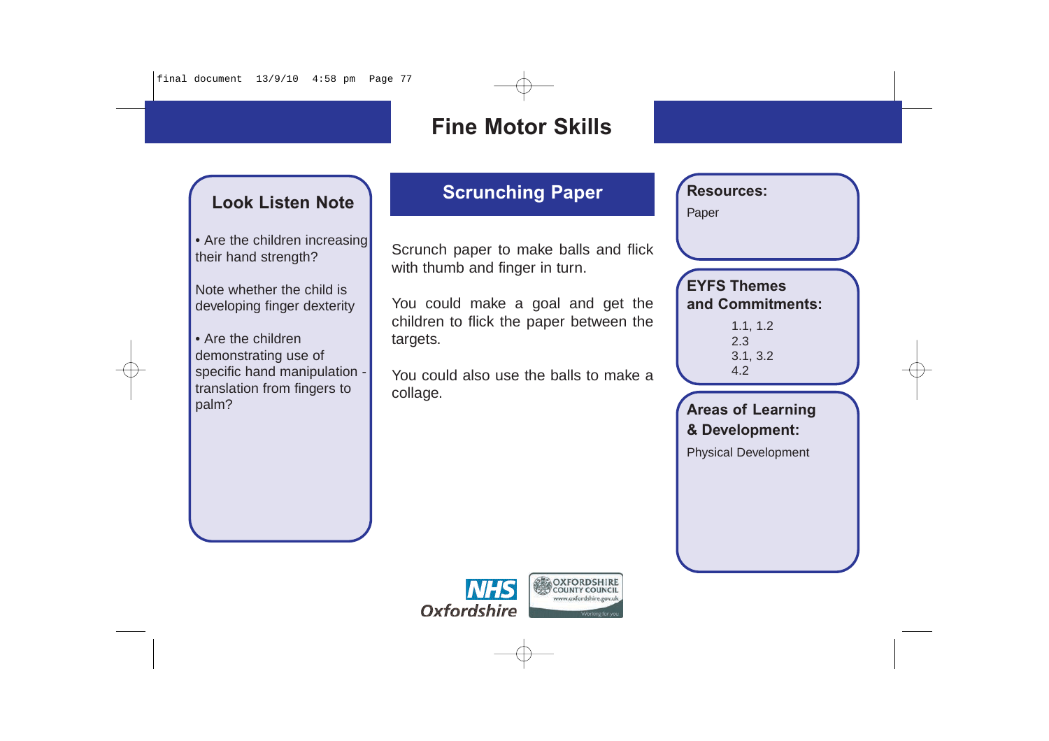# Fine Motor Skills

## Scrunching Paper

Scrunch paper to make balls and flick with thumb and finger in turn.

You could make a goal and get the children to flick the paper between the targets.

You could also use the balls to make a collage.

### Look Listen Note

- Are the children increasing their hand strength?

Note whether the child is developing finger dexterity

- Are the children demonstrating use of specific hand manipulation - translation from fingers to palm?

### Resources:

Paper

### EYFS Themes and Commitments:

1.1, 1.2
2.3
3.1, 3.2
4.2

### Areas of Learning & Development:

Physical Development

NHS Oxfordshire

Oxfordshire County Council www.oxfordshire.gov.uk Working for you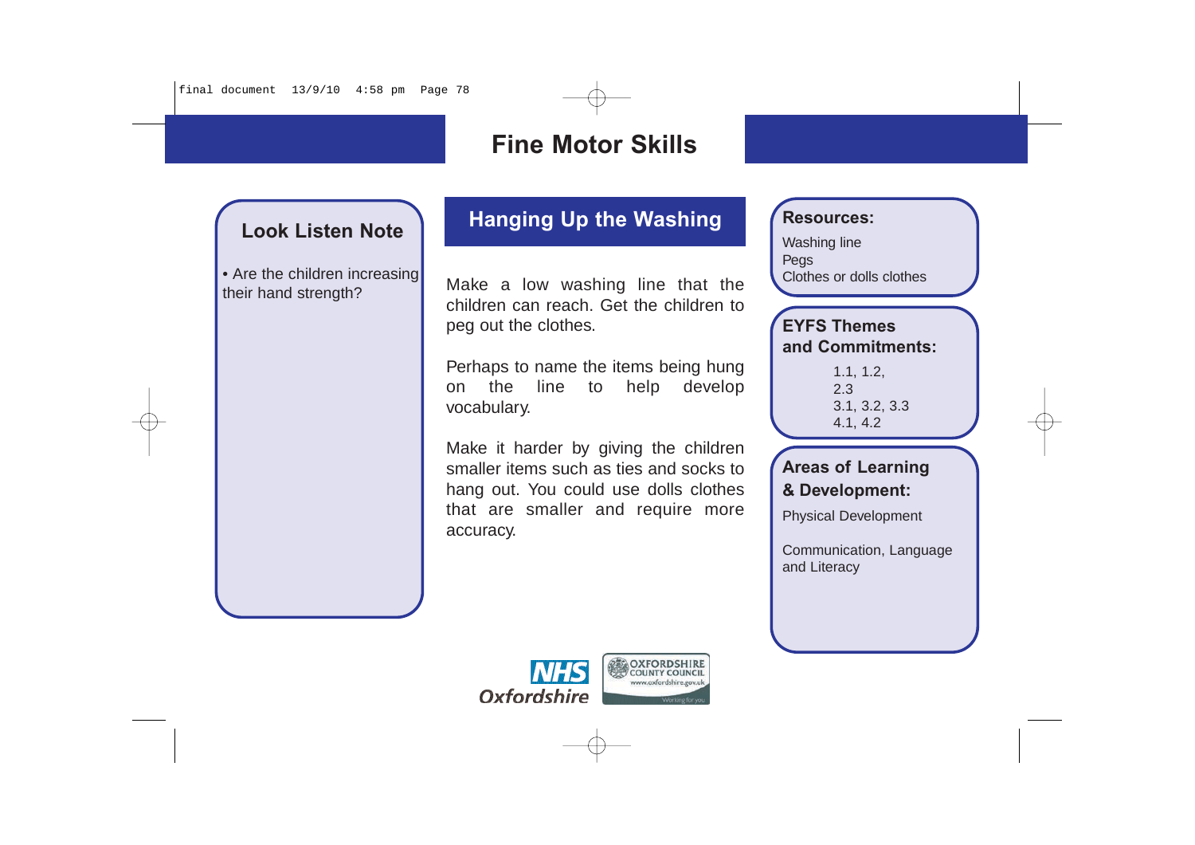# Fine Motor Skills

## Hanging Up the Washing

Make a low washing line that the children can reach. Get the children to peg out the clothes.

Perhaps to name the items being hung on the line to help develop vocabulary.

Make it harder by giving the children smaller items such as ties and socks to hang out. You could use dolls clothes that are smaller and require more accuracy.

### Look Listen Note

- Are the children increasing their hand strength?

### Resources:

Washing line
Pegs
Clothes or dolls clothes

### EYFS Themes and Commitments:

1.1, 1.2,
2.3
3.1, 3.2, 3.3
4.1, 4.2

### Areas of Learning & Development:

Physical Development

Communication, Language and Literacy

NHS Oxfordshire

OXFORDSHIRE COUNTY COUNCIL
www.oxfordshire.gov.uk
Working for you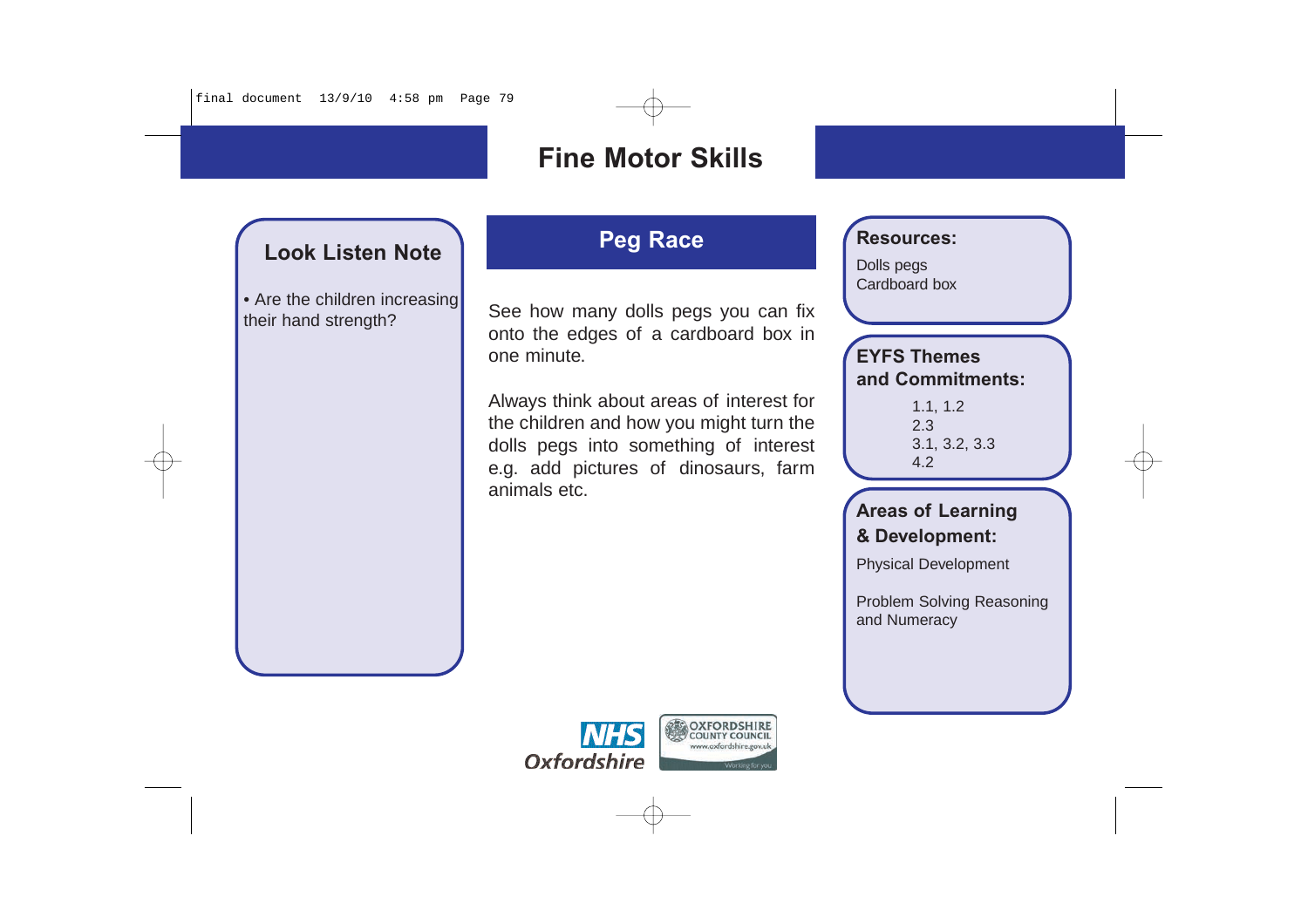# Fine Motor Skills

## Look Listen Note

- Are the children increasing their hand strength?

## Peg Race

See how many dolls pegs you can fix onto the edges of a cardboard box in one minute.

Always think about areas of interest for the children and how you might turn the dolls pegs into something of interest e.g. add pictures of dinosaurs, farm animals etc.

### Resources:

Dolls pegs
Cardboard box

### EYFS Themes and Commitments:

1.1, 1.2
2.3
3.1, 3.2, 3.3
4.2

### Areas of Learning & Development:

Physical Development

Problem Solving Reasoning and Numeracy

NHS Oxfordshire

OXFORDSHIRE COUNTY COUNCIL
www.oxfordshire.gov.uk
Working for you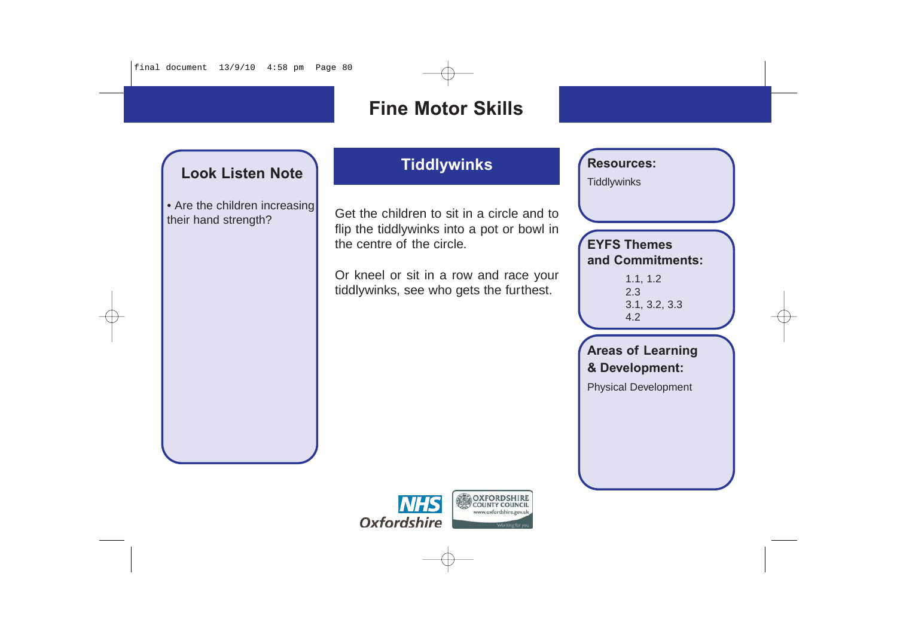# Fine Motor Skills

## Look Listen Note

- Are the children increasing their hand strength?

## Tiddlywinks

Get the children to sit in a circle and to flip the tiddlywinks into a pot or bowl in the centre of the circle.

Or kneel or sit in a row and race your tiddlywinks, see who gets the furthest.

### Resources:

Tiddlywinks

### EYFS Themes and Commitments:

1.1, 1.2
2.3
3.1, 3.2, 3.3
4.2

### Areas of Learning & Development:

Physical Development

NHS Oxfordshire

OXFORDSHIRE COUNTY COUNCIL www.oxfordshire.gov.uk Working for you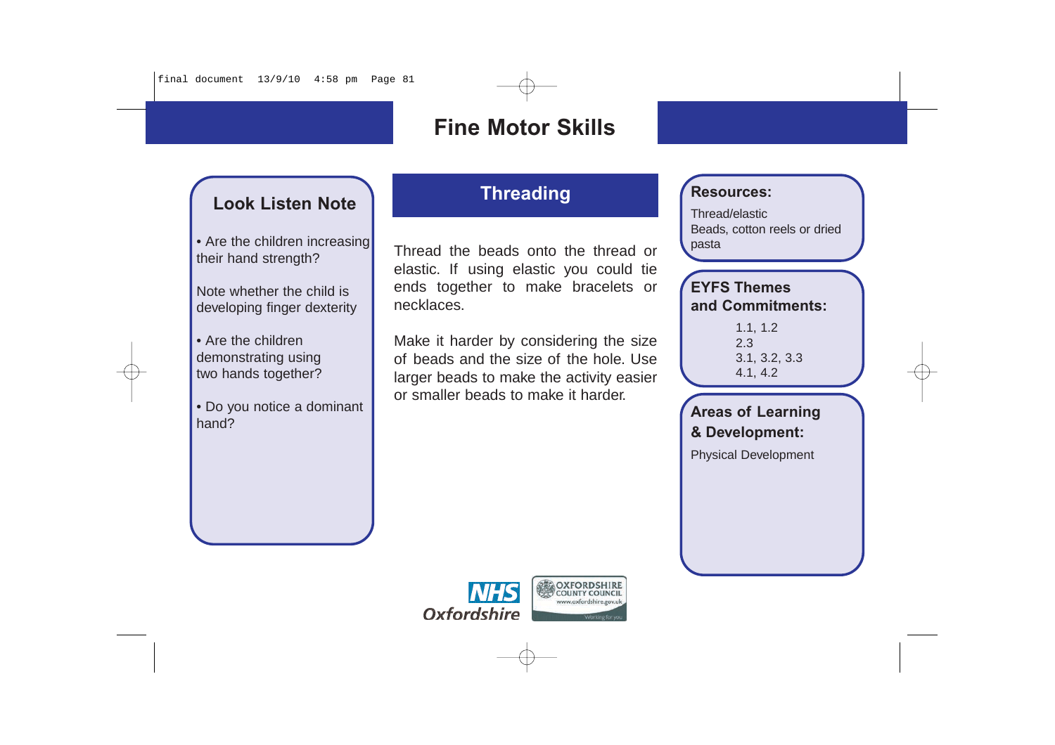# Fine Motor Skills

## Look Listen Note

- Are the children increasing their hand strength?

Note whether the child is developing finger dexterity

- Are the children demonstrating using two hands together?

- Do you notice a dominant hand?

## Threading

Thread the beads onto the thread or elastic. If using elastic you could tie ends together to make bracelets or necklaces.

Make it harder by considering the size of beads and the size of the hole. Use larger beads to make the activity easier or smaller beads to make it harder.

**Resources:**

Thread/elastic
Beads, cotton reels or dried pasta

**EYFS Themes and Commitments:**

1.1, 1.2
2.3
3.1, 3.2, 3.3
4.1, 4.2

**Areas of Learning & Development:**

Physical Development

NHS Oxfordshire

Oxfordshire County Council
www.oxfordshire.gov.uk
Working for you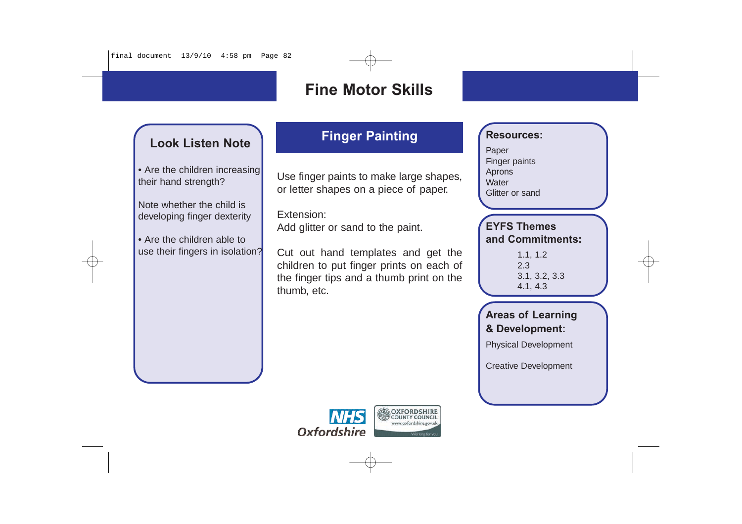# Fine Motor Skills

## Finger Painting

Use finger paints to make large shapes, or letter shapes on a piece of paper.

Extension:
Add glitter or sand to the paint.

Cut out hand templates and get the children to put finger prints on each of the finger tips and a thumb print on the thumb, etc.

### Look Listen Note

- Are the children increasing their hand strength?

Note whether the child is developing finger dexterity

- Are the children able to use their fingers in isolation?

### Resources:

Paper
Finger paints
Aprons
Water
Glitter or sand

### EYFS Themes and Commitments:

1.1, 1.2
2.3
3.1, 3.2, 3.3
4.1, 4.3

### Areas of Learning & Development:

Physical Development

Creative Development

NHS Oxfordshire

OXFORDSHIRE COUNTY COUNCIL
www.oxfordshire.gov.uk
Working for you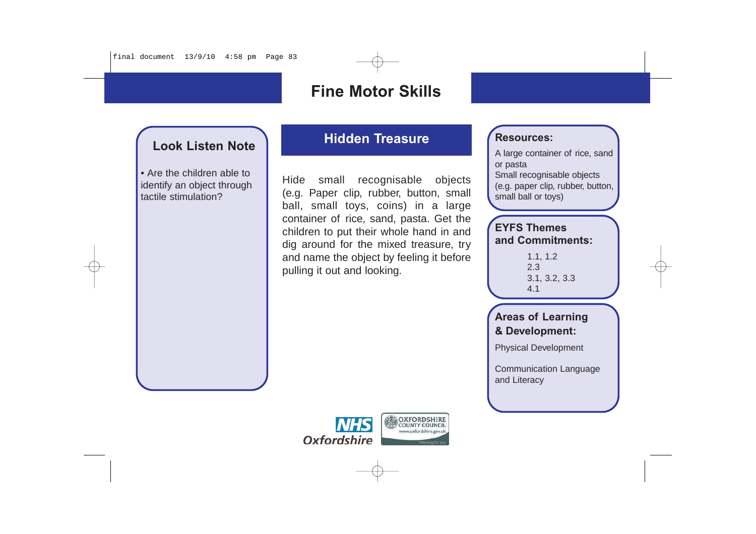# Fine Motor Skills

## Look Listen Note

- Are the children able to identify an object through tactile stimulation?

## Hidden Treasure

Hide small recognisable objects (e.g. Paper clip, rubber, button, small ball, small toys, coins) in a large container of rice, sand, pasta. Get the children to put their whole hand in and dig around for the mixed treasure, try and name the object by feeling it before pulling it out and looking.

### Resources:

A large container of rice, sand or pasta
Small recognisable objects (e.g. paper clip, rubber, button, small ball or toys)

### EYFS Themes and Commitments:

1.1, 1.2
2.3
3.1, 3.2, 3.3
4.1

### Areas of Learning & Development:

Physical Development

Communication Language and Literacy

NHS Oxfordshire

OXFORDSHIRE COUNTY COUNCIL
www.oxfordshire.gov.uk
Working for you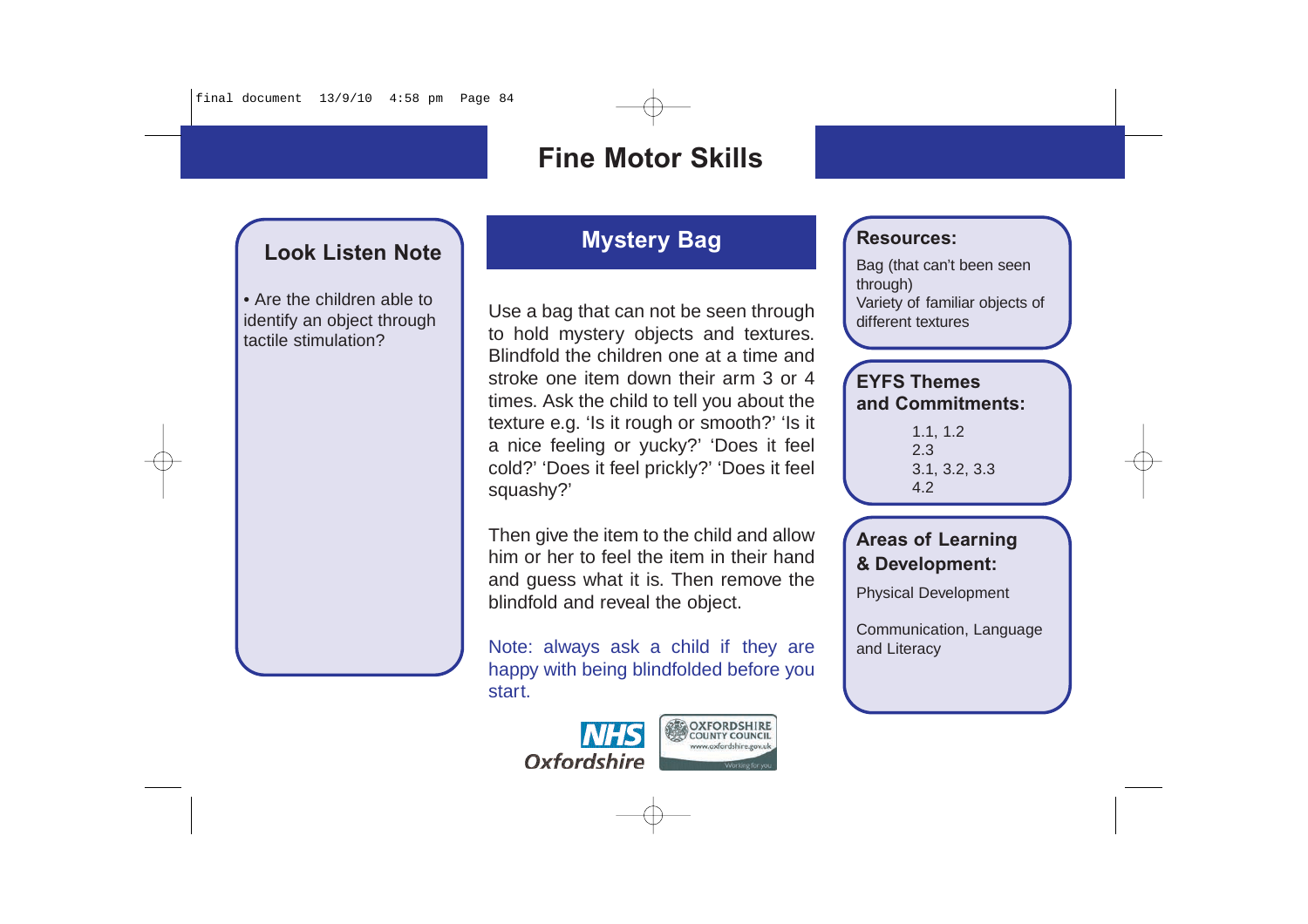# Fine Motor Skills

## Look Listen Note

- Are the children able to identify an object through tactile stimulation?

## Mystery Bag

Use a bag that can not be seen through to hold mystery objects and textures. Blindfold the children one at a time and stroke one item down their arm 3 or 4 times. Ask the child to tell you about the texture e.g. 'Is it rough or smooth?' 'Is it a nice feeling or yucky?' 'Does it feel cold?' 'Does it feel prickly?' 'Does it feel squashy?'

Then give the item to the child and allow him or her to feel the item in their hand and guess what it is. Then remove the blindfold and reveal the object.

Note: always ask a child if they are happy with being blindfolded before you start.

### Resources:

Bag (that can't been seen through)
Variety of familiar objects of different textures

### EYFS Themes and Commitments:

1.1, 1.2
2.3
3.1, 3.2, 3.3
4.2

### Areas of Learning & Development:

Physical Development

Communication, Language and Literacy

NHS Oxfordshire

OXFORDSHIRE COUNTY COUNCIL www.oxfordshire.gov.uk Working for you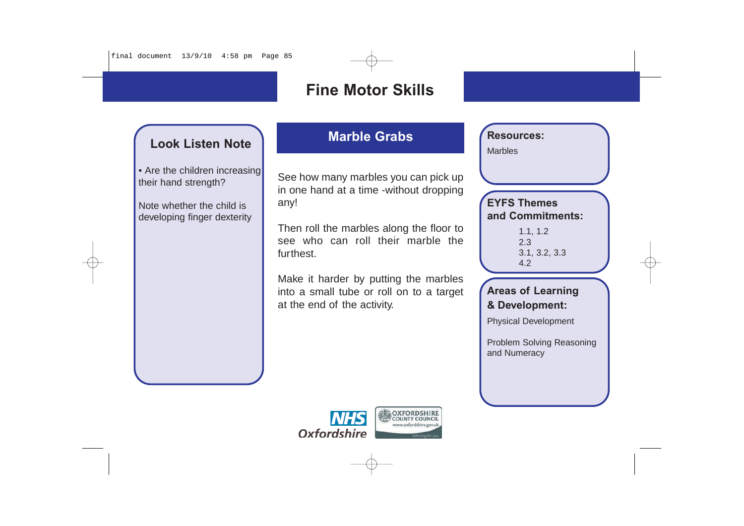# Fine Motor Skills

## Marble Grabs

See how many marbles you can pick up in one hand at a time -without dropping any!

Then roll the marbles along the floor to see who can roll their marble the furthest.

Make it harder by putting the marbles into a small tube or roll on to a target at the end of the activity.

### Look Listen Note

- Are the children increasing their hand strength?

Note whether the child is developing finger dexterity

### Resources:

Marbles

### EYFS Themes and Commitments:

1.1, 1.2
2.3
3.1, 3.2, 3.3
4.2

### Areas of Learning & Development:

Physical Development

Problem Solving Reasoning and Numeracy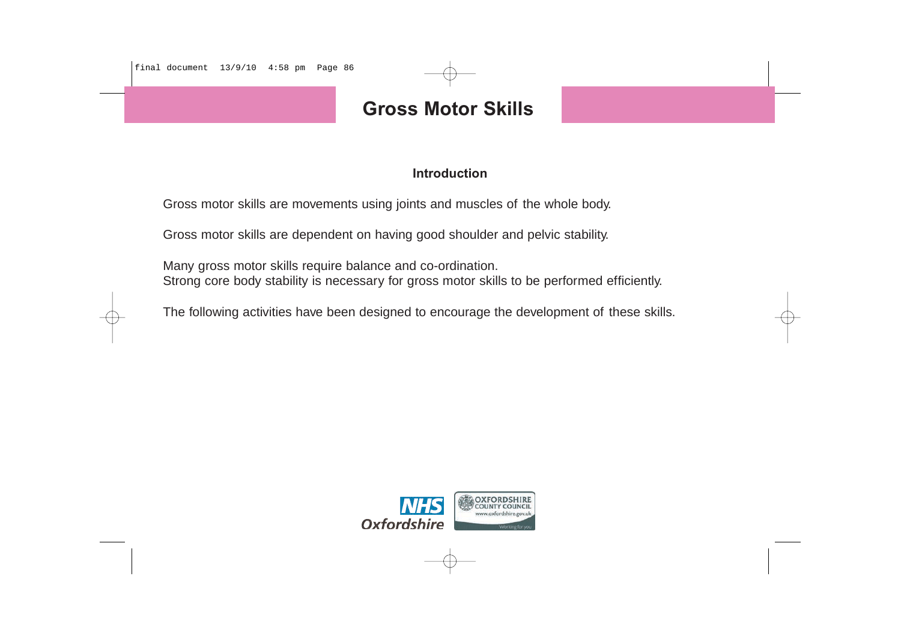# Gross Motor Skills

## Introduction

Gross motor skills are movements using joints and muscles of the whole body.

Gross motor skills are dependent on having good shoulder and pelvic stability.

Many gross motor skills require balance and co-ordination.
Strong core body stability is necessary for gross motor skills to be performed efficiently.

The following activities have been designed to encourage the development of these skills.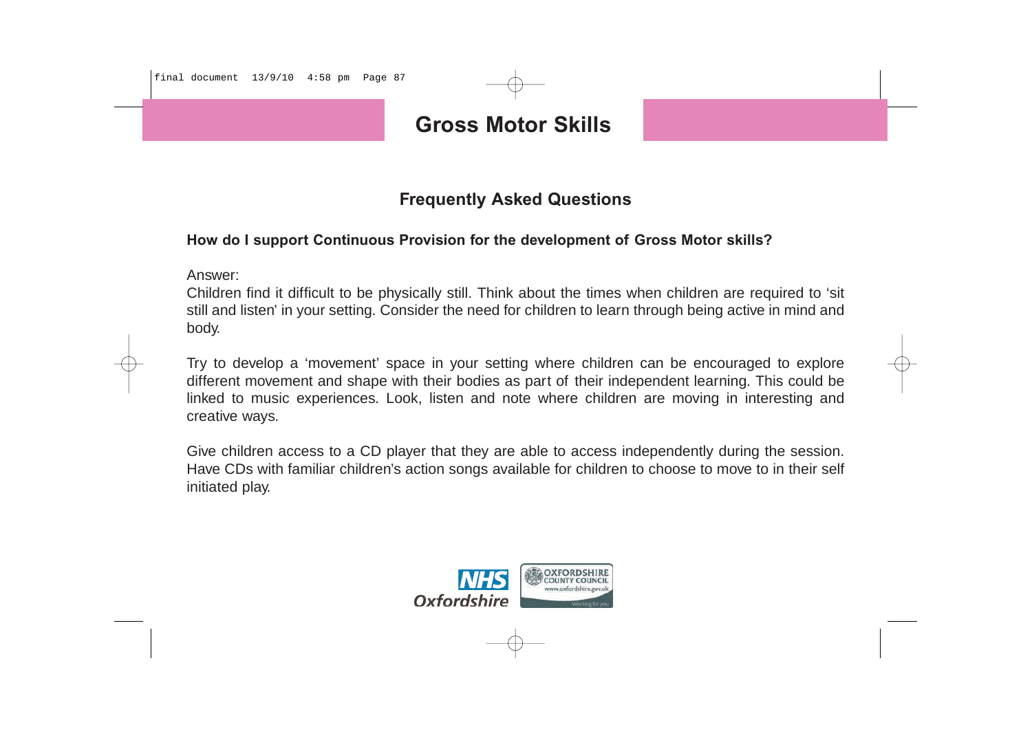# Gross Motor Skills

## Frequently Asked Questions

**How do I support Continuous Provision for the development of Gross Motor skills?**

Answer:
Children find it difficult to be physically still. Think about the times when children are required to 'sit still and listen' in your setting. Consider the need for children to learn through being active in mind and body.

Try to develop a 'movement' space in your setting where children can be encouraged to explore different movement and shape with their bodies as part of their independent learning. This could be linked to music experiences. Look, listen and note where children are moving in interesting and creative ways.

Give children access to a CD player that they are able to access independently during the session. Have CDs with familiar children's action songs available for children to choose to move to in their self initiated play.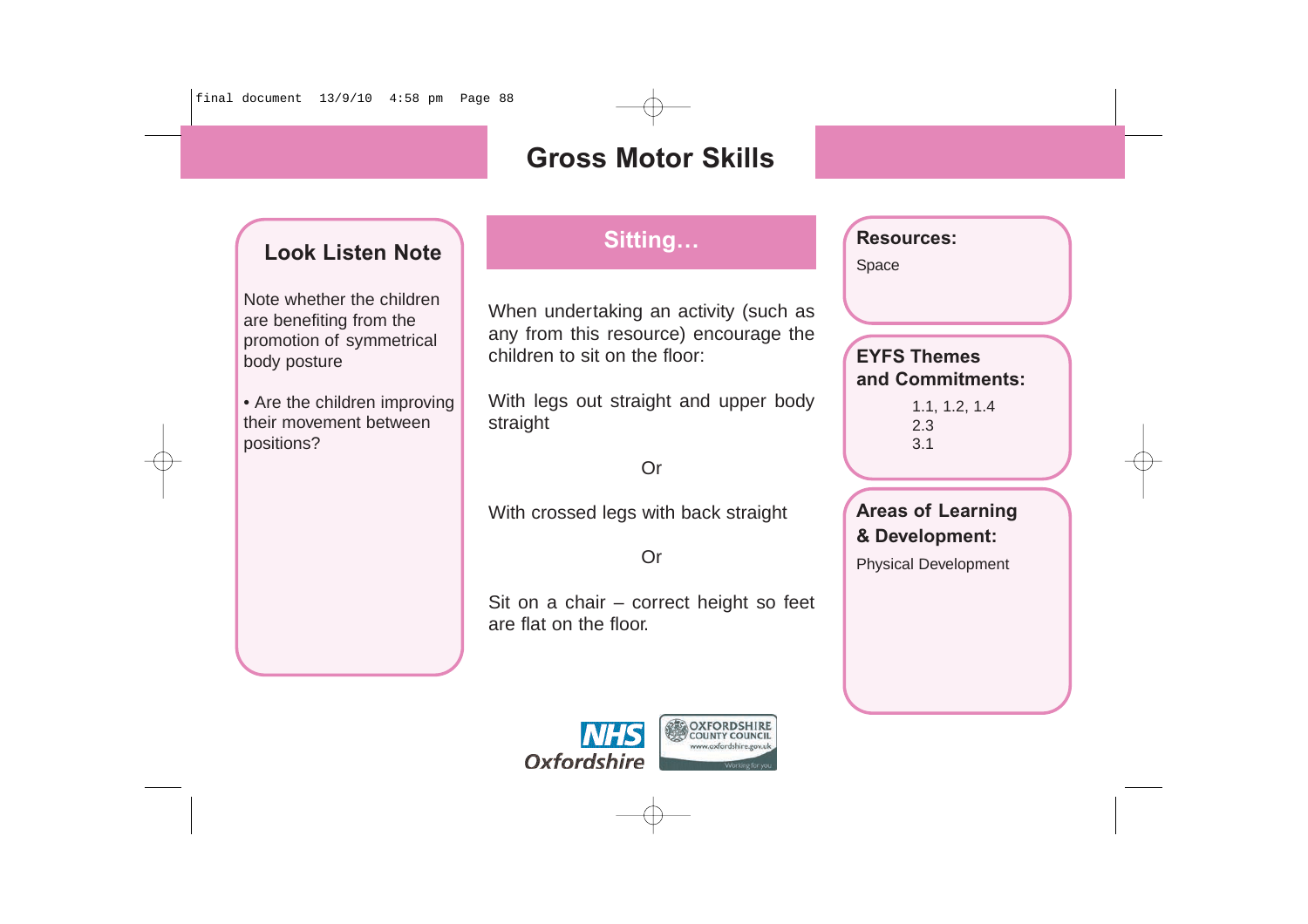# Gross Motor Skills

## Look Listen Note

Note whether the children are benefiting from the promotion of symmetrical body posture

- Are the children improving their movement between positions?

## Sitting…

When undertaking an activity (such as any from this resource) encourage the children to sit on the floor:

With legs out straight and upper body straight

Or

With crossed legs with back straight

Or

Sit on a chair – correct height so feet are flat on the floor.

## Resources:

Space

## EYFS Themes and Commitments:

1.1, 1.2, 1.4
2.3
3.1

## Areas of Learning & Development:

Physical Development

NHS Oxfordshire

OXFORDSHIRE COUNTY COUNCIL www.oxfordshire.gov.uk Working for you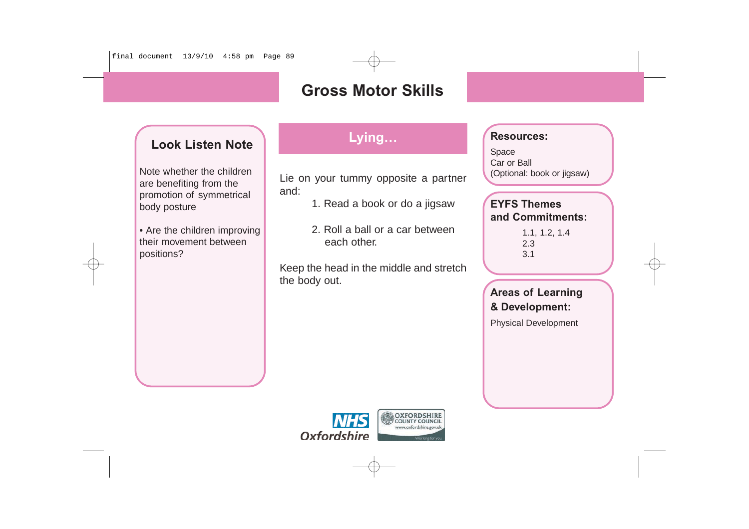# Gross Motor Skills

## Look Listen Note

Note whether the children are benefiting from the promotion of symmetrical body posture

• Are the children improving their movement between positions?

## Lying…

Lie on your tummy opposite a partner and:

1. Read a book or do a jigsaw

2. Roll a ball or a car between each other.

Keep the head in the middle and stretch the body out.

### Resources:

Space
Car or Ball
(Optional: book or jigsaw)

### EYFS Themes and Commitments:

1.1, 1.2, 1.4
2.3
3.1

### Areas of Learning & Development:

Physical Development

NHS Oxfordshire

OXFORDSHIRE COUNTY COUNCIL
www.oxfordshire.gov.uk
Working for you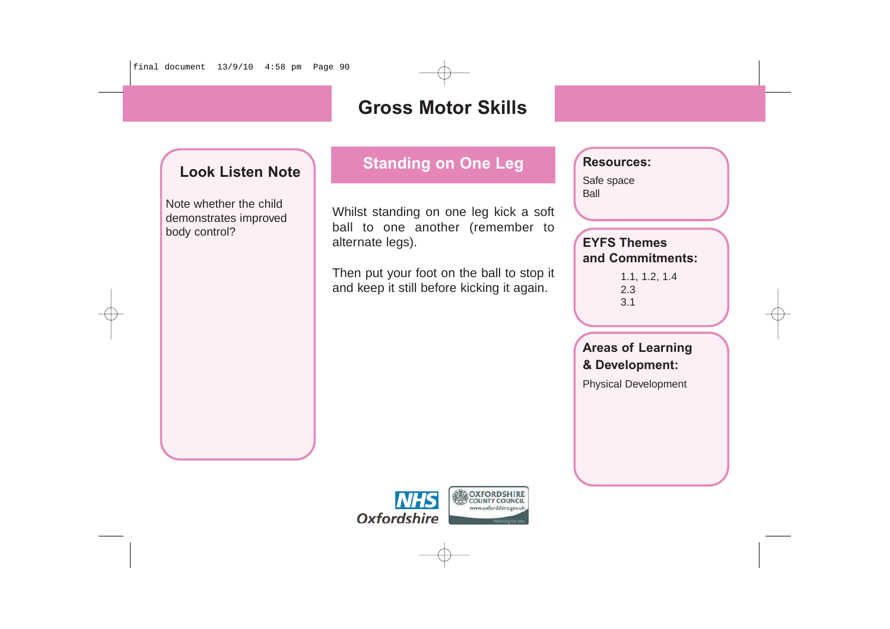# Gross Motor Skills

## Standing on One Leg

Whilst standing on one leg kick a soft ball to one another (remember to alternate legs).

Then put your foot on the ball to stop it and keep it still before kicking it again.

### Look Listen Note

Note whether the child demonstrates improved body control?

### Resources:

Safe space
Ball

### EYFS Themes and Commitments:

1.1, 1.2, 1.4
2.3
3.1

### Areas of Learning & Development:

Physical Development

NHS Oxfordshire

Oxfordshire County Council
www.oxfordshire.gov.uk
Working for you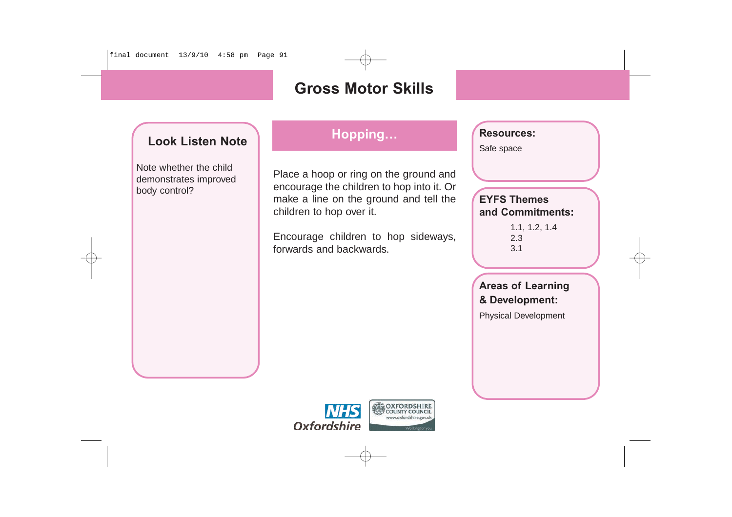# Gross Motor Skills

## Look Listen Note

Note whether the child demonstrates improved body control?

## Hopping…

Place a hoop or ring on the ground and encourage the children to hop into it. Or make a line on the ground and tell the children to hop over it.

Encourage children to hop sideways, forwards and backwards.

### Resources:

Safe space

### EYFS Themes and Commitments:

1.1, 1.2, 1.4
2.3
3.1

### Areas of Learning & Development:

Physical Development

NHS Oxfordshire

OXFORDSHIRE COUNTY COUNCIL
www.oxfordshire.gov.uk
Working for you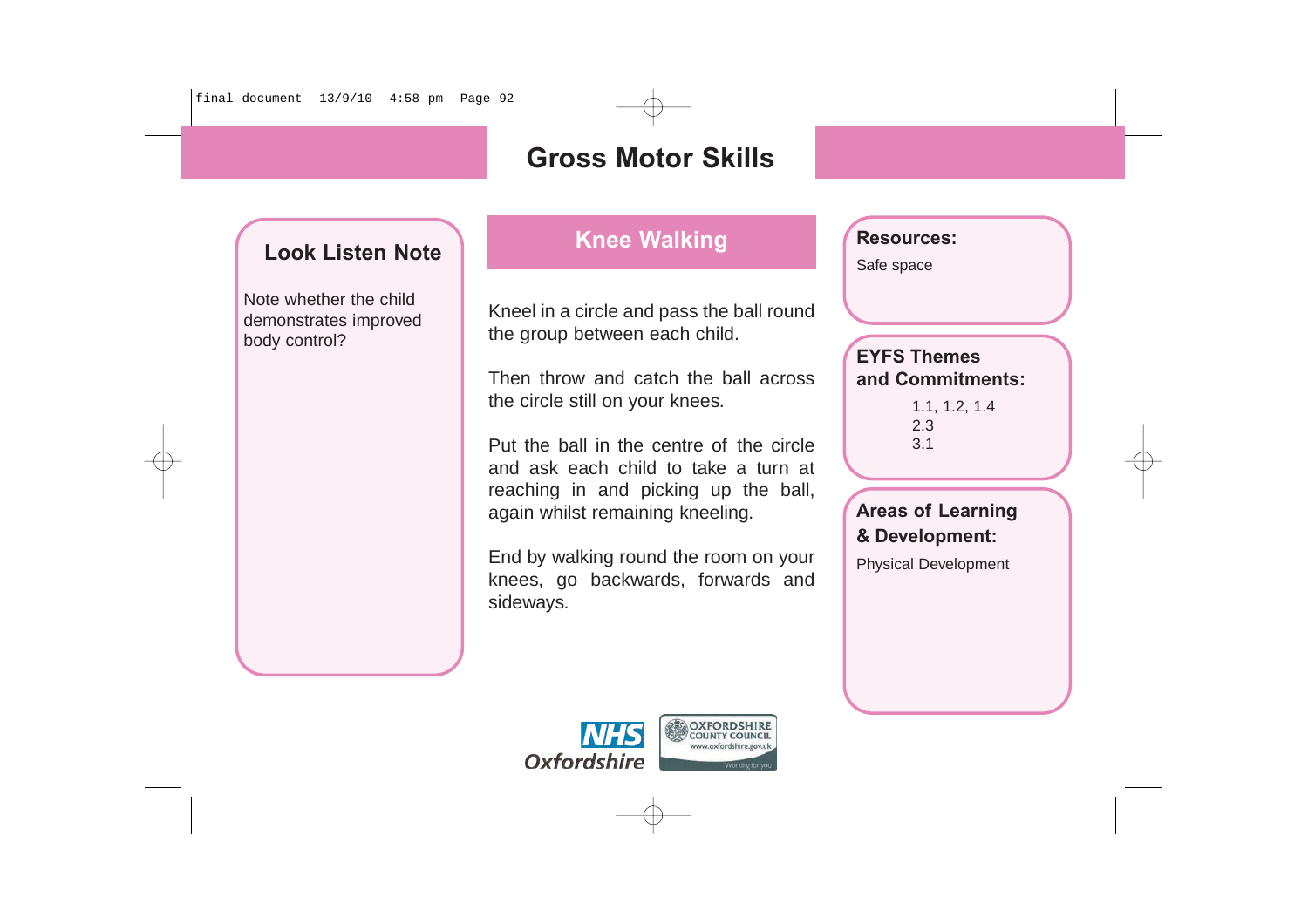# Gross Motor Skills

## Knee Walking

Kneel in a circle and pass the ball round the group between each child.

Then throw and catch the ball across the circle still on your knees.

Put the ball in the centre of the circle and ask each child to take a turn at reaching in and picking up the ball, again whilst remaining kneeling.

End by walking round the room on your knees, go backwards, forwards and sideways.

### Look Listen Note

Note whether the child demonstrates improved body control?

### Resources:

Safe space

### EYFS Themes and Commitments:

1.1, 1.2, 1.4
2.3
3.1

### Areas of Learning & Development:

Physical Development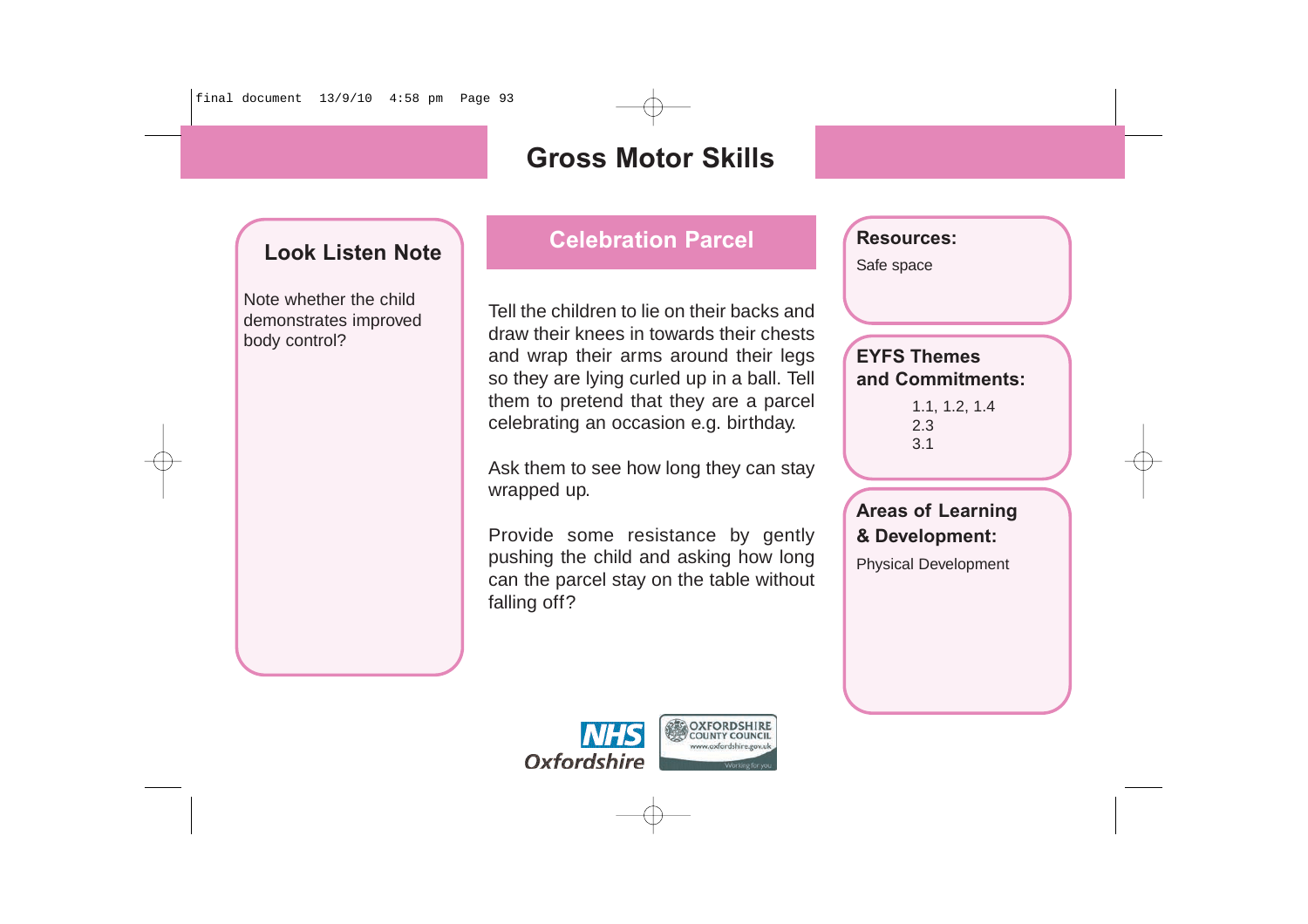# Gross Motor Skills

## Celebration Parcel

Tell the children to lie on their backs and draw their knees in towards their chests and wrap their arms around their legs so they are lying curled up in a ball. Tell them to pretend that they are a parcel celebrating an occasion e.g. birthday.

Ask them to see how long they can stay wrapped up.

Provide some resistance by gently pushing the child and asking how long can the parcel stay on the table without falling off?

### Look Listen Note

Note whether the child demonstrates improved body control?

### Resources:

Safe space

### EYFS Themes and Commitments:

1.1, 1.2, 1.4
2.3
3.1

### Areas of Learning & Development:

Physical Development

NHS Oxfordshire

Oxfordshire County Council www.oxfordshire.gov.uk Working for you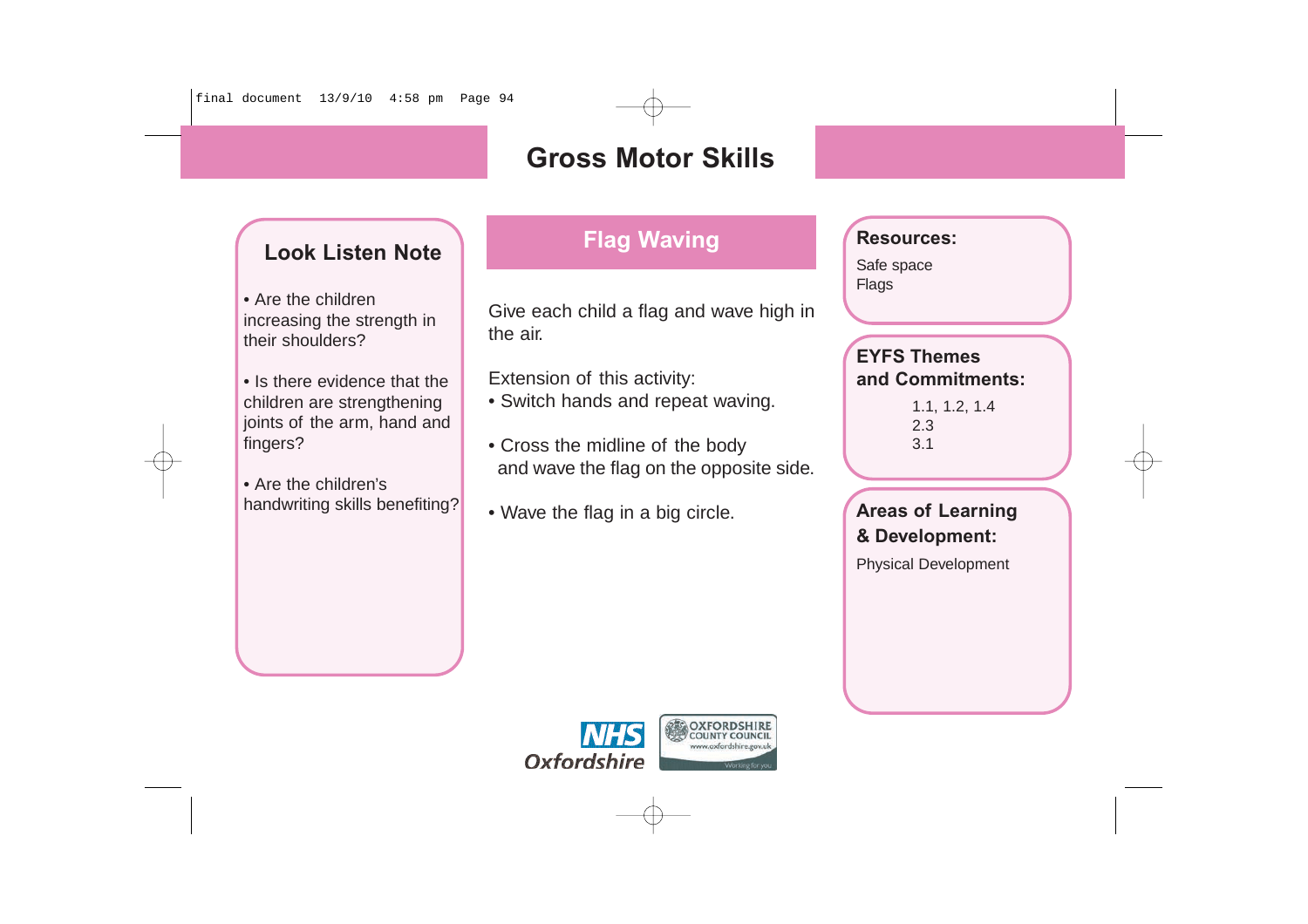# Gross Motor Skills

## Flag Waving

Give each child a flag and wave high in the air.

Extension of this activity:

- Switch hands and repeat waving.
- Cross the midline of the body and wave the flag on the opposite side.
- Wave the flag in a big circle.

### Look Listen Note

- Are the children increasing the strength in their shoulders?
- Is there evidence that the children are strengthening joints of the arm, hand and fingers?
- Are the children's handwriting skills benefiting?

### Resources:

Safe space
Flags

### EYFS Themes and Commitments:

1.1, 1.2, 1.4
2.3
3.1

### Areas of Learning & Development:

Physical Development

NHS Oxfordshire

Oxfordshire County Council
www.oxfordshire.gov.uk
Working for you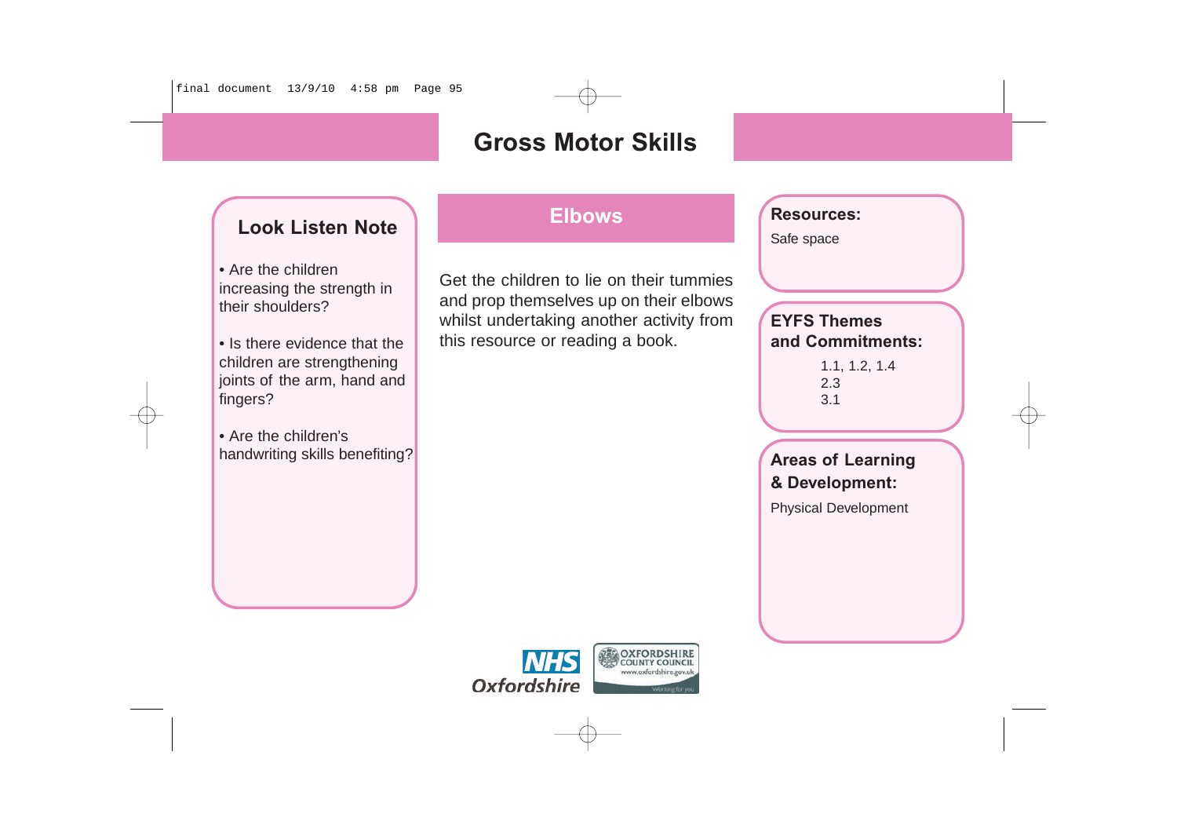# Gross Motor Skills

## Elbows

Get the children to lie on their tummies and prop themselves up on their elbows whilst undertaking another activity from this resource or reading a book.

### Look Listen Note

- Are the children increasing the strength in their shoulders?
- Is there evidence that the children are strengthening joints of the arm, hand and fingers?
- Are the children's handwriting skills benefiting?

### Resources:

Safe space

### EYFS Themes and Commitments:

1.1, 1.2, 1.4
2.3
3.1

### Areas of Learning & Development:

Physical Development

NHS Oxfordshire

OXFORDSHIRE COUNTY COUNCIL
www.oxfordshire.gov.uk
Working for you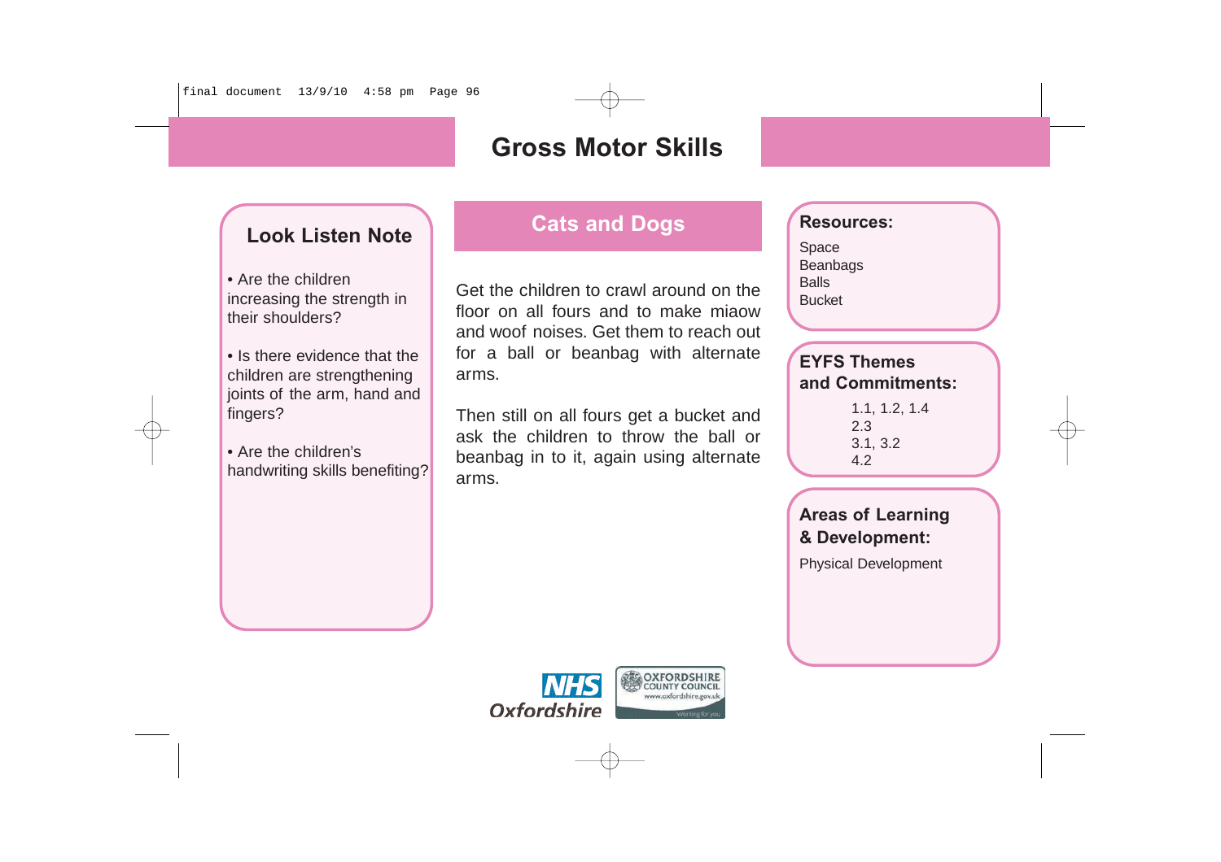# Gross Motor Skills

## Cats and Dogs

Get the children to crawl around on the floor on all fours and to make miaow and woof noises. Get them to reach out for a ball or beanbag with alternate arms.

Then still on all fours get a bucket and ask the children to throw the ball or beanbag in to it, again using alternate arms.

### Look Listen Note

- Are the children increasing the strength in their shoulders?
- Is there evidence that the children are strengthening joints of the arm, hand and fingers?
- Are the children's handwriting skills benefiting?

### Resources:

Space
Beanbags
Balls
Bucket

### EYFS Themes and Commitments:

1.1, 1.2, 1.4
2.3
3.1, 3.2
4.2

### Areas of Learning & Development:

Physical Development

NHS Oxfordshire

OXFORDSHIRE COUNTY COUNCIL www.oxfordshire.gov.uk Working for you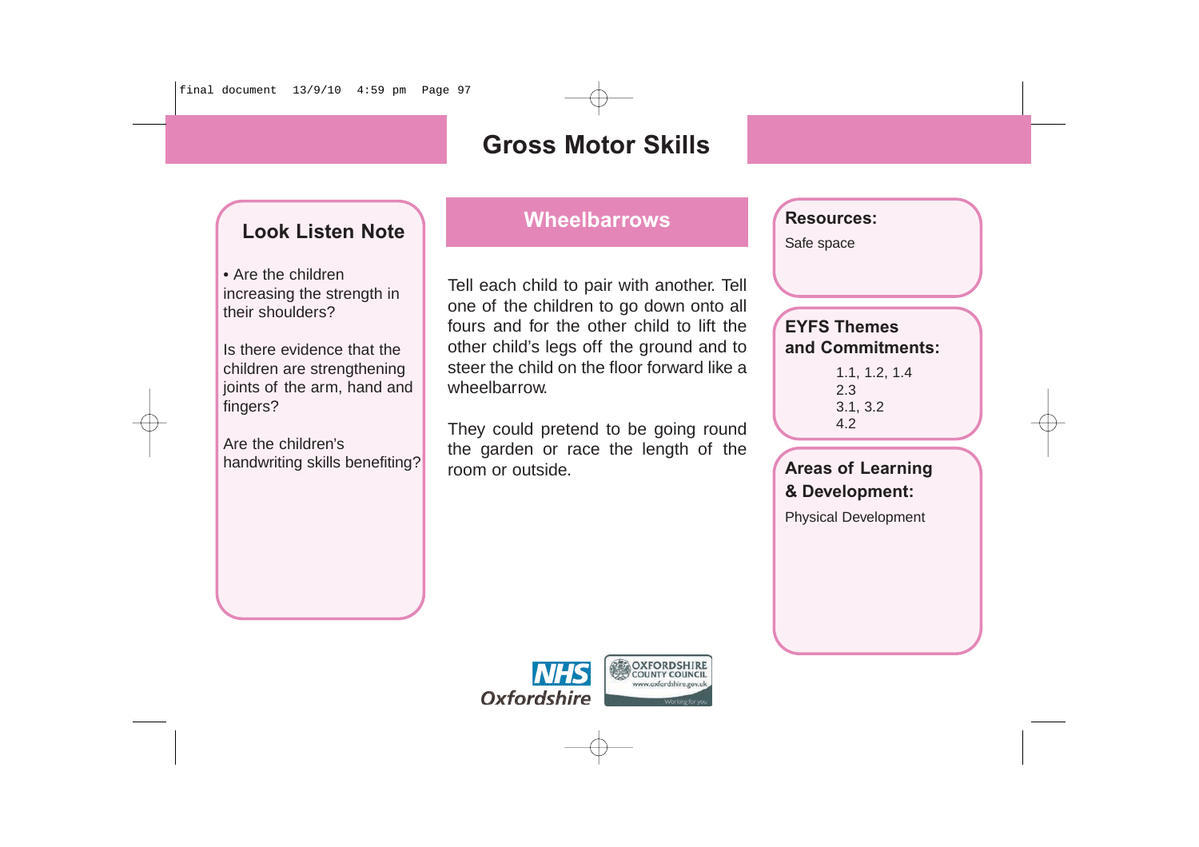# Gross Motor Skills

## Wheelbarrows

Tell each child to pair with another. Tell one of the children to go down onto all fours and for the other child to lift the other child's legs off the ground and to steer the child on the floor forward like a wheelbarrow.

They could pretend to be going round the garden or race the length of the room or outside.

### Look Listen Note

- Are the children increasing the strength in their shoulders?

Is there evidence that the children are strengthening joints of the arm, hand and fingers?

Are the children's handwriting skills benefiting?

### Resources:

Safe space

### EYFS Themes and Commitments:

1.1, 1.2, 1.4
2.3
3.1, 3.2
4.2

### Areas of Learning & Development:

Physical Development

NHS Oxfordshire

OXFORDSHIRE COUNTY COUNCIL
www.oxfordshire.gov.uk
Working for you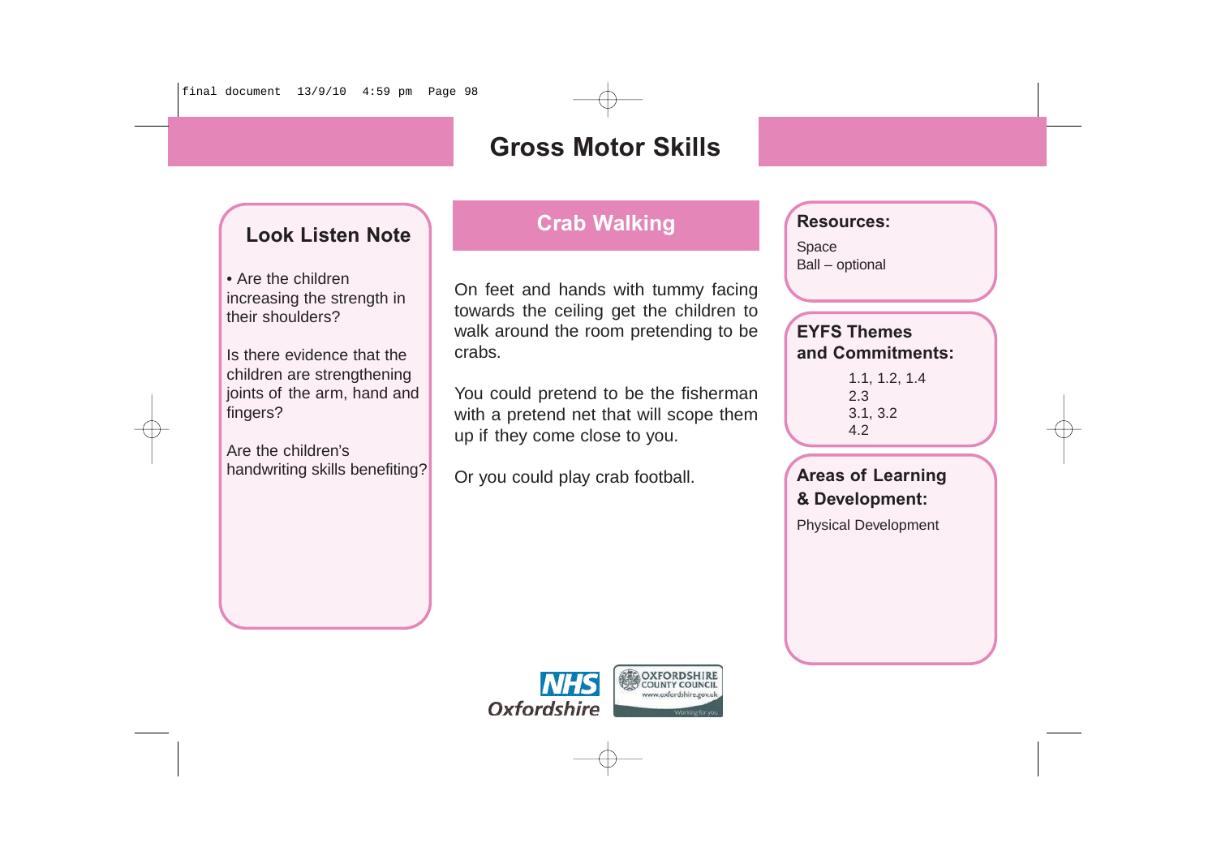# Gross Motor Skills

## Crab Walking

On feet and hands with tummy facing towards the ceiling get the children to walk around the room pretending to be crabs.

You could pretend to be the fisherman with a pretend net that will scope them up if they come close to you.

Or you could play crab football.

### Look Listen Note

- Are the children increasing the strength in their shoulders?

Is there evidence that the children are strengthening joints of the arm, hand and fingers?

Are the children's handwriting skills benefiting?

### Resources:

Space
Ball – optional

### EYFS Themes and Commitments:

1.1, 1.2, 1.4
2.3
3.1, 3.2
4.2

### Areas of Learning & Development:

Physical Development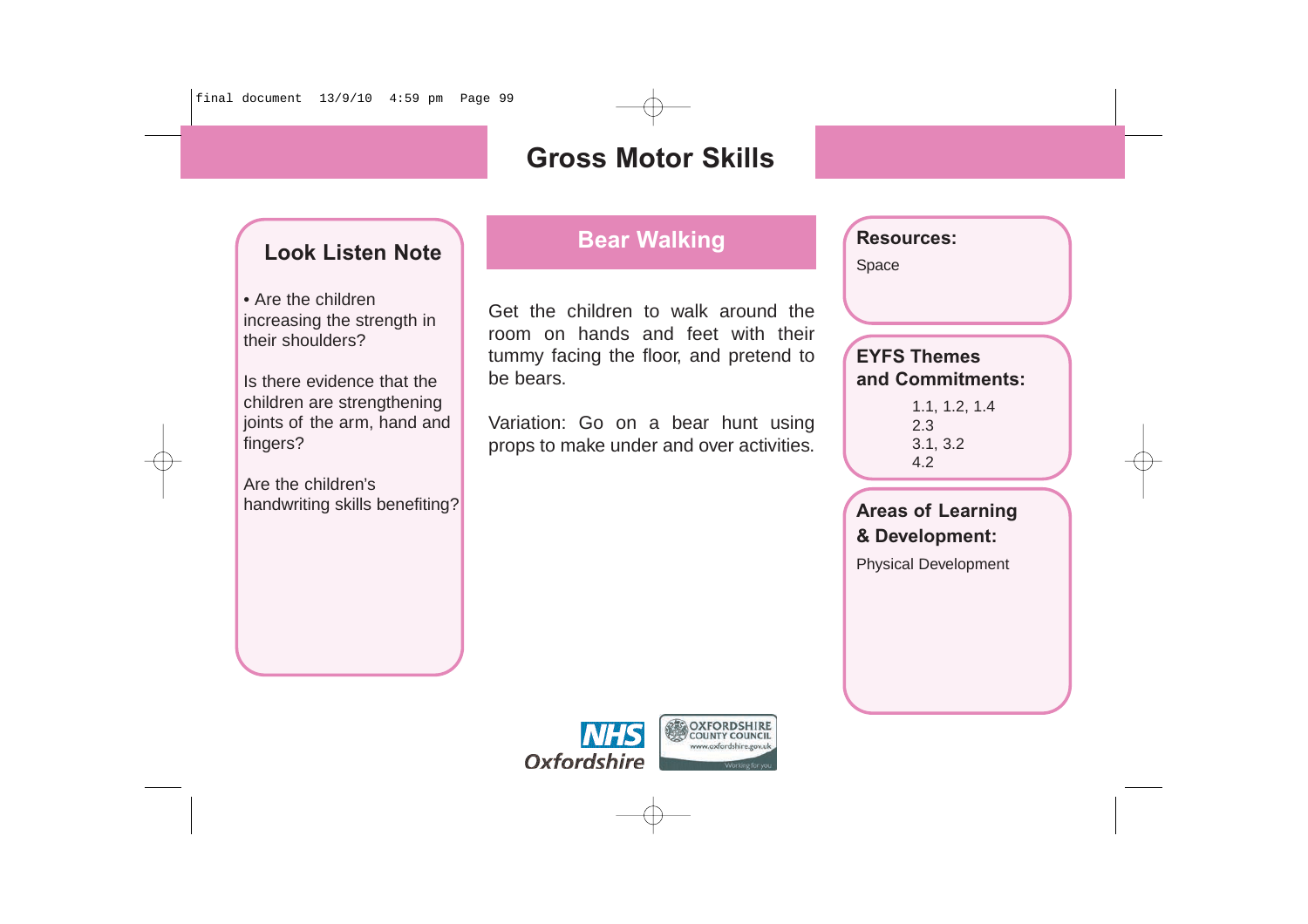# Gross Motor Skills

## Look Listen Note

- Are the children increasing the strength in their shoulders?

Is there evidence that the children are strengthening joints of the arm, hand and fingers?

Are the children's handwriting skills benefiting?

## Bear Walking

Get the children to walk around the room on hands and feet with their tummy facing the floor, and pretend to be bears.

Variation: Go on a bear hunt using props to make under and over activities.

**Resources:**

Space

**EYFS Themes and Commitments:**

1.1, 1.2, 1.4
2.3
3.1, 3.2
4.2

**Areas of Learning & Development:**

Physical Development

NHS Oxfordshire

Oxfordshire County Council
www.oxfordshire.gov.uk
Working for you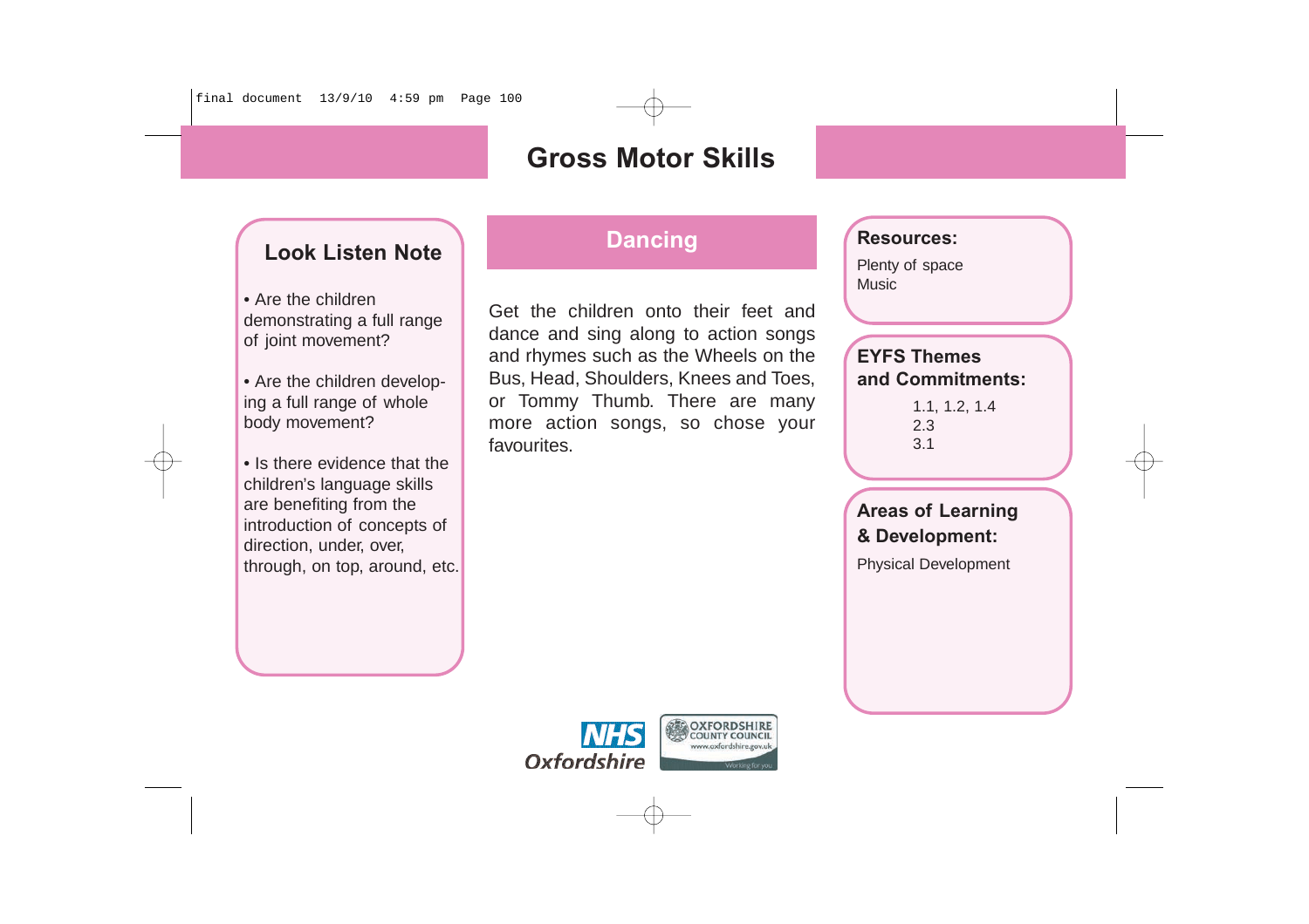# Gross Motor Skills

## Look Listen Note

- Are the children demonstrating a full range of joint movement?
- Are the children developing a full range of whole body movement?
- Is there evidence that the children's language skills are benefiting from the introduction of concepts of direction, under, over, through, on top, around, etc.

## Dancing

Get the children onto their feet and dance and sing along to action songs and rhymes such as the Wheels on the Bus, Head, Shoulders, Knees and Toes, or Tommy Thumb. There are many more action songs, so chose your favourites.

**Resources:**

Plenty of space
Music

**EYFS Themes and Commitments:**

1.1, 1.2, 1.4
2.3
3.1

**Areas of Learning & Development:**

Physical Development

NHS Oxfordshire

OXFORDSHIRE COUNTY COUNCIL
www.oxfordshire.gov.uk
Working for you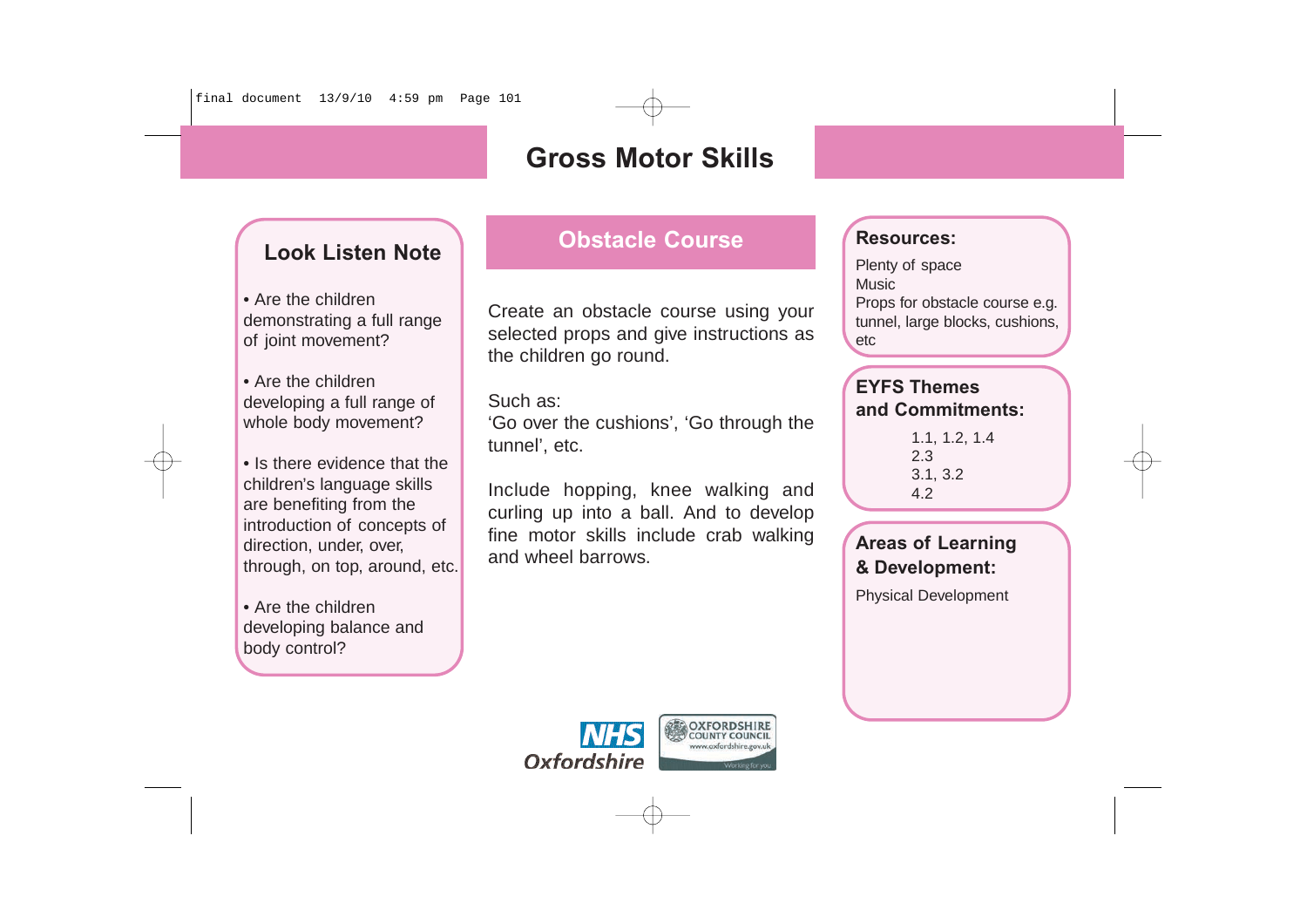# Gross Motor Skills

## Obstacle Course

Create an obstacle course using your selected props and give instructions as the children go round.

Such as:
'Go over the cushions', 'Go through the tunnel', etc.

Include hopping, knee walking and curling up into a ball. And to develop fine motor skills include crab walking and wheel barrows.

### Look Listen Note

- Are the children demonstrating a full range of joint movement?
- Are the children developing a full range of whole body movement?
- Is there evidence that the children's language skills are benefiting from the introduction of concepts of direction, under, over, through, on top, around, etc.
- Are the children developing balance and body control?

### Resources:

Plenty of space
Music
Props for obstacle course e.g. tunnel, large blocks, cushions, etc

### EYFS Themes and Commitments:

1.1, 1.2, 1.4
2.3
3.1, 3.2
4.2

### Areas of Learning & Development:

Physical Development

NHS Oxfordshire

Oxfordshire County Council
www.oxfordshire.gov.uk
Working for you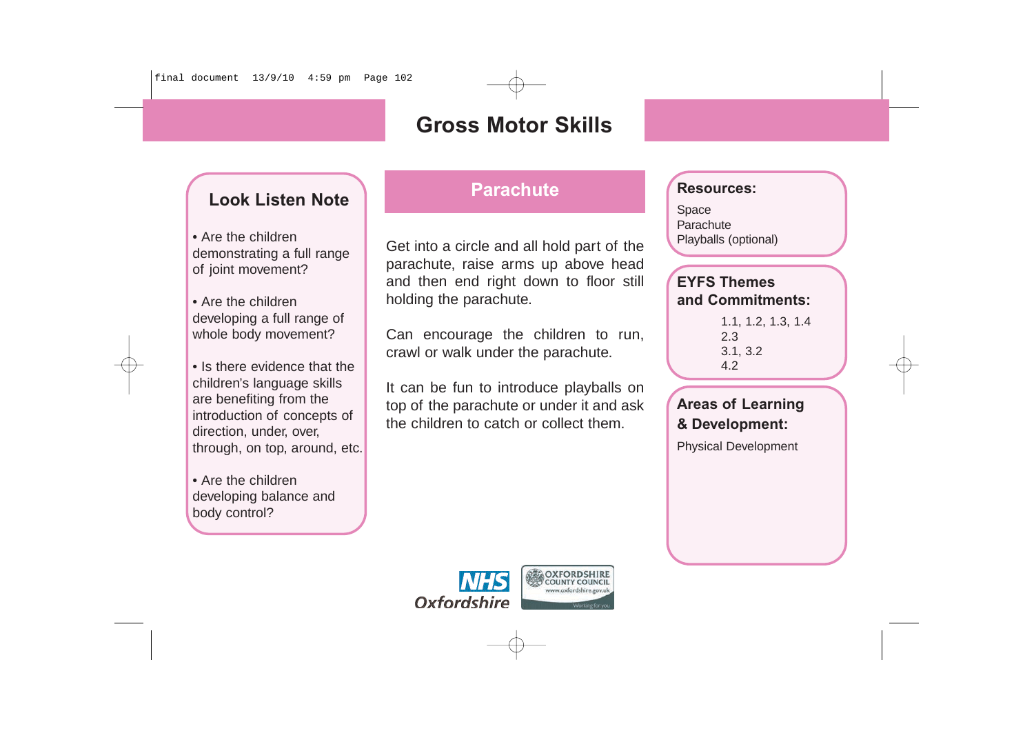# Gross Motor Skills

## Parachute

Get into a circle and all hold part of the parachute, raise arms up above head and then end right down to floor still holding the parachute.

Can encourage the children to run, crawl or walk under the parachute.

It can be fun to introduce playballs on top of the parachute or under it and ask the children to catch or collect them.

### Look Listen Note

- Are the children demonstrating a full range of joint movement?
- Are the children developing a full range of whole body movement?
- Is there evidence that the children's language skills are benefiting from the introduction of concepts of direction, under, over, through, on top, around, etc.
- Are the children developing balance and body control?

### Resources:

Space
Parachute
Playballs (optional)

### EYFS Themes and Commitments:

1.1, 1.2, 1.3, 1.4
2.3
3.1, 3.2
4.2

### Areas of Learning & Development:

Physical Development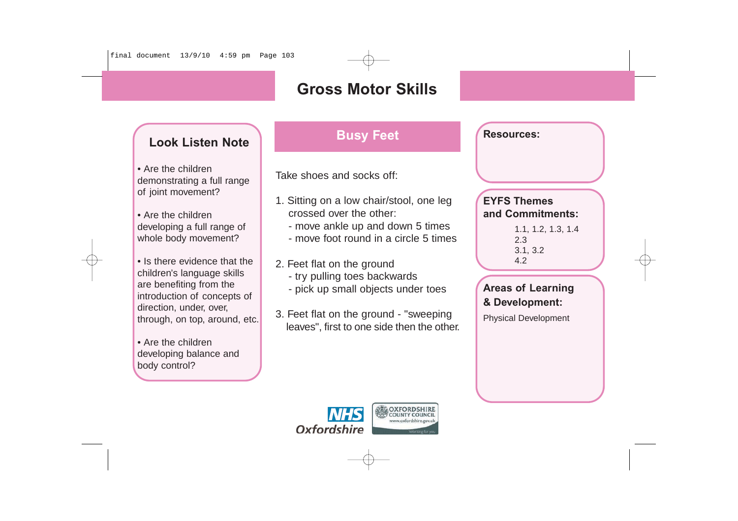# Gross Motor Skills

## Look Listen Note

- Are the children demonstrating a full range of joint movement?
- Are the children developing a full range of whole body movement?
- Is there evidence that the children's language skills are benefiting from the introduction of concepts of direction, under, over, through, on top, around, etc.
- Are the children developing balance and body control?

## Busy Feet

Take shoes and socks off:

1. Sitting on a low chair/stool, one leg crossed over the other:
   - move ankle up and down 5 times
   - move foot round in a circle 5 times
2. Feet flat on the ground
   - try pulling toes backwards
   - pick up small objects under toes
3. Feet flat on the ground - "sweeping leaves", first to one side then the other.

**Resources:**

**EYFS Themes and Commitments:**

1.1, 1.2, 1.3, 1.4
2.3
3.1, 3.2
4.2

**Areas of Learning & Development:**

Physical Development

NHS Oxfordshire

OXFORDSHIRE COUNTY COUNCIL www.oxfordshire.gov.uk Working for you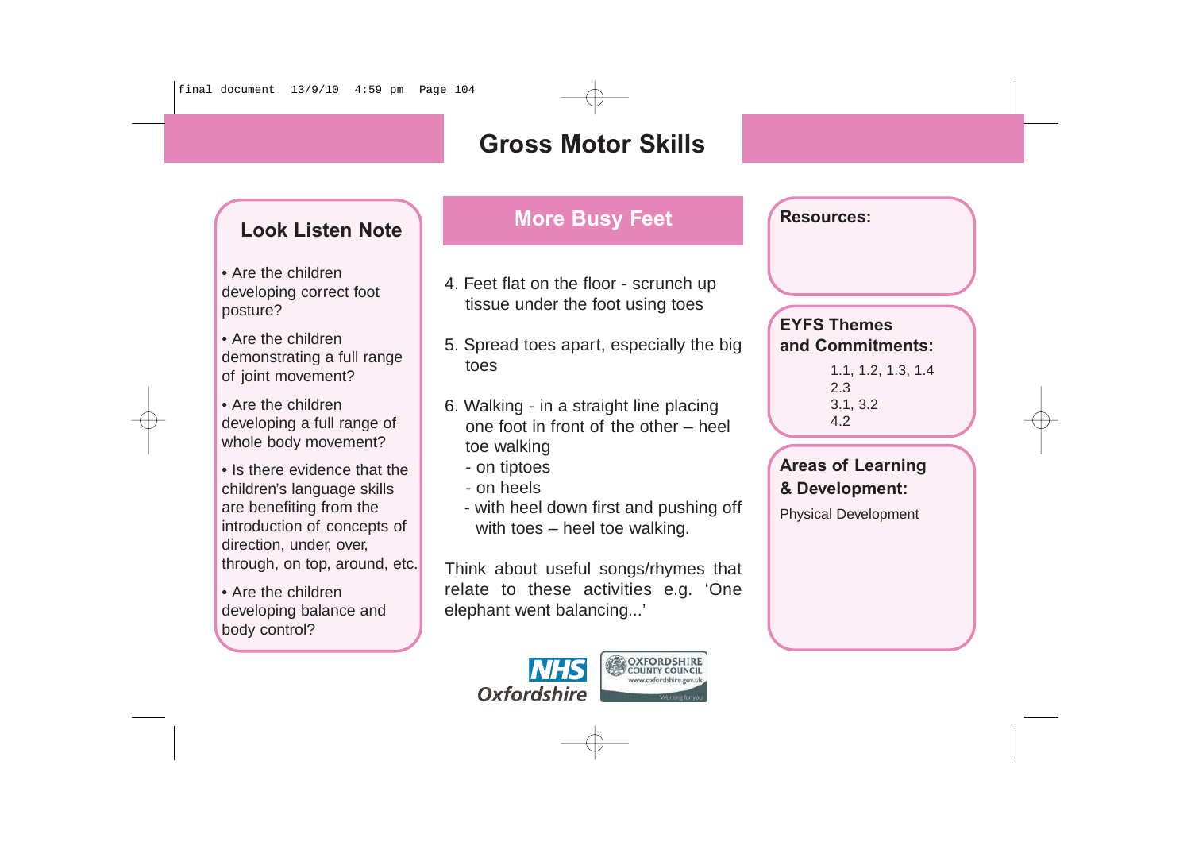# Gross Motor Skills

## More Busy Feet

4. Feet flat on the floor - scrunch up tissue under the foot using toes

5. Spread toes apart, especially the big toes

6. Walking - in a straight line placing one foot in front of the other – heel toe walking
   - on tiptoes
   - on heels
   - with heel down first and pushing off with toes – heel toe walking.

Think about useful songs/rhymes that relate to these activities e.g. 'One elephant went balancing...'

### Look Listen Note

- Are the children developing correct foot posture?
- Are the children demonstrating a full range of joint movement?
- Are the children developing a full range of whole body movement?
- Is there evidence that the children's language skills are benefiting from the introduction of concepts of direction, under, over, through, on top, around, etc.
- Are the children developing balance and body control?

### Resources:

### EYFS Themes and Commitments:

1.1, 1.2, 1.3, 1.4
2.3
3.1, 3.2
4.2

### Areas of Learning & Development:

Physical Development

NHS Oxfordshire

OXFORDSHIRE COUNTY COUNCIL www.oxfordshire.gov.uk Working for you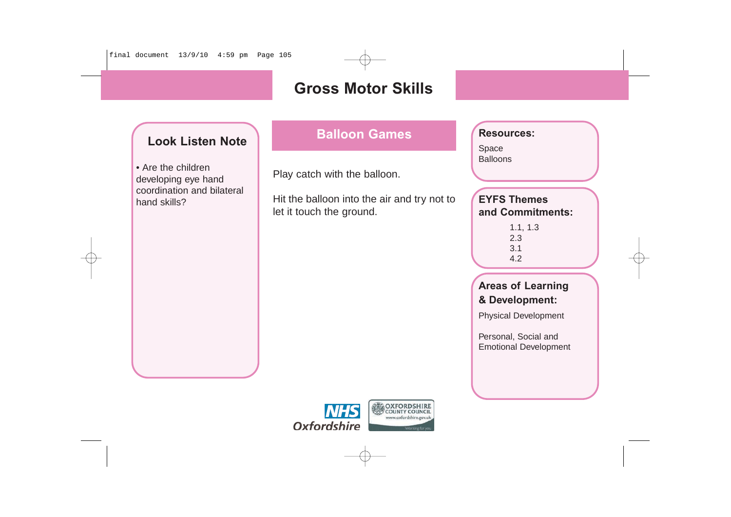# Gross Motor Skills

## Balloon Games

Play catch with the balloon.

Hit the balloon into the air and try not to let it touch the ground.

### Look Listen Note

- Are the children developing eye hand coordination and bilateral hand skills?

### Resources:

Space
Balloons

### EYFS Themes and Commitments:

1.1, 1.3
2.3
3.1
4.2

### Areas of Learning & Development:

Physical Development

Personal, Social and Emotional Development

NHS Oxfordshire

Oxfordshire County Council
www.oxfordshire.gov.uk
Working for you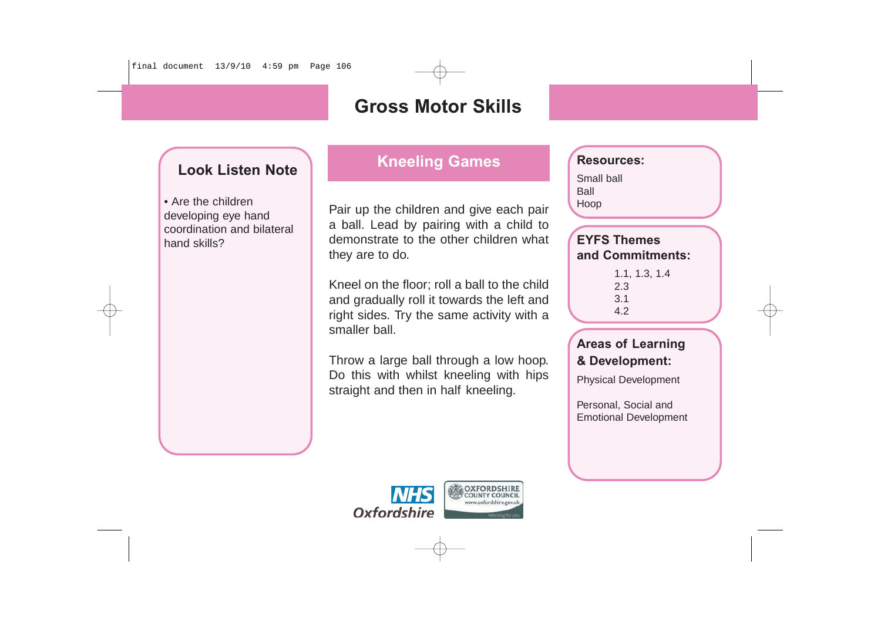# Gross Motor Skills

## Look Listen Note

- Are the children developing eye hand coordination and bilateral hand skills?

## Kneeling Games

Pair up the children and give each pair a ball. Lead by pairing with a child to demonstrate to the other children what they are to do.

Kneel on the floor; roll a ball to the child and gradually roll it towards the left and right sides. Try the same activity with a smaller ball.

Throw a large ball through a low hoop. Do this with whilst kneeling with hips straight and then in half kneeling.

### Resources:

Small ball
Ball
Hoop

### EYFS Themes and Commitments:

1.1, 1.3, 1.4
2.3
3.1
4.2

### Areas of Learning & Development:

Physical Development

Personal, Social and Emotional Development

NHS Oxfordshire

OXFORDSHIRE COUNTY COUNCIL
www.oxfordshire.gov.uk
Working for you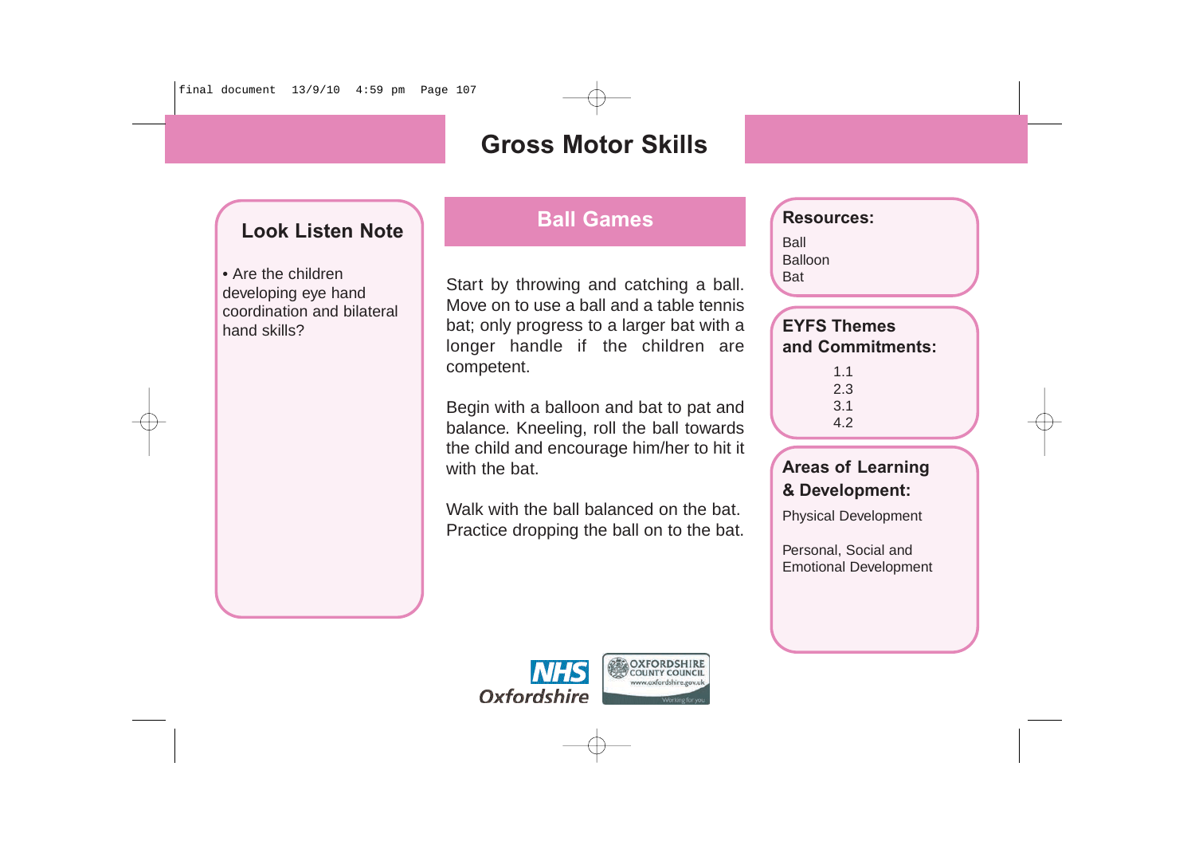# Gross Motor Skills

## Ball Games

Start by throwing and catching a ball. Move on to use a ball and a table tennis bat; only progress to a larger bat with a longer handle if the children are competent.

Begin with a balloon and bat to pat and balance. Kneeling, roll the ball towards the child and encourage him/her to hit it with the bat.

Walk with the ball balanced on the bat. Practice dropping the ball on to the bat.

### Look Listen Note

- Are the children developing eye hand coordination and bilateral hand skills?

### Resources:

Ball
Balloon
Bat

### EYFS Themes and Commitments:

1.1
2.3
3.1
4.2

### Areas of Learning & Development:

Physical Development

Personal, Social and Emotional Development

NHS Oxfordshire

Oxfordshire County Council www.oxfordshire.gov.uk Working for you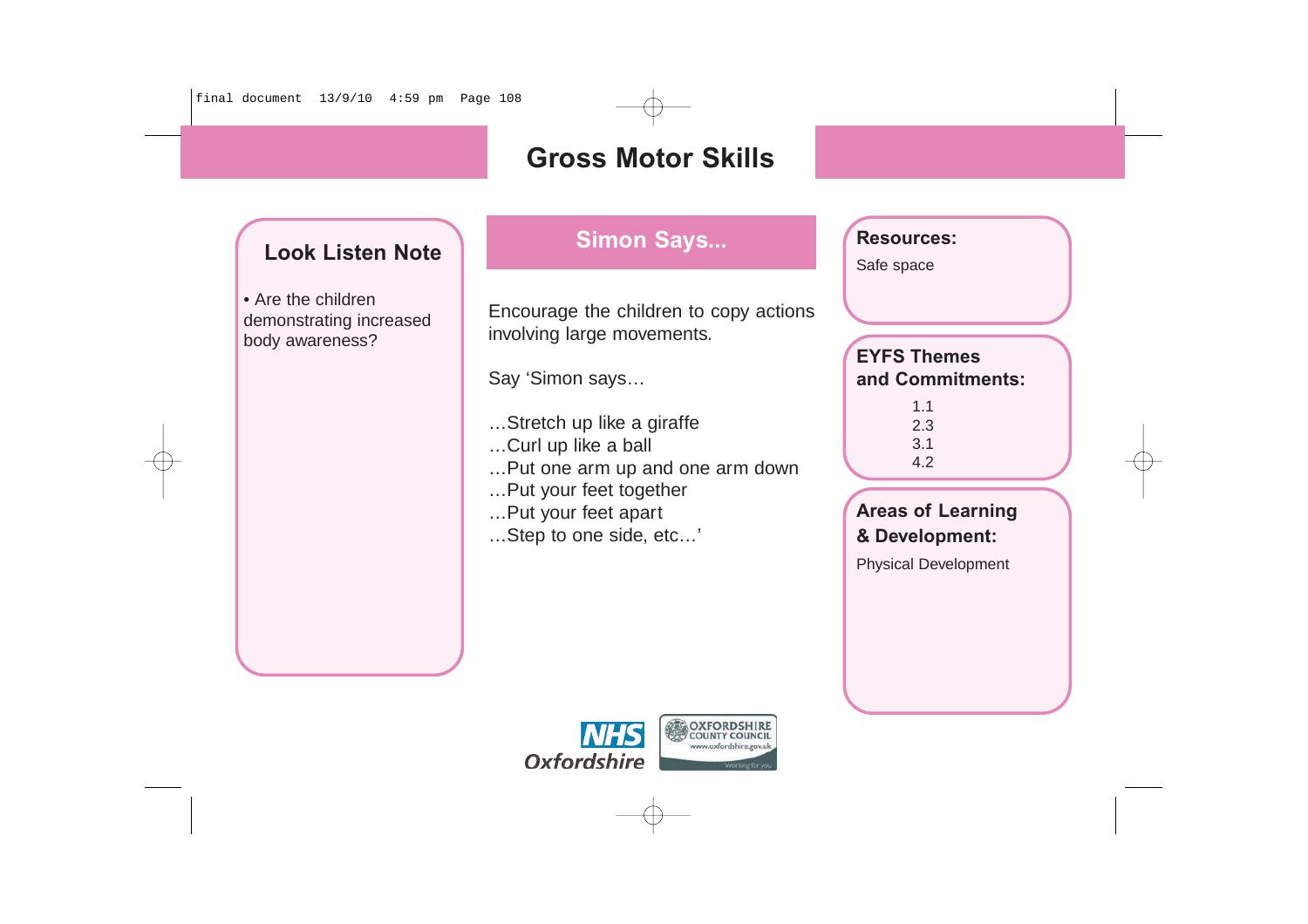# Gross Motor Skills

## Look Listen Note

- Are the children demonstrating increased body awareness?

## Simon Says...

Encourage the children to copy actions involving large movements.

Say 'Simon says…

…Stretch up like a giraffe
…Curl up like a ball
…Put one arm up and one arm down
…Put your feet together
…Put your feet apart
…Step to one side, etc…'

**Resources:**

Safe space

**EYFS Themes and Commitments:**

1.1
2.3
3.1
4.2

**Areas of Learning & Development:**

Physical Development

NHS Oxfordshire

OXFORDSHIRE COUNTY COUNCIL
www.oxfordshire.gov.uk
Working for you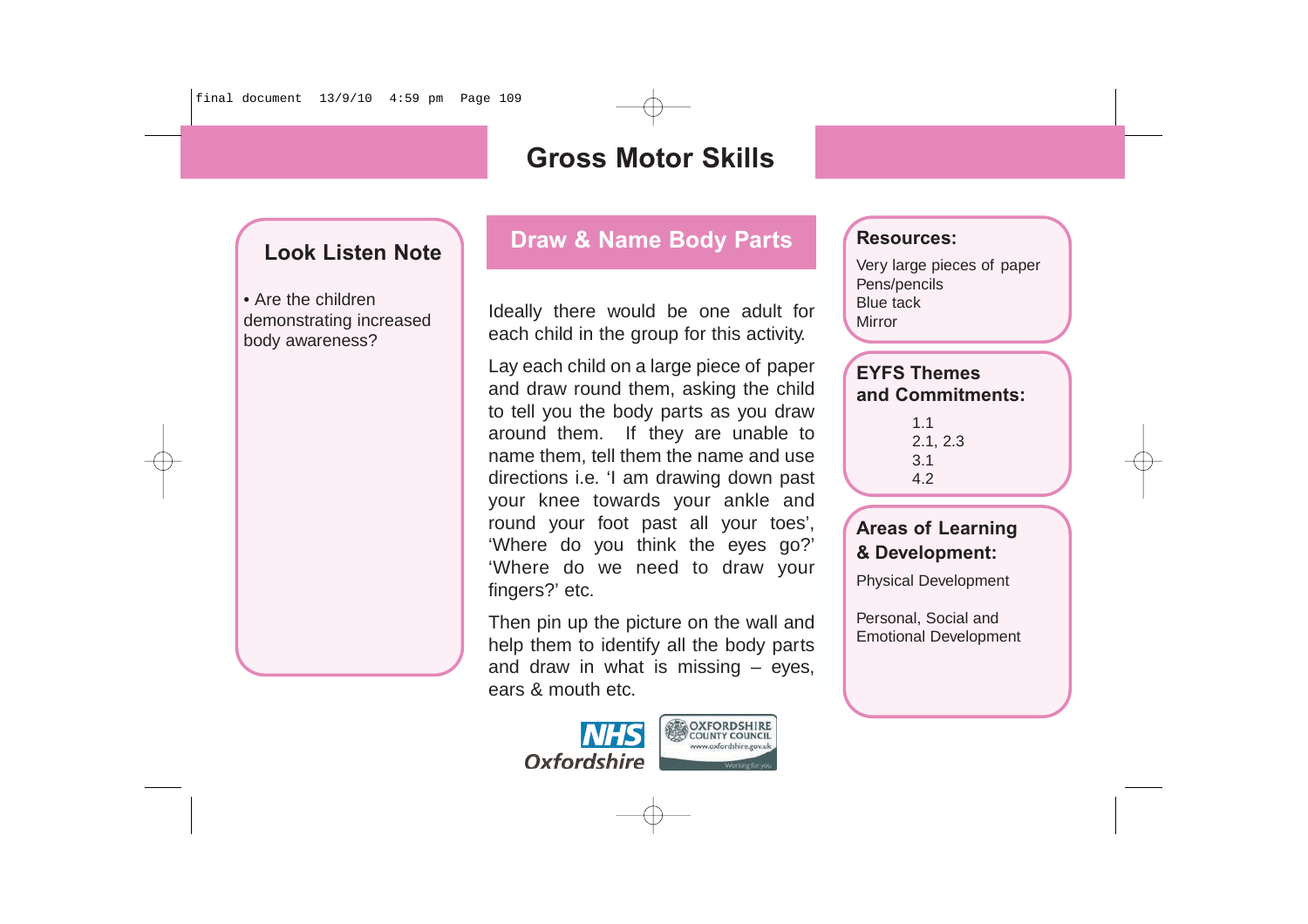# Gross Motor Skills

## Draw & Name Body Parts

Ideally there would be one adult for each child in the group for this activity.

Lay each child on a large piece of paper and draw round them, asking the child to tell you the body parts as you draw around them. If they are unable to name them, tell them the name and use directions i.e. 'I am drawing down past your knee towards your ankle and round your foot past all your toes', 'Where do you think the eyes go?' 'Where do we need to draw your fingers?' etc.

Then pin up the picture on the wall and help them to identify all the body parts and draw in what is missing – eyes, ears & mouth etc.

### Look Listen Note

- Are the children demonstrating increased body awareness?

### Resources:

Very large pieces of paper
Pens/pencils
Blue tack
Mirror

### EYFS Themes and Commitments:

1.1
2.1, 2.3
3.1
4.2

### Areas of Learning & Development:

Physical Development

Personal, Social and Emotional Development

NHS Oxfordshire

OXFORDSHIRE COUNTY COUNCIL
www.oxfordshire.gov.uk
Working for you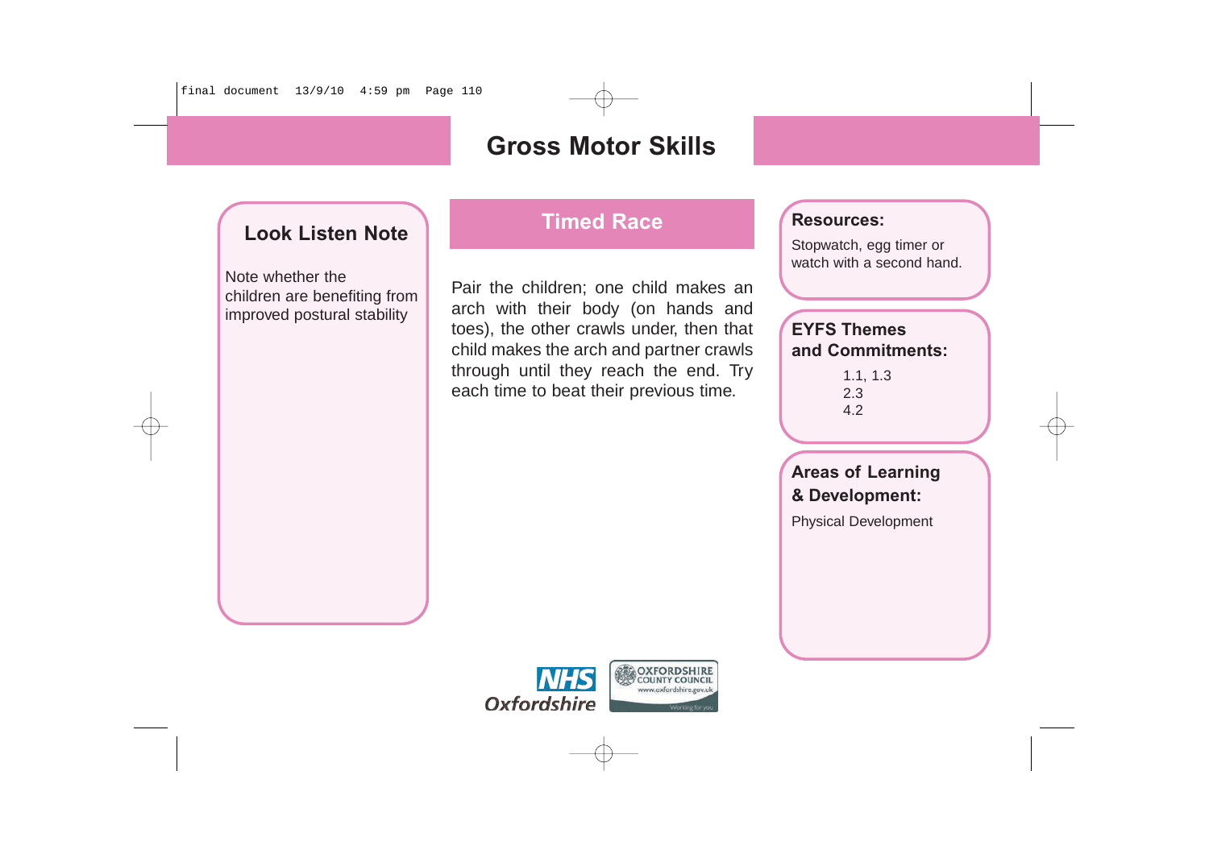# Gross Motor Skills

## Look Listen Note

Note whether the children are benefiting from improved postural stability

## Timed Race

Pair the children; one child makes an arch with their body (on hands and toes), the other crawls under, then that child makes the arch and partner crawls through until they reach the end. Try each time to beat their previous time.

### Resources:

Stopwatch, egg timer or watch with a second hand.

### EYFS Themes and Commitments:

1.1, 1.3
2.3
4.2

### Areas of Learning & Development:

Physical Development

NHS Oxfordshire

OXFORDSHIRE COUNTY COUNCIL
www.oxfordshire.gov.uk
Working for you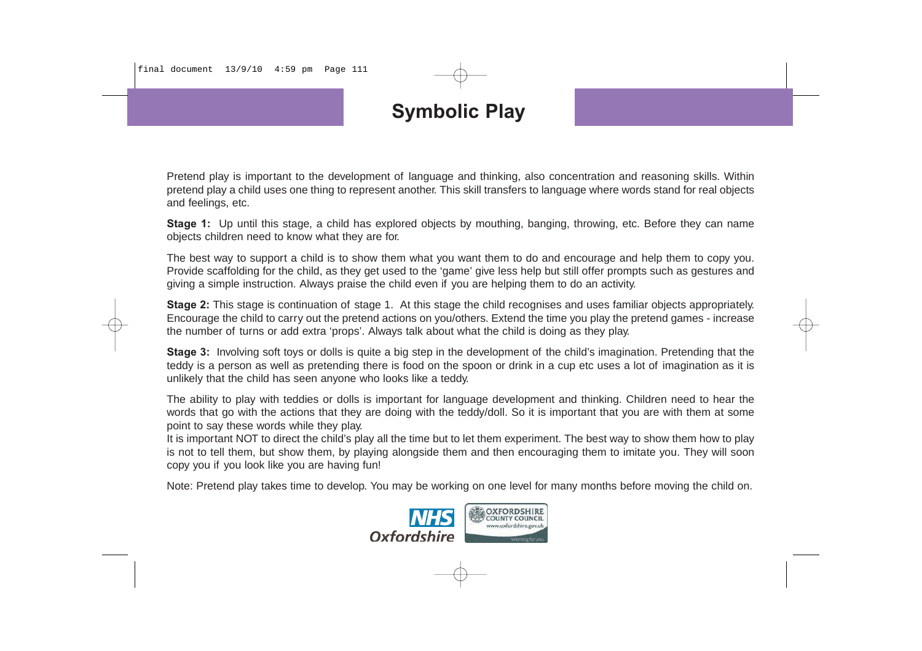# Symbolic Play

Pretend play is important to the development of language and thinking, also concentration and reasoning skills. Within pretend play a child uses one thing to represent another. This skill transfers to language where words stand for real objects and feelings, etc.

**Stage 1:** Up until this stage, a child has explored objects by mouthing, banging, throwing, etc. Before they can name objects children need to know what they are for.

The best way to support a child is to show them what you want them to do and encourage and help them to copy you. Provide scaffolding for the child, as they get used to the 'game' give less help but still offer prompts such as gestures and giving a simple instruction. Always praise the child even if you are helping them to do an activity.

**Stage 2:** This stage is continuation of stage 1. At this stage the child recognises and uses familiar objects appropriately. Encourage the child to carry out the pretend actions on you/others. Extend the time you play the pretend games - increase the number of turns or add extra 'props'. Always talk about what the child is doing as they play.

**Stage 3:** Involving soft toys or dolls is quite a big step in the development of the child's imagination. Pretending that the teddy is a person as well as pretending there is food on the spoon or drink in a cup etc uses a lot of imagination as it is unlikely that the child has seen anyone who looks like a teddy.

The ability to play with teddies or dolls is important for language development and thinking. Children need to hear the words that go with the actions that they are doing with the teddy/doll. So it is important that you are with them at some point to say these words while they play.

It is important NOT to direct the child's play all the time but to let them experiment. The best way to show them how to play is not to tell them, but show them, by playing alongside them and then encouraging them to imitate you. They will soon copy you if you look like you are having fun!

Note: Pretend play takes time to develop. You may be working on one level for many months before moving the child on.

NHS Oxfordshire

OXFORDSHIRE COUNTY COUNCIL www.oxfordshire.gov.uk Working for you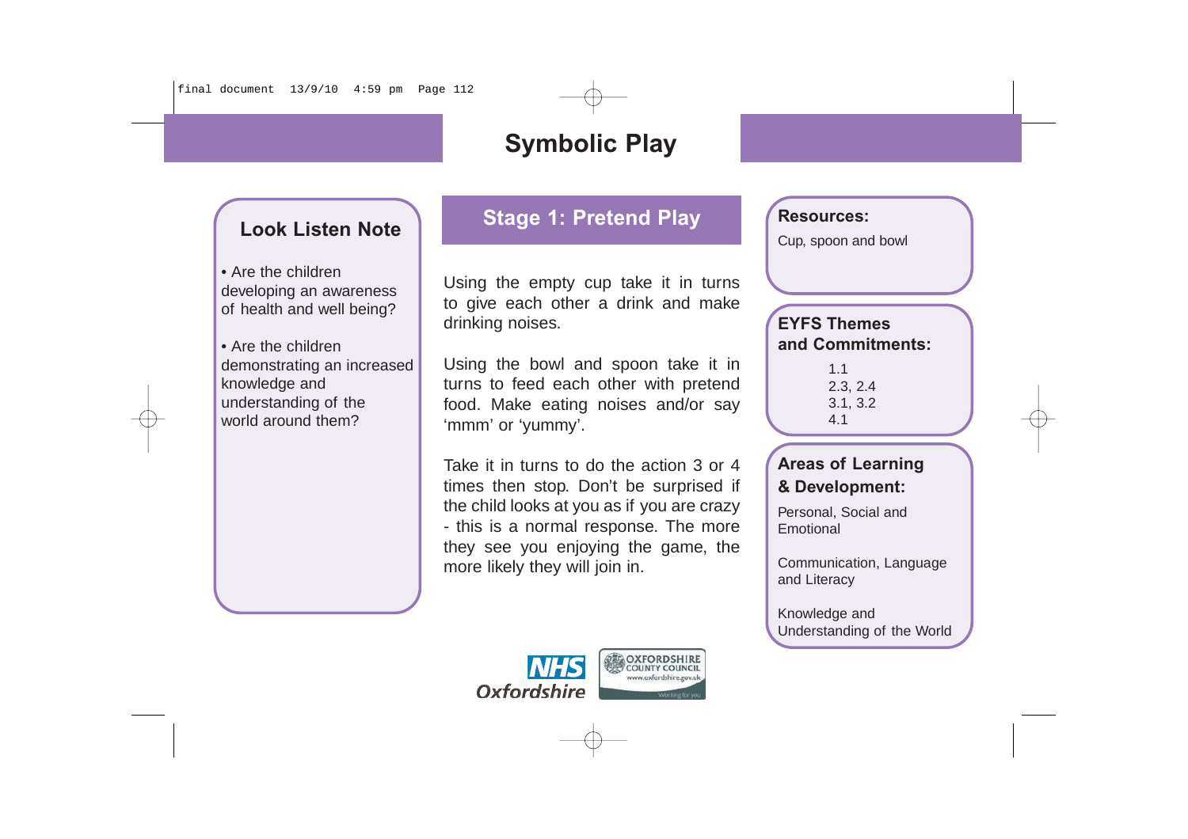# Symbolic Play

## Look Listen Note

- Are the children developing an awareness of health and well being?
- Are the children demonstrating an increased knowledge and understanding of the world around them?

## Stage 1: Pretend Play

Using the empty cup take it in turns to give each other a drink and make drinking noises.

Using the bowl and spoon take it in turns to feed each other with pretend food. Make eating noises and/or say 'mmm' or 'yummy'.

Take it in turns to do the action 3 or 4 times then stop. Don't be surprised if the child looks at you as if you are crazy - this is a normal response. The more they see you enjoying the game, the more likely they will join in.

**Resources:**

Cup, spoon and bowl

**EYFS Themes and Commitments:**

1.1
2.3, 2.4
3.1, 3.2
4.1

**Areas of Learning & Development:**

Personal, Social and Emotional

Communication, Language and Literacy

Knowledge and Understanding of the World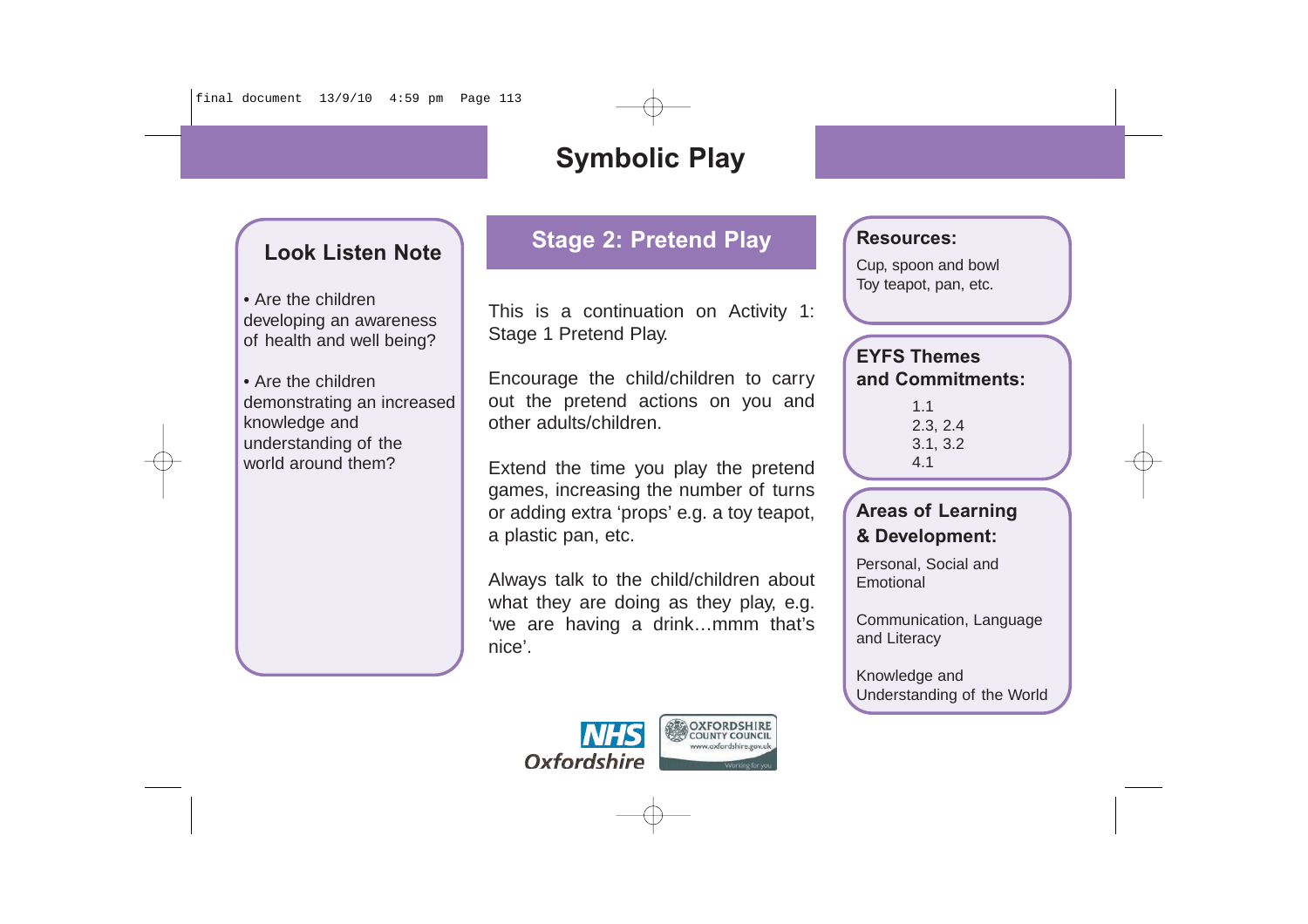# Symbolic Play

## Stage 2: Pretend Play

This is a continuation on Activity 1: Stage 1 Pretend Play.

Encourage the child/children to carry out the pretend actions on you and other adults/children.

Extend the time you play the pretend games, increasing the number of turns or adding extra 'props' e.g. a toy teapot, a plastic pan, etc.

Always talk to the child/children about what they are doing as they play, e.g. 'we are having a drink…mmm that's nice'.

### Look Listen Note

- Are the children developing an awareness of health and well being?
- Are the children demonstrating an increased knowledge and understanding of the world around them?

### Resources:

Cup, spoon and bowl
Toy teapot, pan, etc.

### EYFS Themes and Commitments:

1.1
2.3, 2.4
3.1, 3.2
4.1

### Areas of Learning & Development:

Personal, Social and Emotional

Communication, Language and Literacy

Knowledge and Understanding of the World

NHS Oxfordshire

OXFORDSHIRE COUNTY COUNCIL
www.oxfordshire.gov.uk
Working for you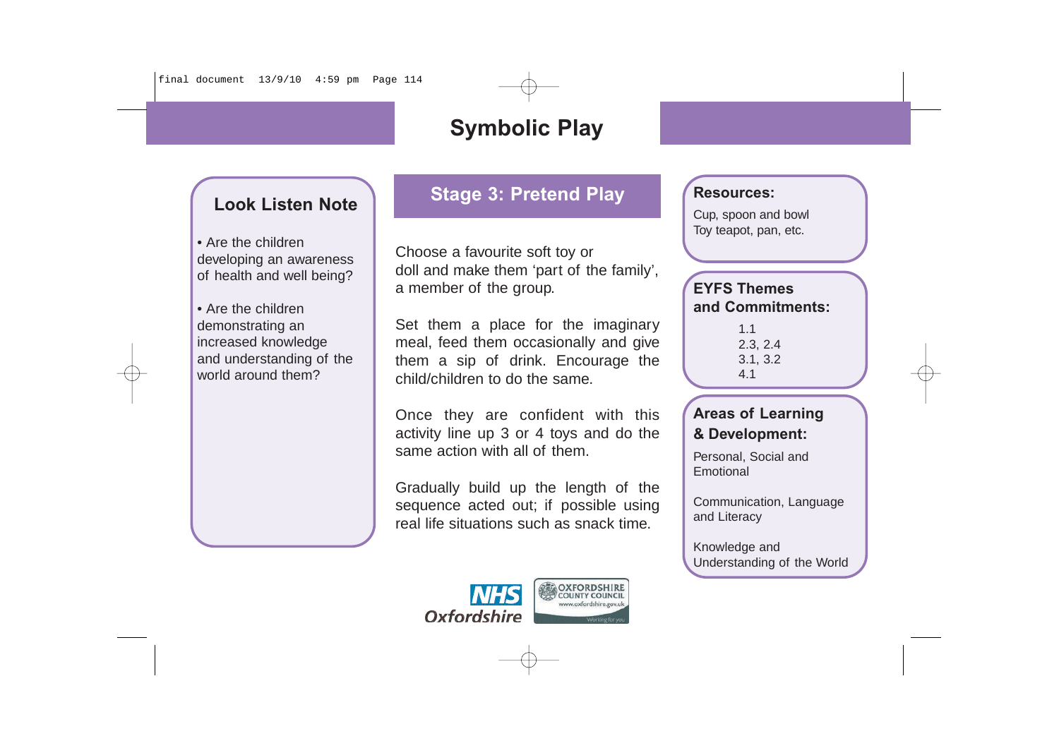# Symbolic Play

## Look Listen Note

• Are the children developing an awareness of health and well being?

• Are the children demonstrating an increased knowledge and understanding of the world around them?

## Stage 3: Pretend Play

Choose a favourite soft toy or doll and make them 'part of the family', a member of the group.

Set them a place for the imaginary meal, feed them occasionally and give them a sip of drink. Encourage the child/children to do the same.

Once they are confident with this activity line up 3 or 4 toys and do the same action with all of them.

Gradually build up the length of the sequence acted out; if possible using real life situations such as snack time.

### Resources:

Cup, spoon and bowl
Toy teapot, pan, etc.

### EYFS Themes and Commitments:

1.1
2.3, 2.4
3.1, 3.2
4.1

### Areas of Learning & Development:

Personal, Social and Emotional

Communication, Language and Literacy

Knowledge and Understanding of the World

NHS Oxfordshire

OXFORDSHIRE COUNTY COUNCIL
www.oxfordshire.gov.uk
Working for you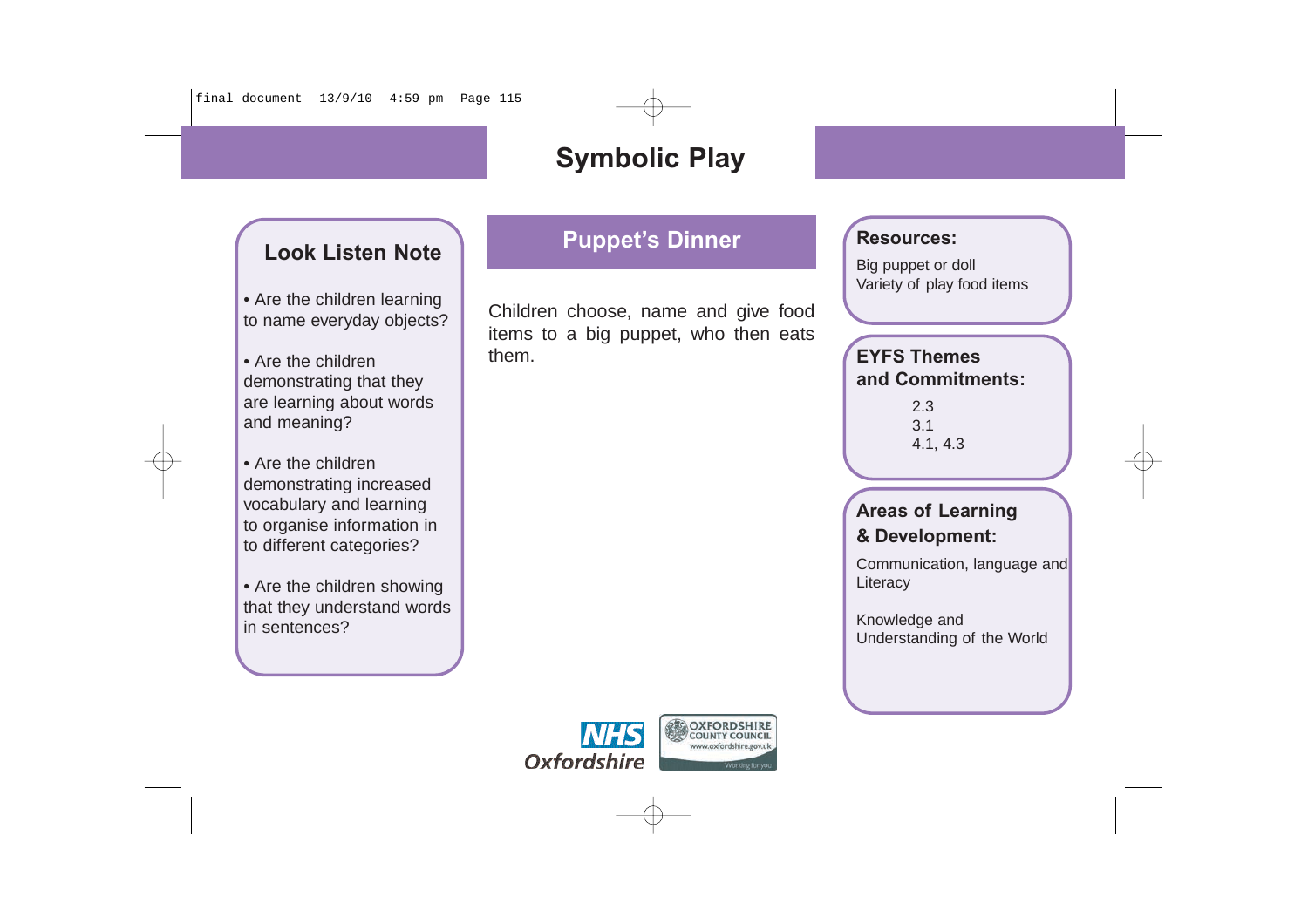# Symbolic Play

## Puppet's Dinner

Children choose, name and give food items to a big puppet, who then eats them.

### Look Listen Note

- Are the children learning to name everyday objects?
- Are the children demonstrating that they are learning about words and meaning?
- Are the children demonstrating increased vocabulary and learning to organise information in to different categories?
- Are the children showing that they understand words in sentences?

### Resources:

Big puppet or doll
Variety of play food items

### EYFS Themes and Commitments:

2.3
3.1
4.1, 4.3

### Areas of Learning & Development:

Communication, language and Literacy

Knowledge and Understanding of the World

NHS Oxfordshire

OXFORDSHIRE COUNTY COUNCIL
www.oxfordshire.gov.uk
Working for you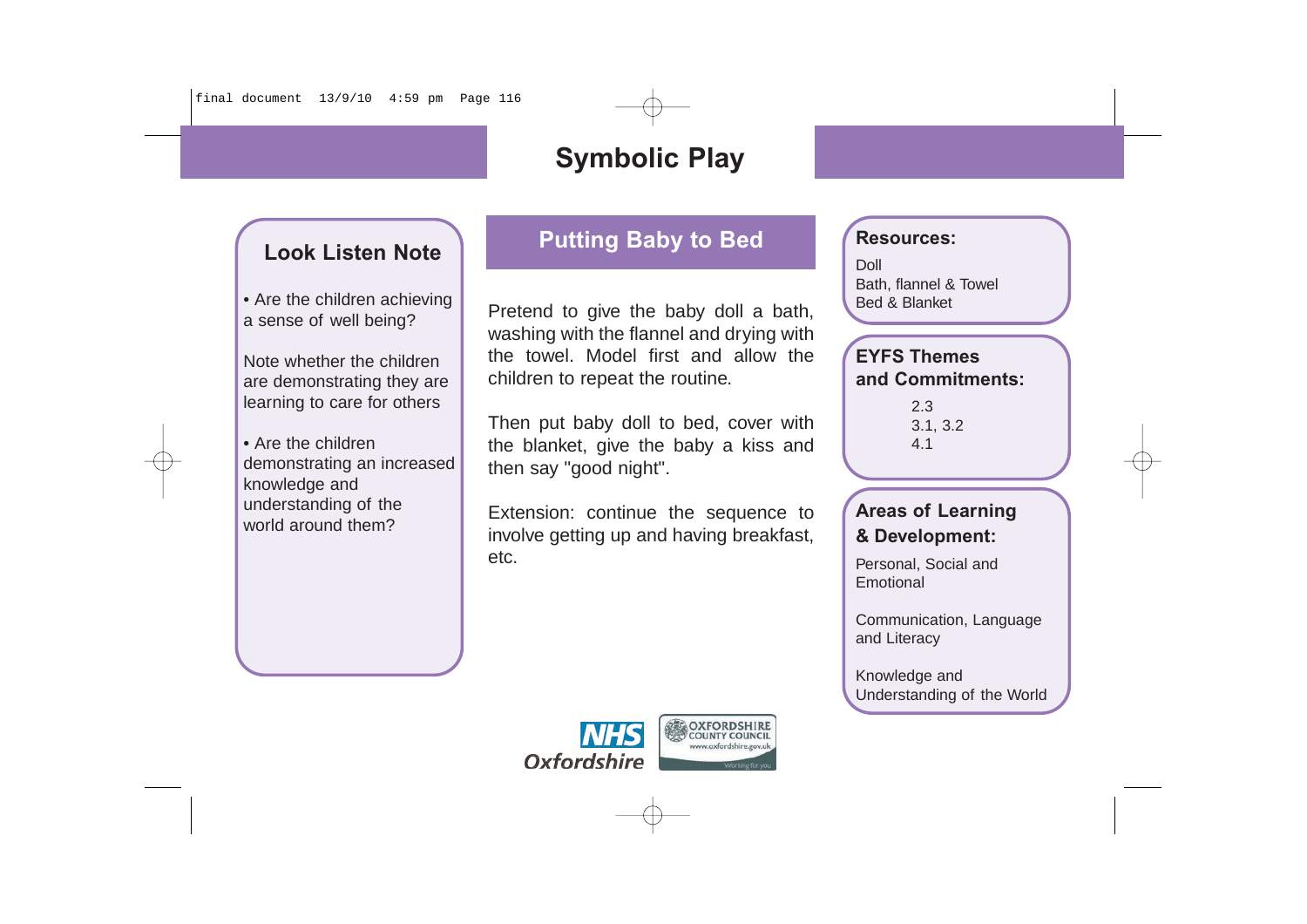# Symbolic Play

## Look Listen Note

- Are the children achieving a sense of well being?

Note whether the children are demonstrating they are learning to care for others

- Are the children demonstrating an increased knowledge and understanding of the world around them?

## Putting Baby to Bed

Pretend to give the baby doll a bath, washing with the flannel and drying with the towel. Model first and allow the children to repeat the routine.

Then put baby doll to bed, cover with the blanket, give the baby a kiss and then say "good night".

Extension: continue the sequence to involve getting up and having breakfast, etc.

### Resources:

Doll
Bath, flannel & Towel
Bed & Blanket

### EYFS Themes and Commitments:

2.3
3.1, 3.2
4.1

### Areas of Learning & Development:

Personal, Social and Emotional

Communication, Language and Literacy

Knowledge and Understanding of the World

NHS Oxfordshire

OXFORDSHIRE COUNTY COUNCIL
www.oxfordshire.gov.uk
Working for you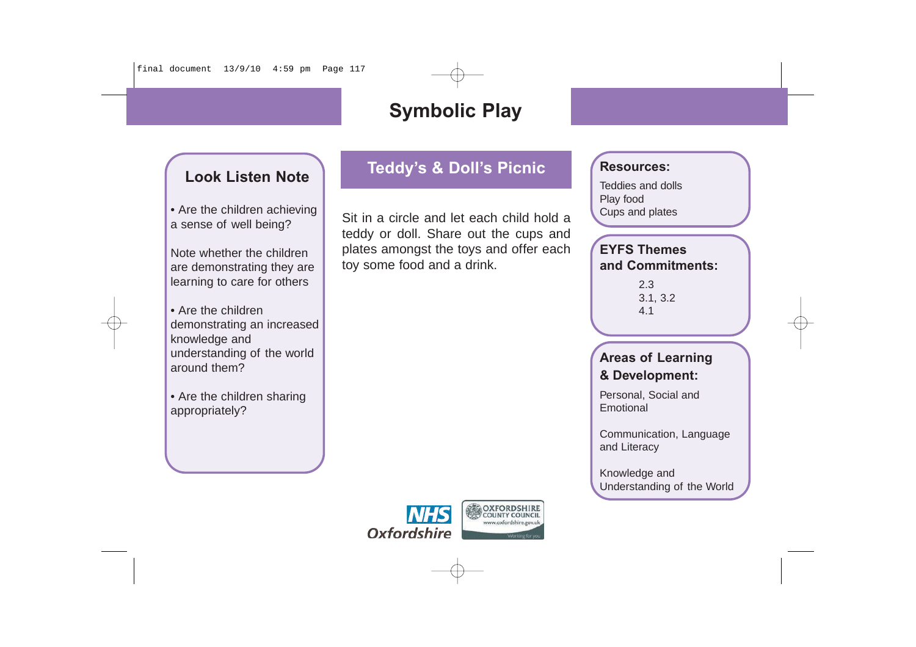# Symbolic Play

## Look Listen Note

- Are the children achieving a sense of well being?

Note whether the children are demonstrating they are learning to care for others

- Are the children demonstrating an increased knowledge and understanding of the world around them?

- Are the children sharing appropriately?

## Teddy's & Doll's Picnic

Sit in a circle and let each child hold a teddy or doll. Share out the cups and plates amongst the toys and offer each toy some food and a drink.

### Resources:

Teddies and dolls
Play food
Cups and plates

### EYFS Themes and Commitments:

2.3
3.1, 3.2
4.1

### Areas of Learning & Development:

Personal, Social and Emotional

Communication, Language and Literacy

Knowledge and Understanding of the World

NHS Oxfordshire

OXFORDSHIRE COUNTY COUNCIL
www.oxfordshire.gov.uk
Working for you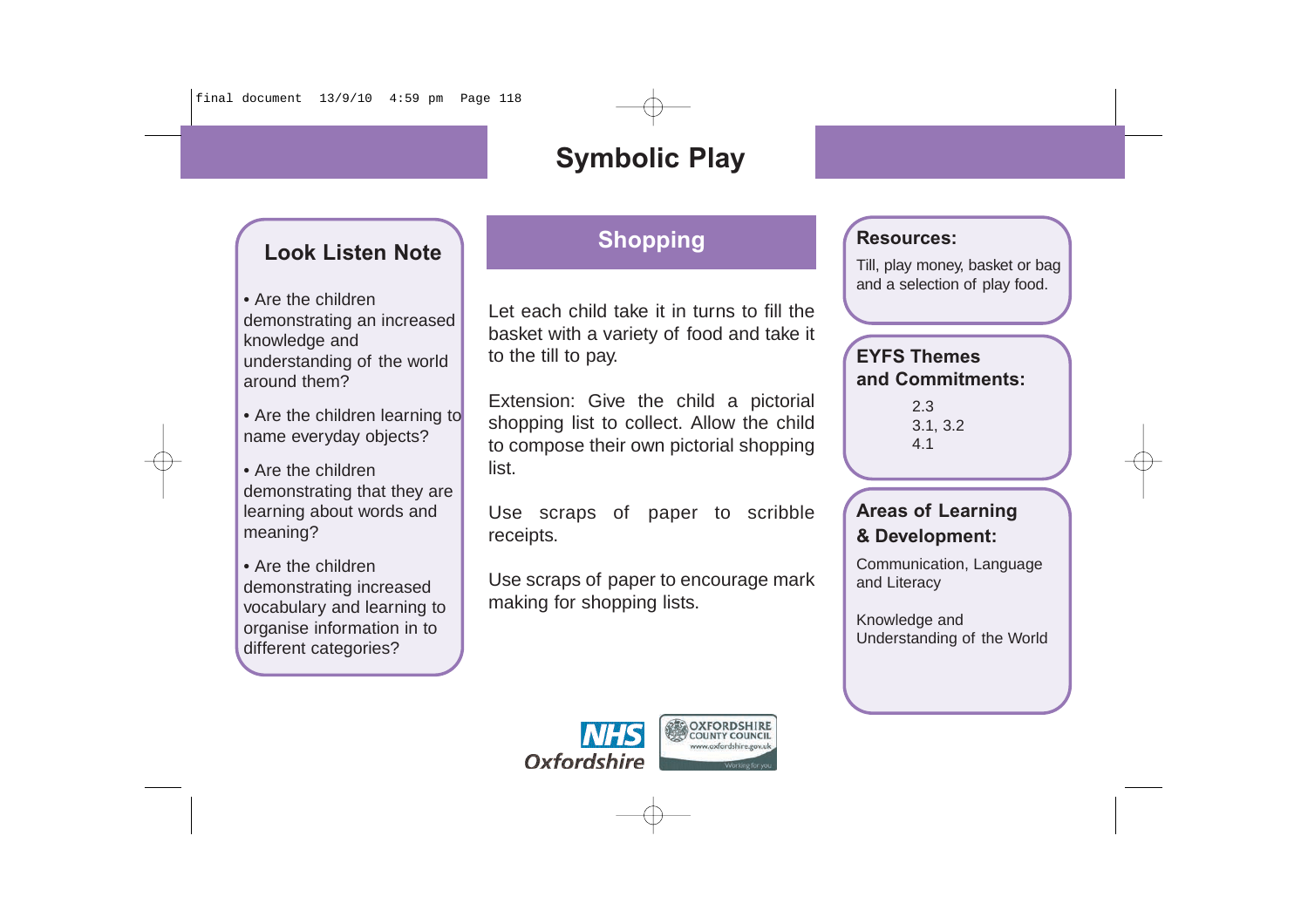# Symbolic Play

## Shopping

Let each child take it in turns to fill the basket with a variety of food and take it to the till to pay.

Extension: Give the child a pictorial shopping list to collect. Allow the child to compose their own pictorial shopping list.

Use scraps of paper to scribble receipts.

Use scraps of paper to encourage mark making for shopping lists.

### Look Listen Note

- Are the children demonstrating an increased knowledge and understanding of the world around them?
- Are the children learning to name everyday objects?
- Are the children demonstrating that they are learning about words and meaning?
- Are the children demonstrating increased vocabulary and learning to organise information in to different categories?

### Resources:

Till, play money, basket or bag and a selection of play food.

### EYFS Themes and Commitments:

2.3
3.1, 3.2
4.1

### Areas of Learning & Development:

Communication, Language and Literacy

Knowledge and Understanding of the World

NHS Oxfordshire

Oxfordshire County Council
www.oxfordshire.gov.uk
Working for you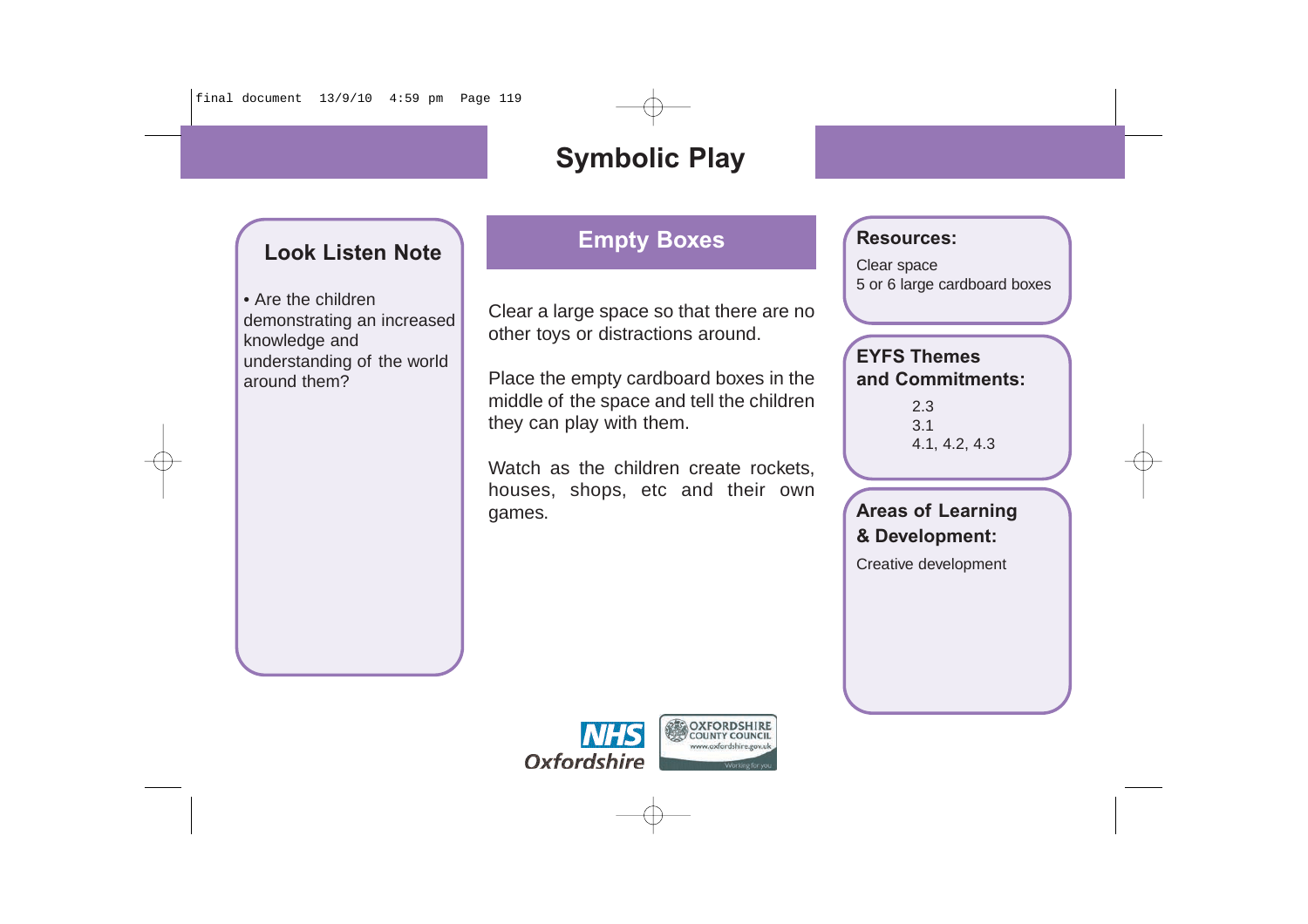# Symbolic Play

## Empty Boxes

Clear a large space so that there are no other toys or distractions around.

Place the empty cardboard boxes in the middle of the space and tell the children they can play with them.

Watch as the children create rockets, houses, shops, etc and their own games.

### Look Listen Note

- Are the children demonstrating an increased knowledge and understanding of the world around them?

### Resources:

Clear space
5 or 6 large cardboard boxes

### EYFS Themes and Commitments:

2.3
3.1
4.1, 4.2, 4.3

### Areas of Learning & Development:

Creative development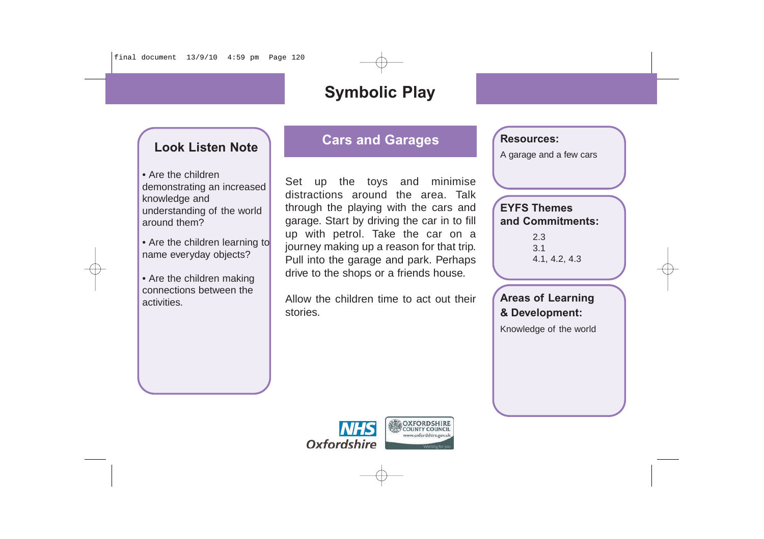# Symbolic Play

## Look Listen Note

- Are the children demonstrating an increased knowledge and understanding of the world around them?
- Are the children learning to name everyday objects?
- Are the children making connections between the activities.

## Cars and Garages

Set up the toys and minimise distractions around the area. Talk through the playing with the cars and garage. Start by driving the car in to fill up with petrol. Take the car on a journey making up a reason for that trip. Pull into the garage and park. Perhaps drive to the shops or a friends house.

Allow the children time to act out their stories.

### Resources:

A garage and a few cars

### EYFS Themes and Commitments:

2.3
3.1
4.1, 4.2, 4.3

### Areas of Learning & Development:

Knowledge of the world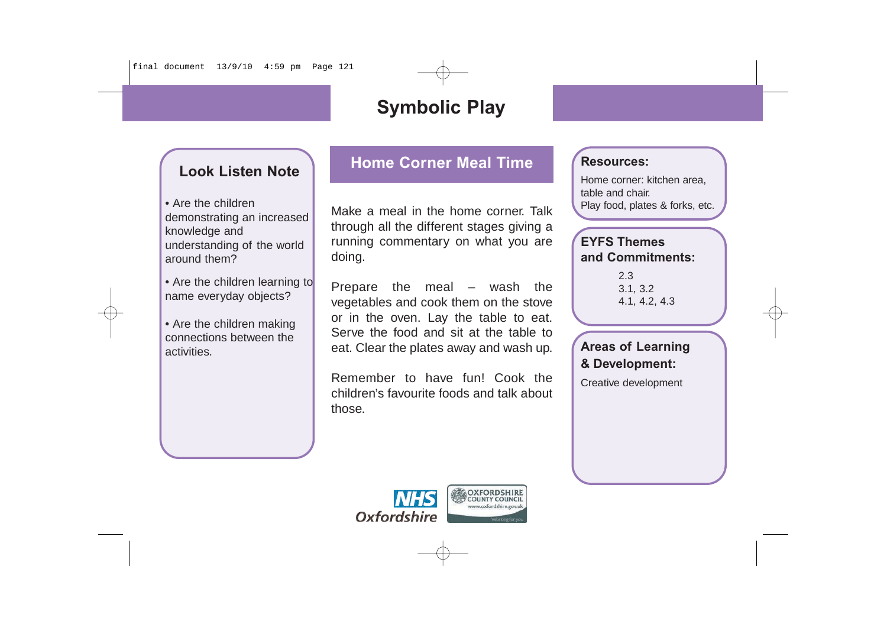# Symbolic Play

## Home Corner Meal Time

Make a meal in the home corner. Talk through all the different stages giving a running commentary on what you are doing.

Prepare the meal – wash the vegetables and cook them on the stove or in the oven. Lay the table to eat. Serve the food and sit at the table to eat. Clear the plates away and wash up.

Remember to have fun! Cook the children's favourite foods and talk about those.

### Look Listen Note

- Are the children demonstrating an increased knowledge and understanding of the world around them?
- Are the children learning to name everyday objects?
- Are the children making connections between the activities.

### Resources:

Home corner: kitchen area, table and chair.
Play food, plates & forks, etc.

### EYFS Themes and Commitments:

2.3
3.1, 3.2
4.1, 4.2, 4.3

### Areas of Learning & Development:

Creative development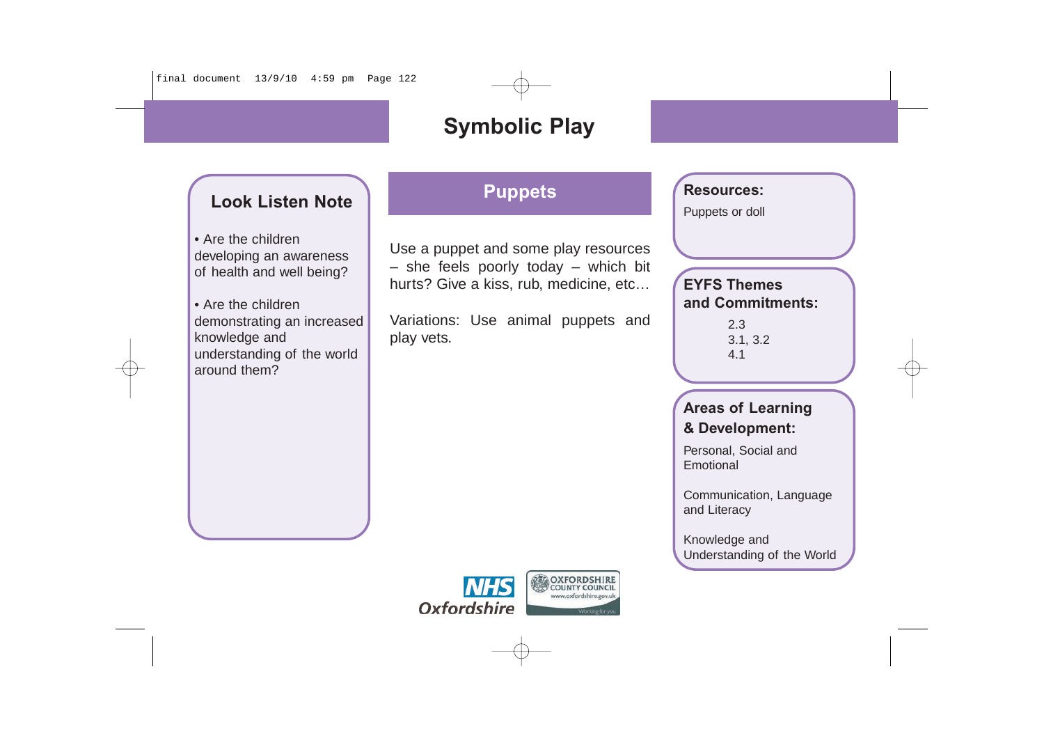# Symbolic Play

## Look Listen Note

- Are the children developing an awareness of health and well being?
- Are the children demonstrating an increased knowledge and understanding of the world around them?

## Puppets

Use a puppet and some play resources – she feels poorly today – which bit hurts? Give a kiss, rub, medicine, etc…

Variations: Use animal puppets and play vets.

**Resources:**

Puppets or doll

**EYFS Themes and Commitments:**

2.3
3.1, 3.2
4.1

**Areas of Learning & Development:**

Personal, Social and Emotional

Communication, Language and Literacy

Knowledge and Understanding of the World

NHS Oxfordshire

OXFORDSHIRE COUNTY COUNCIL
www.oxfordshire.gov.uk
Working for you